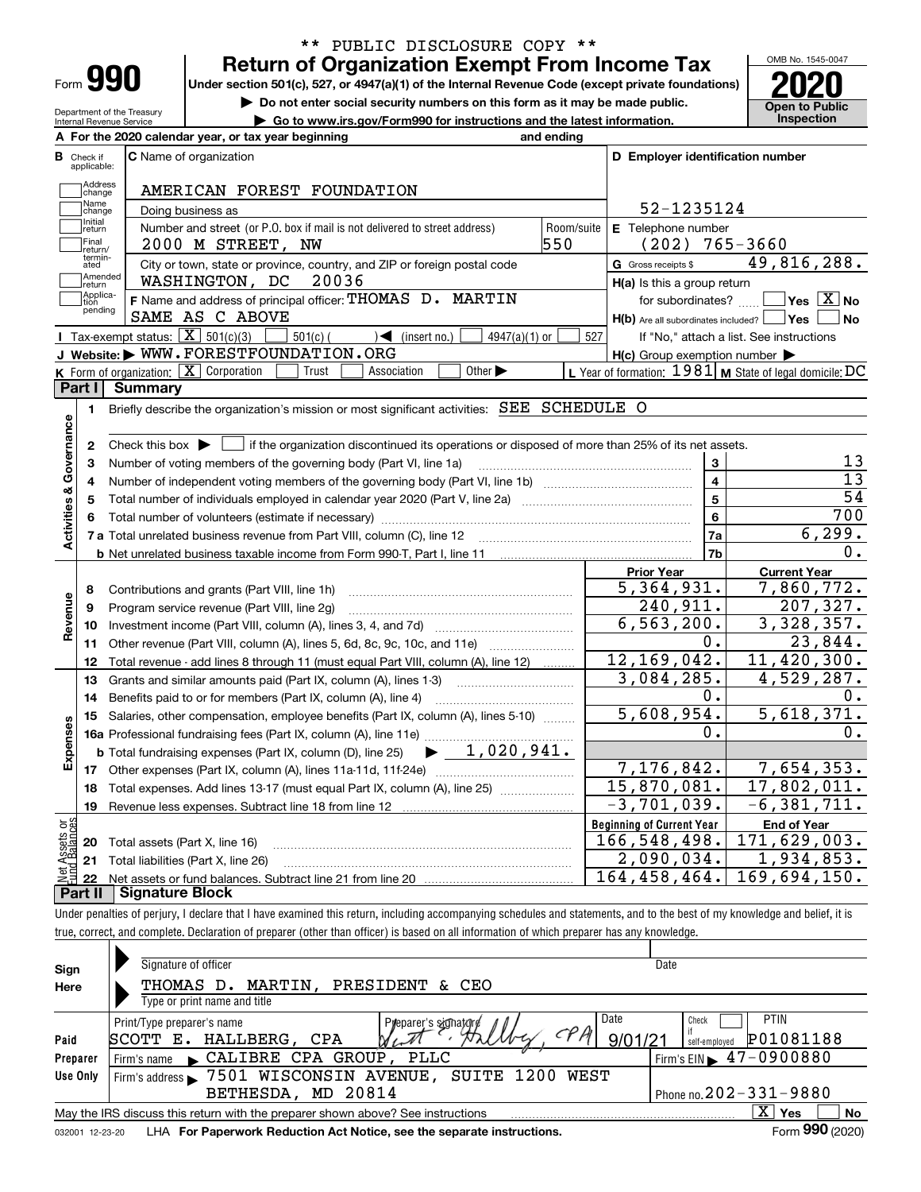** PUBLIC DISCLOSURE COPY **

# Form 990 — Return of Organization Exempt From Income Tax — 2020

Under section 501(c), 527, or 4947(a)(1) of the Internal Revenue Code (except private foundations)

▶ Do not enter social security numbers on this form as it may be made public.

▶ Go to www.irs.gov/Form990 for instructions and the latest information.

OMB No. 1545-0047 | Open to Public Inspection

Department of the Treasury, Internal Revenue Service

**A** For the 2020 calendar year, or tax year beginning and ending

**B** Check if applicable: Address change, Name change, Initial return, Final return/terminated, Amended return, Application pending

**C** Name of organization: AMERICAN FOREST FOUNDATION

Doing business as

Number and street (or P.O. box if mail is not delivered to street address): 2000 M STREET, NW — Room/suite: 550

City or town, state or province, country, and ZIP or foreign postal code: WASHINGTON, DC 20036

**D** Employer identification number: 52-1235124

**E** Telephone number: (202) 765-3660

**G** Gross receipts $ 49,816,288.

**F** Name and address of principal officer: THOMAS D. MARTIN, SAME AS C ABOVE

**H(a)** Is this a group return for subordinates? ☐ Yes ☒ No

**H(b)** Are all subordinates included? ☐ Yes ☐ No — If "No," attach a list. See instructions

**H(c)** Group exemption number ▶

**I** Tax-exempt status: ☒ 501(c)(3) ☐ 501(c) ( ) ◀ (insert no.) ☐ 4947(a)(1) or ☐ 527

**J** Website: ▶ WWW.FORESTFOUNDATION.ORG

**K** Form of organization: ☒ Corporation ☐ Trust ☐ Association ☐ Other ▶

**L** Year of formation: 1981 **M** State of legal domicile: DC

## Part I Summary

**Activities & Governance**

1. Briefly describe the organization's mission or most significant activities: SEE SCHEDULE O
2. Check this box ▶ ☐ if the organization discontinued its operations or disposed of more than 25% of its net assets.

| | | Line | |
|---|---|---|---|
| 3 | Number of voting members of the governing body (Part VI, line 1a) | 3 | 13 |
| 4 | Number of independent voting members of the governing body (Part VI, line 1b) | 4 | 13 |
| 5 | Total number of individuals employed in calendar year 2020 (Part V, line 2a) | 5 | 54 |
| 6 | Total number of volunteers (estimate if necessary) | 6 | 700 |
| 7a | Total unrelated business revenue from Part VIII, column (C), line 12 | 7a | 6,299. |
| b | Net unrelated business taxable income from Form 990-T, Part I, line 11 | 7b | 0. |

| | | Prior Year | Current Year |
|---|---|---|---|
| **Revenue** | | | |
| 8 | Contributions and grants (Part VIII, line 1h) | 5,364,931. | 7,860,772. |
| 9 | Program service revenue (Part VIII, line 2g) | 240,911. | 207,327. |
| 10 | Investment income (Part VIII, column (A), lines 3, 4, and 7d) | 6,563,200. | 3,328,357. |
| 11 | Other revenue (Part VIII, column (A), lines 5, 6d, 8c, 9c, 10c, and 11e) | 0. | 23,844. |
| 12 | Total revenue - add lines 8 through 11 (must equal Part VIII, column (A), line 12) | 12,169,042. | 11,420,300. |
| **Expenses** | | | |
| 13 | Grants and similar amounts paid (Part IX, column (A), lines 1-3) | 3,084,285. | 4,529,287. |
| 14 | Benefits paid to or for members (Part IX, column (A), line 4) | 0. | 0. |
| 15 | Salaries, other compensation, employee benefits (Part IX, column (A), lines 5-10) | 5,608,954. | 5,618,371. |
| 16a | Professional fundraising fees (Part IX, column (A), line 11e) | 0. | 0. |
| b | Total fundraising expenses (Part IX, column (D), line 25) ▶ 1,020,941. | | |
| 17 | Other expenses (Part IX, column (A), lines 11a-11d, 11f-24e) | 7,176,842. | 7,654,353. |
| 18 | Total expenses. Add lines 13-17 (must equal Part IX, column (A), line 25) | 15,870,081. | 17,802,011. |
| 19 | Revenue less expenses. Subtract line 18 from line 12 | -3,701,039. | -6,381,711. |
| **Net Assets or Fund Balances** | | **Beginning of Current Year** | **End of Year** |
| 20 | Total assets (Part X, line 16) | 166,548,498. | 171,629,003. |
| 21 | Total liabilities (Part X, line 26) | 2,090,034. | 1,934,853. |
| 22 | Net assets or fund balances. Subtract line 21 from line 20 | 164,458,464. | 169,694,150. |

## Part II Signature Block

Under penalties of perjury, I declare that I have examined this return, including accompanying schedules and statements, and to the best of my knowledge and belief, it is true, correct, and complete. Declaration of preparer (other than officer) is based on all information of which preparer has any knowledge.

**Sign Here**

Signature of officer — Date

THOMAS D. MARTIN, PRESIDENT & CEO

Type or print name and title

**Paid Preparer Use Only**

| Print/Type preparer's name | Preparer's signature | Date | Check if self-employed | PTIN |
|---|---|---|---|---|
| SCOTT E. HALLBERG, CPA | Scott E. Hallberg, CPA | 9/01/21 | ☐ | P01081188 |

Firm's name ▶ CALIBRE CPA GROUP, PLLC — Firm's EIN ▶ 47-0900880

Firm's address ▶ 7501 WISCONSIN AVENUE, SUITE 1200 WEST, BETHESDA, MD 20814 — Phone no. 202-331-9880

May the IRS discuss this return with the preparer shown above? See instructions ☒ Yes ☐ No

032001 12-23-20 LHA For Paperwork Reduction Act Notice, see the separate instructions. Form 990 (2020)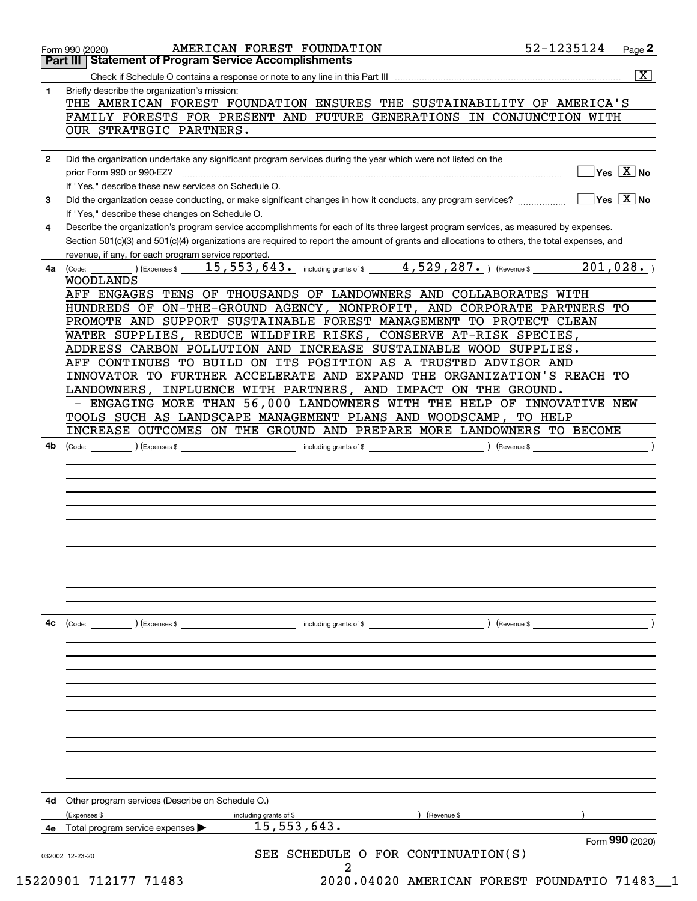Form 990 (2020) AMERICAN FOREST FOUNDATION 52-1235124 Page **2**

## Part III Statement of Program Service Accomplishments

Check if Schedule O contains a response or note to any line in this Part III .......... [X]

**1** Briefly describe the organization's mission:

THE AMERICAN FOREST FOUNDATION ENSURES THE SUSTAINABILITY OF AMERICA'S FAMILY FORESTS FOR PRESENT AND FUTURE GENERATIONS IN CONJUNCTION WITH OUR STRATEGIC PARTNERS.

**2** Did the organization undertake any significant program services during the year which were not listed on the prior Form 990 or 990-EZ? .......... [ ] Yes [X] No

If "Yes," describe these new services on Schedule O.

**3** Did the organization cease conducting, or make significant changes in how it conducts, any program services? .......... [ ] Yes [X] No

If "Yes," describe these changes on Schedule O.

**4** Describe the organization's program service accomplishments for each of its three largest program services, as measured by expenses. Section 501(c)(3) and 501(c)(4) organizations are required to report the amount of grants and allocations to others, the total expenses, and revenue, if any, for each program service reported.

**4a** (Code: ) (Expenses $ 15,553,643. including grants of $ 4,529,287. ) (Revenue $ 201,028. )

WOODLANDS

AFF ENGAGES TENS OF THOUSANDS OF LANDOWNERS AND COLLABORATES WITH HUNDREDS OF ON-THE-GROUND AGENCY, NONPROFIT, AND CORPORATE PARTNERS TO PROMOTE AND SUPPORT SUSTAINABLE FOREST MANAGEMENT TO PROTECT CLEAN WATER SUPPLIES, REDUCE WILDFIRE RISKS, CONSERVE AT-RISK SPECIES, ADDRESS CARBON POLLUTION AND INCREASE SUSTAINABLE WOOD SUPPLIES. AFF CONTINUES TO BUILD ON ITS POSITION AS A TRUSTED ADVISOR AND INNOVATOR TO FURTHER ACCELERATE AND EXPAND THE ORGANIZATION'S REACH TO LANDOWNERS, INFLUENCE WITH PARTNERS, AND IMPACT ON THE GROUND.

- ENGAGING MORE THAN 56,000 LANDOWNERS WITH THE HELP OF INNOVATIVE NEW TOOLS SUCH AS LANDSCAPE MANAGEMENT PLANS AND WOODSCAMP, TO HELP INCREASE OUTCOMES ON THE GROUND AND PREPARE MORE LANDOWNERS TO BECOME

**4b** (Code: ) (Expenses $ including grants of $ ) (Revenue $ )

**4c** (Code: ) (Expenses $ including grants of $ ) (Revenue $ )

**4d** Other program services (Describe on Schedule O.)

(Expenses $ including grants of $ ) (Revenue $ )

**4e** Total program service expenses ▶ 15,553,643.

Form **990** (2020)

SEE SCHEDULE O FOR CONTINUATION(S)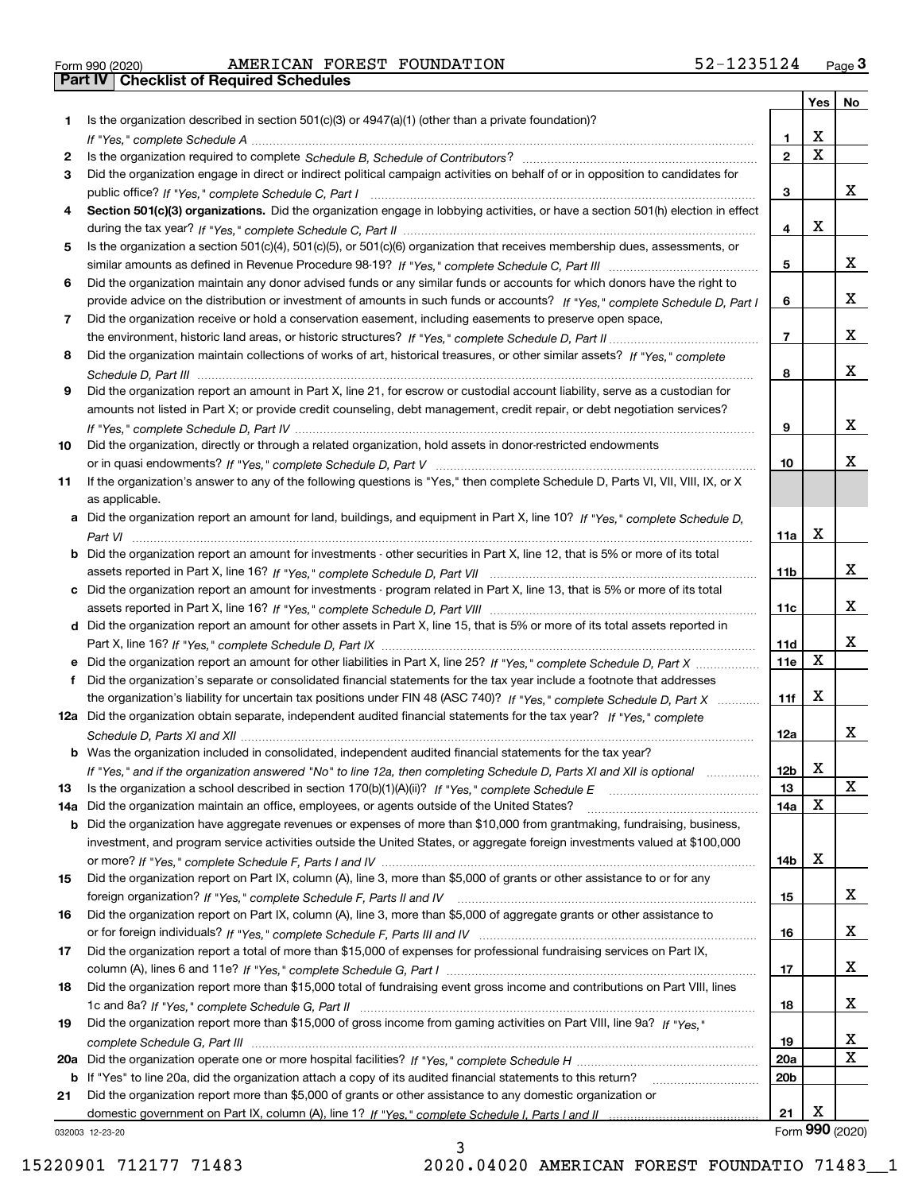Form 990 (2020) AMERICAN FOREST FOUNDATION 52-1235124

## Part IV | Checklist of Required Schedules

| | | | Yes | No |
|---|---|---|---|---|
| 1 | Is the organization described in section 501(c)(3) or 4947(a)(1) (other than a private foundation)? *If "Yes," complete Schedule A* | 1 | X | |
| 2 | Is the organization required to complete *Schedule B, Schedule of Contributors*? | 2 | X | |
| 3 | Did the organization engage in direct or indirect political campaign activities on behalf of or in opposition to candidates for public office? *If "Yes," complete Schedule C, Part I* | 3 | | X |
| 4 | **Section 501(c)(3) organizations.** Did the organization engage in lobbying activities, or have a section 501(h) election in effect during the tax year? *If "Yes," complete Schedule C, Part II* | 4 | X | |
| 5 | Is the organization a section 501(c)(4), 501(c)(5), or 501(c)(6) organization that receives membership dues, assessments, or similar amounts as defined in Revenue Procedure 98-19? *If "Yes," complete Schedule C, Part III* | 5 | | X |
| 6 | Did the organization maintain any donor advised funds or any similar funds or accounts for which donors have the right to provide advice on the distribution or investment of amounts in such funds or accounts? *If "Yes," complete Schedule D, Part I* | 6 | | X |
| 7 | Did the organization receive or hold a conservation easement, including easements to preserve open space, the environment, historic land areas, or historic structures? *If "Yes," complete Schedule D, Part II* | 7 | | X |
| 8 | Did the organization maintain collections of works of art, historical treasures, or other similar assets? *If "Yes," complete Schedule D, Part III* | 8 | | X |
| 9 | Did the organization report an amount in Part X, line 21, for escrow or custodial account liability, serve as a custodian for amounts not listed in Part X; or provide credit counseling, debt management, credit repair, or debt negotiation services? *If "Yes," complete Schedule D, Part IV* | 9 | | X |
| 10 | Did the organization, directly or through a related organization, hold assets in donor-restricted endowments or in quasi endowments? *If "Yes," complete Schedule D, Part V* | 10 | | X |
| 11 | If the organization's answer to any of the following questions is "Yes," then complete Schedule D, Parts VI, VII, VIII, IX, or X as applicable. | | | |
| a | Did the organization report an amount for land, buildings, and equipment in Part X, line 10? *If "Yes," complete Schedule D, Part VI* | 11a | X | |
| b | Did the organization report an amount for investments - other securities in Part X, line 12, that is 5% or more of its total assets reported in Part X, line 16? *If "Yes," complete Schedule D, Part VII* | 11b | | X |
| c | Did the organization report an amount for investments - program related in Part X, line 13, that is 5% or more of its total assets reported in Part X, line 16? *If "Yes," complete Schedule D, Part VIII* | 11c | | X |
| d | Did the organization report an amount for other assets in Part X, line 15, that is 5% or more of its total assets reported in Part X, line 16? *If "Yes," complete Schedule D, Part IX* | 11d | | X |
| e | Did the organization report an amount for other liabilities in Part X, line 25? *If "Yes," complete Schedule D, Part X* | 11e | X | |
| f | Did the organization's separate or consolidated financial statements for the tax year include a footnote that addresses the organization's liability for uncertain tax positions under FIN 48 (ASC 740)? *If "Yes," complete Schedule D, Part X* | 11f | X | |
| 12a | Did the organization obtain separate, independent audited financial statements for the tax year? *If "Yes," complete Schedule D, Parts XI and XII* | 12a | | X |
| b | Was the organization included in consolidated, independent audited financial statements for the tax year? *If "Yes," and if the organization answered "No" to line 12a, then completing Schedule D, Parts XI and XII is optional* | 12b | X | |
| 13 | Is the organization a school described in section 170(b)(1)(A)(ii)? *If "Yes," complete Schedule E* | 13 | | X |
| 14a | Did the organization maintain an office, employees, or agents outside of the United States? | 14a | X | |
| b | Did the organization have aggregate revenues or expenses of more than $10,000 from grantmaking, fundraising, business, investment, and program service activities outside the United States, or aggregate foreign investments valued at $100,000 or more? *If "Yes," complete Schedule F, Parts I and IV* | 14b | X | |
| 15 | Did the organization report on Part IX, column (A), line 3, more than $5,000 of grants or other assistance to or for any foreign organization? *If "Yes," complete Schedule F, Parts II and IV* | 15 | | X |
| 16 | Did the organization report on Part IX, column (A), line 3, more than $5,000 of aggregate grants or other assistance to or for foreign individuals? *If "Yes," complete Schedule F, Parts III and IV* | 16 | | X |
| 17 | Did the organization report a total of more than $15,000 of expenses for professional fundraising services on Part IX, column (A), lines 6 and 11e? *If "Yes," complete Schedule G, Part I* | 17 | | X |
| 18 | Did the organization report more than $15,000 total of fundraising event gross income and contributions on Part VIII, lines 1c and 8a? *If "Yes," complete Schedule G, Part II* | 18 | | X |
| 19 | Did the organization report more than $15,000 of gross income from gaming activities on Part VIII, line 9a? *If "Yes," complete Schedule G, Part III* | 19 | | X |
| 20a | Did the organization operate one or more hospital facilities? *If "Yes," complete Schedule H* | 20a | | X |
| b | If "Yes" to line 20a, did the organization attach a copy of its audited financial statements to this return? | 20b | | |
| 21 | Did the organization report more than $5,000 of grants or other assistance to any domestic organization or domestic government on Part IX, column (A), line 1? *If "Yes," complete Schedule I, Parts I and II* | 21 | X | |

032003 12-23-20 Form **990** (2020)

15220901 712177 71483 2020.04020 AMERICAN FOREST FOUNDATIO 71483__1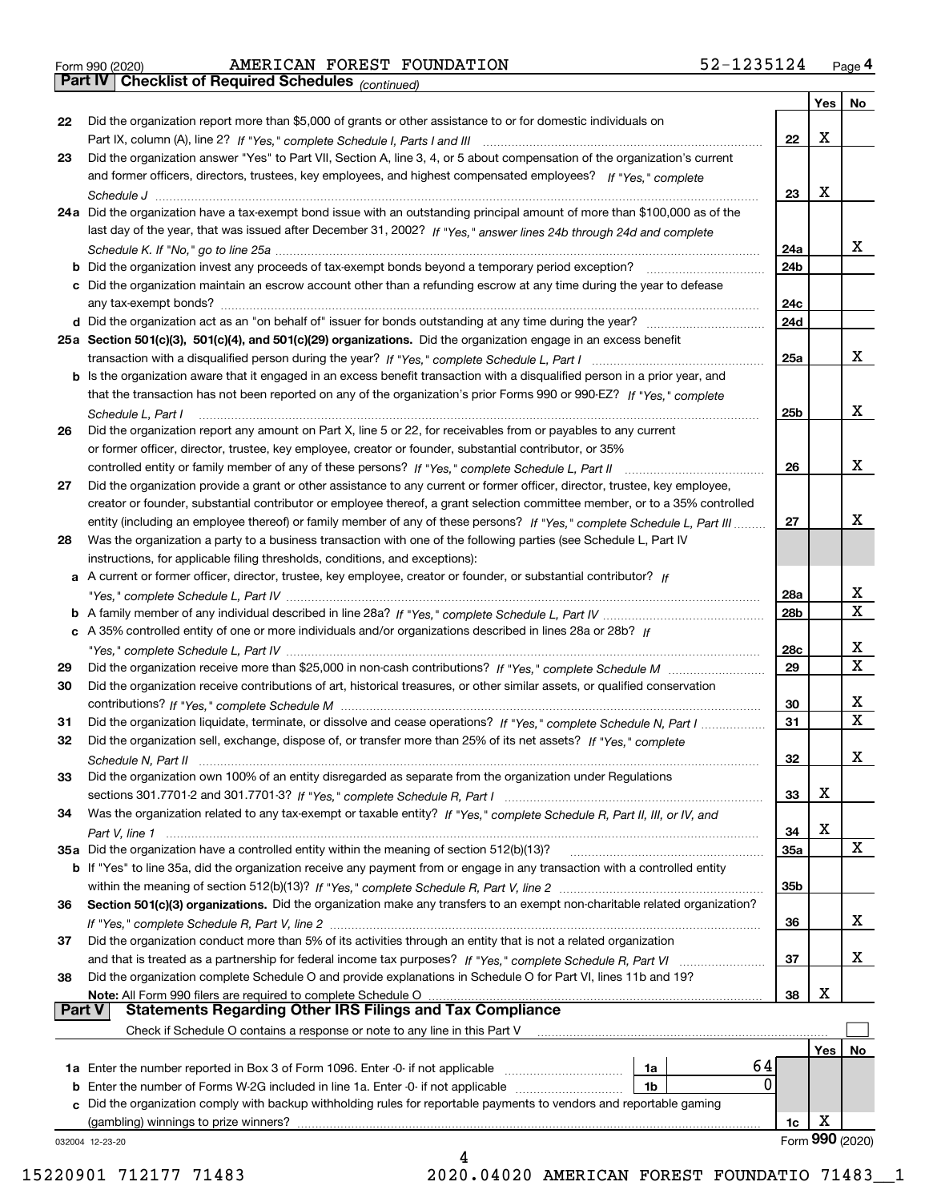Form 990 (2020) AMERICAN FOREST FOUNDATION 52-1235124 Page 4

**Part IV Checklist of Required Schedules** *(continued)*

| | | | Yes | No |
|---|---|---|---|---|
| 22 | Did the organization report more than $5,000 of grants or other assistance to or for domestic individuals on Part IX, column (A), line 2? *If "Yes," complete Schedule I, Parts I and III* | 22 | X | |
| 23 | Did the organization answer "Yes" to Part VII, Section A, line 3, 4, or 5 about compensation of the organization's current and former officers, directors, trustees, key employees, and highest compensated employees? *If "Yes," complete Schedule J* | 23 | X | |
| 24a | Did the organization have a tax-exempt bond issue with an outstanding principal amount of more than $100,000 as of the last day of the year, that was issued after December 31, 2002? *If "Yes," answer lines 24b through 24d and complete Schedule K. If "No," go to line 25a* | 24a | | X |
| b | Did the organization invest any proceeds of tax-exempt bonds beyond a temporary period exception? | 24b | | |
| c | Did the organization maintain an escrow account other than a refunding escrow at any time during the year to defease any tax-exempt bonds? | 24c | | |
| d | Did the organization act as an "on behalf of" issuer for bonds outstanding at any time during the year? | 24d | | |
| 25a | **Section 501(c)(3), 501(c)(4), and 501(c)(29) organizations.** Did the organization engage in an excess benefit transaction with a disqualified person during the year? *If "Yes," complete Schedule L, Part I* | 25a | | X |
| b | Is the organization aware that it engaged in an excess benefit transaction with a disqualified person in a prior year, and that the transaction has not been reported on any of the organization's prior Forms 990 or 990-EZ? *If "Yes," complete Schedule L, Part I* | 25b | | X |
| 26 | Did the organization report any amount on Part X, line 5 or 22, for receivables from or payables to any current or former officer, director, trustee, key employee, creator or founder, substantial contributor, or 35% controlled entity or family member of any of these persons? *If "Yes," complete Schedule L, Part II* | 26 | | X |
| 27 | Did the organization provide a grant or other assistance to any current or former officer, director, trustee, key employee, creator or founder, substantial contributor or employee thereof, a grant selection committee member, or to a 35% controlled entity (including an employee thereof) or family member of any of these persons? *If "Yes," complete Schedule L, Part III* | 27 | | X |
| 28 | Was the organization a party to a business transaction with one of the following parties (see Schedule L, Part IV instructions, for applicable filing thresholds, conditions, and exceptions): | | | |
| a | A current or former officer, director, trustee, key employee, creator or founder, or substantial contributor? *If "Yes," complete Schedule L, Part IV* | 28a | | X |
| b | A family member of any individual described in line 28a? *If "Yes," complete Schedule L, Part IV* | 28b | | X |
| c | A 35% controlled entity of one or more individuals and/or organizations described in lines 28a or 28b? *If "Yes," complete Schedule L, Part IV* | 28c | | X |
| 29 | Did the organization receive more than $25,000 in non-cash contributions? *If "Yes," complete Schedule M* | 29 | | X |
| 30 | Did the organization receive contributions of art, historical treasures, or other similar assets, or qualified conservation contributions? *If "Yes," complete Schedule M* | 30 | | X |
| 31 | Did the organization liquidate, terminate, or dissolve and cease operations? *If "Yes," complete Schedule N, Part I* | 31 | | X |
| 32 | Did the organization sell, exchange, dispose of, or transfer more than 25% of its net assets? *If "Yes," complete Schedule N, Part II* | 32 | | X |
| 33 | Did the organization own 100% of an entity disregarded as separate from the organization under Regulations sections 301.7701-2 and 301.7701-3? *If "Yes," complete Schedule R, Part I* | 33 | X | |
| 34 | Was the organization related to any tax-exempt or taxable entity? *If "Yes," complete Schedule R, Part II, III, or IV, and Part V, line 1* | 34 | X | |
| 35a | Did the organization have a controlled entity within the meaning of section 512(b)(13)? | 35a | | X |
| b | If "Yes" to line 35a, did the organization receive any payment from or engage in any transaction with a controlled entity within the meaning of section 512(b)(13)? *If "Yes," complete Schedule R, Part V, line 2* | 35b | | |
| 36 | **Section 501(c)(3) organizations.** Did the organization make any transfers to an exempt non-charitable related organization? *If "Yes," complete Schedule R, Part V, line 2* | 36 | | X |
| 37 | Did the organization conduct more than 5% of its activities through an entity that is not a related organization and that is treated as a partnership for federal income tax purposes? *If "Yes," complete Schedule R, Part VI* | 37 | | X |
| 38 | Did the organization complete Schedule O and provide explanations in Schedule O for Part VI, lines 11b and 19? **Note:** All Form 990 filers are required to complete Schedule O | 38 | X | |

**Part V Statements Regarding Other IRS Filings and Tax Compliance**

Check if Schedule O contains a response or note to any line in this Part V ☐

| | | | | Yes | No |
|---|---|---|---|---|---|
| 1a | Enter the number reported in Box 3 of Form 1096. Enter -0- if not applicable | 1a | 64 | | |
| b | Enter the number of Forms W-2G included in line 1a. Enter -0- if not applicable | 1b | 0 | | |
| c | Did the organization comply with backup withholding rules for reportable payments to vendors and reportable gaming (gambling) winnings to prize winners? | | 1c | X | |

032004 12-23-20

Form **990** (2020)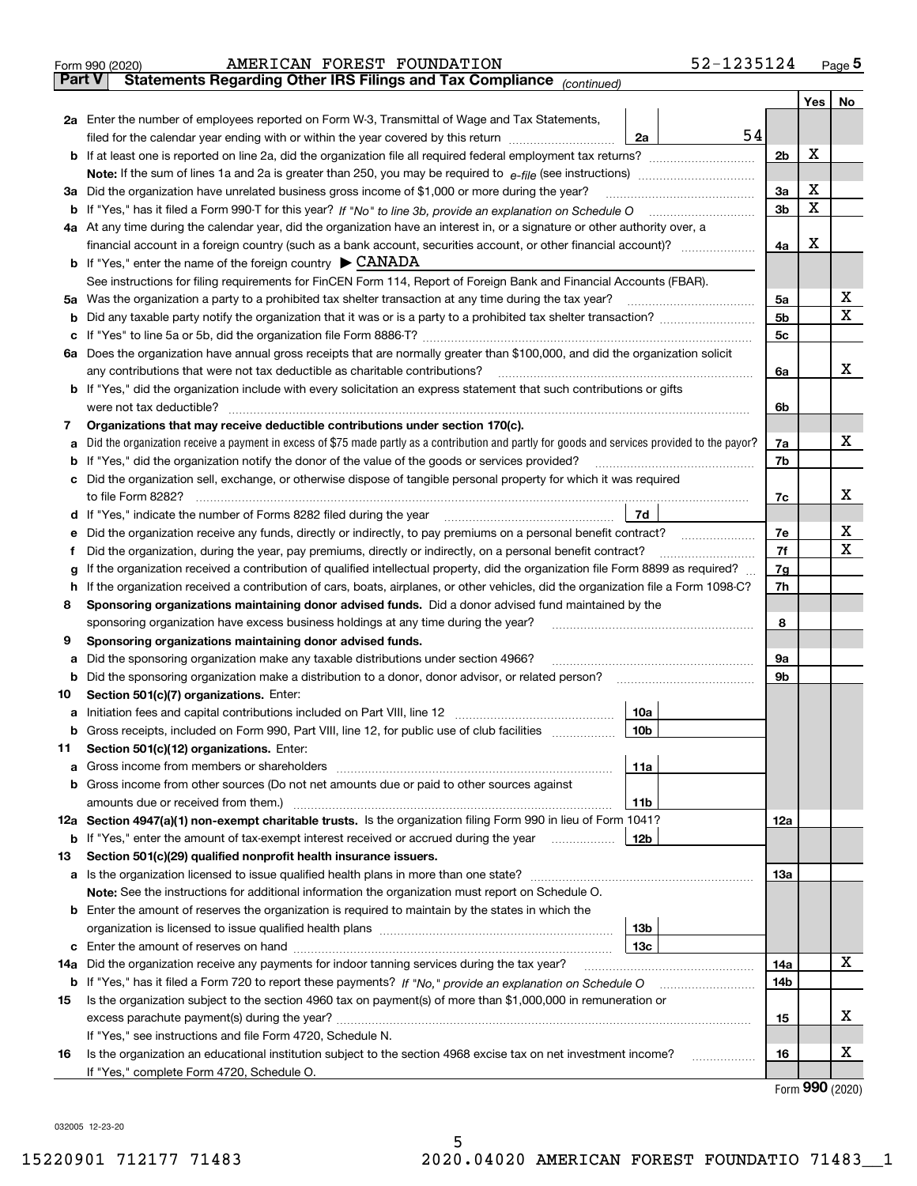Form 990 (2020) AMERICAN FOREST FOUNDATION 52-1235124 Page **5**

## Part V Statements Regarding Other IRS Filings and Tax Compliance *(continued)*

| | | | | Yes | No |
|---|---|---|---|---|---|
| **2a** | Enter the number of employees reported on Form W-3, Transmittal of Wage and Tax Statements, filed for the calendar year ending with or within the year covered by this return | 2a 54 | | | |
| **b** | If at least one is reported on line 2a, did the organization file all required federal employment tax returns? | | 2b | X | |
| | **Note:** If the sum of lines 1a and 2a is greater than 250, you may be required to *e-file* (see instructions) | | | | |
| **3a** | Did the organization have unrelated business gross income of $1,000 or more during the year? | | 3a | X | |
| **b** | If "Yes," has it filed a Form 990-T for this year? *If "No" to line 3b, provide an explanation on Schedule O* | | 3b | X | |
| **4a** | At any time during the calendar year, did the organization have an interest in, or a signature or other authority over, a financial account in a foreign country (such as a bank account, securities account, or other financial account)? | | 4a | X | |
| **b** | If "Yes," enter the name of the foreign country ▶ CANADA | | | | |
| | See instructions for filing requirements for FinCEN Form 114, Report of Foreign Bank and Financial Accounts (FBAR). | | | | |
| **5a** | Was the organization a party to a prohibited tax shelter transaction at any time during the tax year? | | 5a | | X |
| **b** | Did any taxable party notify the organization that it was or is a party to a prohibited tax shelter transaction? | | 5b | | X |
| **c** | If "Yes" to line 5a or 5b, did the organization file Form 8886-T? | | 5c | | |
| **6a** | Does the organization have annual gross receipts that are normally greater than $100,000, and did the organization solicit any contributions that were not tax deductible as charitable contributions? | | 6a | | X |
| **b** | If "Yes," did the organization include with every solicitation an express statement that such contributions or gifts were not tax deductible? | | 6b | | |
| **7** | **Organizations that may receive deductible contributions under section 170(c).** | | | | |
| **a** | Did the organization receive a payment in excess of $75 made partly as a contribution and partly for goods and services provided to the payor? | | 7a | | X |
| **b** | If "Yes," did the organization notify the donor of the value of the goods or services provided? | | 7b | | |
| **c** | Did the organization sell, exchange, or otherwise dispose of tangible personal property for which it was required to file Form 8282? | | 7c | | X |
| **d** | If "Yes," indicate the number of Forms 8282 filed during the year | 7d | | | |
| **e** | Did the organization receive any funds, directly or indirectly, to pay premiums on a personal benefit contract? | | 7e | | X |
| **f** | Did the organization, during the year, pay premiums, directly or indirectly, on a personal benefit contract? | | 7f | | X |
| **g** | If the organization received a contribution of qualified intellectual property, did the organization file Form 8899 as required? | | 7g | | |
| **h** | If the organization received a contribution of cars, boats, airplanes, or other vehicles, did the organization file a Form 1098-C? | | 7h | | |
| **8** | **Sponsoring organizations maintaining donor advised funds.** Did a donor advised fund maintained by the sponsoring organization have excess business holdings at any time during the year? | | 8 | | |
| **9** | **Sponsoring organizations maintaining donor advised funds.** | | | | |
| **a** | Did the sponsoring organization make any taxable distributions under section 4966? | | 9a | | |
| **b** | Did the sponsoring organization make a distribution to a donor, donor advisor, or related person? | | 9b | | |
| **10** | **Section 501(c)(7) organizations.** Enter: | | | | |
| **a** | Initiation fees and capital contributions included on Part VIII, line 12 | 10a | | | |
| **b** | Gross receipts, included on Form 990, Part VIII, line 12, for public use of club facilities | 10b | | | |
| **11** | **Section 501(c)(12) organizations.** Enter: | | | | |
| **a** | Gross income from members or shareholders | 11a | | | |
| **b** | Gross income from other sources (Do not net amounts due or paid to other sources against amounts due or received from them.) | 11b | | | |
| **12a** | **Section 4947(a)(1) non-exempt charitable trusts.** Is the organization filing Form 990 in lieu of Form 1041? | | 12a | | |
| **b** | If "Yes," enter the amount of tax-exempt interest received or accrued during the year | 12b | | | |
| **13** | **Section 501(c)(29) qualified nonprofit health insurance issuers.** | | | | |
| **a** | Is the organization licensed to issue qualified health plans in more than one state? | | 13a | | |
| | **Note:** See the instructions for additional information the organization must report on Schedule O. | | | | |
| **b** | Enter the amount of reserves the organization is required to maintain by the states in which the organization is licensed to issue qualified health plans | 13b | | | |
| **c** | Enter the amount of reserves on hand | 13c | | | |
| **14a** | Did the organization receive any payments for indoor tanning services during the tax year? | | 14a | | X |
| **b** | If "Yes," has it filed a Form 720 to report these payments? *If "No," provide an explanation on Schedule O* | | 14b | | |
| **15** | Is the organization subject to the section 4960 tax on payment(s) of more than $1,000,000 in remuneration or excess parachute payment(s) during the year? | | 15 | | X |
| | If "Yes," see instructions and file Form 4720, Schedule N. | | | | |
| **16** | Is the organization an educational institution subject to the section 4968 excise tax on net investment income? | | 16 | | X |
| | If "Yes," complete Form 4720, Schedule O. | | | | |

Form **990** (2020)

032005 12-23-20

15220901 712177 71483 2020.04020 AMERICAN FOREST FOUNDATIO 71483__1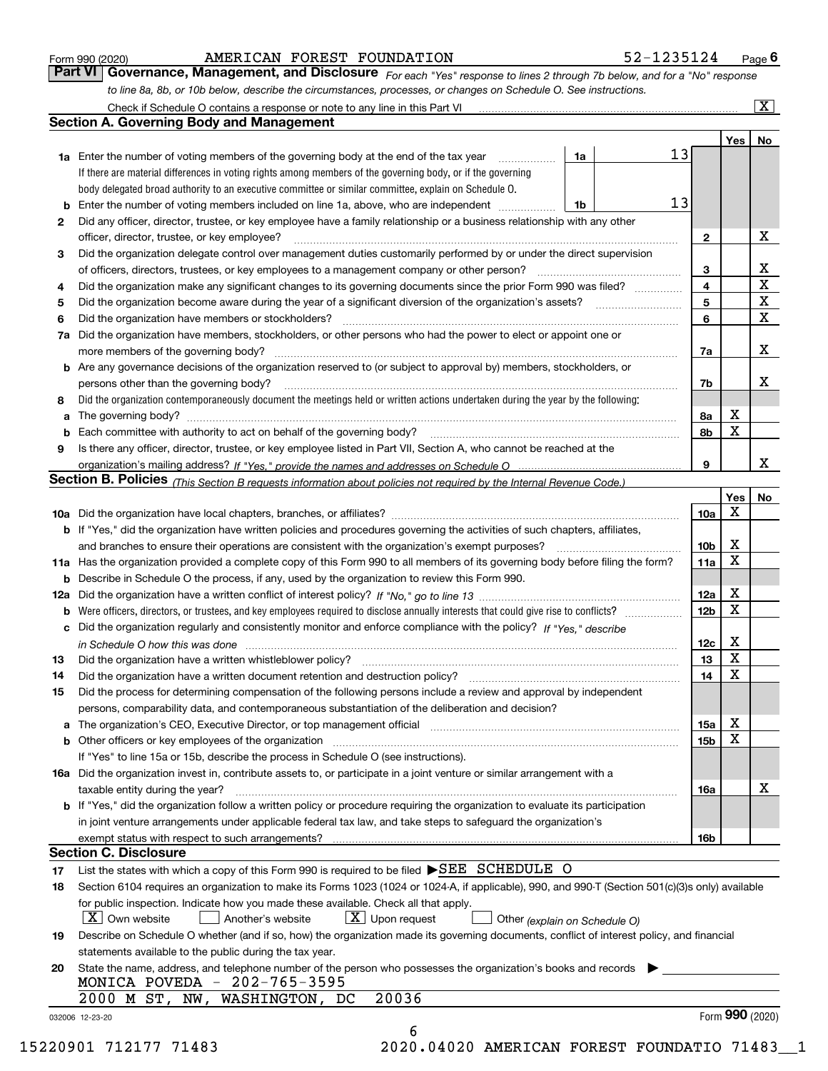Form 990 (2020) AMERICAN FOREST FOUNDATION 52-1235124 Page 6

## Part VI Governance, Management, and Disclosure

*For each "Yes" response to lines 2 through 7b below, and for a "No" response to line 8a, 8b, or 10b below, describe the circumstances, processes, or changes on Schedule O. See instructions.*

Check if Schedule O contains a response or note to any line in this Part VI [X]

### Section A. Governing Body and Management

| | | | Yes | No |
|---|---|---|---|---|
| **1a** | Enter the number of voting members of the governing body at the end of the tax year — **1a** 13. If there are material differences in voting rights among members of the governing body, or if the governing body delegated broad authority to an executive committee or similar committee, explain on Schedule O. | | | |
| **b** | Enter the number of voting members included on line 1a, above, who are independent — **1b** 13 | | | |
| **2** | Did any officer, director, trustee, or key employee have a family relationship or a business relationship with any other officer, director, trustee, or key employee? | 2 | | X |
| **3** | Did the organization delegate control over management duties customarily performed by or under the direct supervision of officers, directors, trustees, or key employees to a management company or other person? | 3 | | X |
| **4** | Did the organization make any significant changes to its governing documents since the prior Form 990 was filed? | 4 | | X |
| **5** | Did the organization become aware during the year of a significant diversion of the organization's assets? | 5 | | X |
| **6** | Did the organization have members or stockholders? | 6 | | X |
| **7a** | Did the organization have members, stockholders, or other persons who had the power to elect or appoint one or more members of the governing body? | 7a | | X |
| **b** | Are any governance decisions of the organization reserved to (or subject to approval by) members, stockholders, or persons other than the governing body? | 7b | | X |
| **8** | Did the organization contemporaneously document the meetings held or written actions undertaken during the year by the following: | | | |
| **a** | The governing body? | 8a | X | |
| **b** | Each committee with authority to act on behalf of the governing body? | 8b | X | |
| **9** | Is there any officer, director, trustee, or key employee listed in Part VII, Section A, who cannot be reached at the organization's mailing address? *If "Yes," provide the names and addresses on Schedule O* | 9 | | X |

### Section B. Policies *(This Section B requests information about policies not required by the Internal Revenue Code.)*

| | | | Yes | No |
|---|---|---|---|---|
| **10a** | Did the organization have local chapters, branches, or affiliates? | 10a | X | |
| **b** | If "Yes," did the organization have written policies and procedures governing the activities of such chapters, affiliates, and branches to ensure their operations are consistent with the organization's exempt purposes? | 10b | X | |
| **11a** | Has the organization provided a complete copy of this Form 990 to all members of its governing body before filing the form? | 11a | X | |
| **b** | Describe in Schedule O the process, if any, used by the organization to review this Form 990. | | | |
| **12a** | Did the organization have a written conflict of interest policy? *If "No," go to line 13* | 12a | X | |
| **b** | Were officers, directors, or trustees, and key employees required to disclose annually interests that could give rise to conflicts? | 12b | X | |
| **c** | Did the organization regularly and consistently monitor and enforce compliance with the policy? *If "Yes," describe in Schedule O how this was done* | 12c | X | |
| **13** | Did the organization have a written whistleblower policy? | 13 | X | |
| **14** | Did the organization have a written document retention and destruction policy? | 14 | X | |
| **15** | Did the process for determining compensation of the following persons include a review and approval by independent persons, comparability data, and contemporaneous substantiation of the deliberation and decision? | | | |
| **a** | The organization's CEO, Executive Director, or top management official | 15a | X | |
| **b** | Other officers or key employees of the organization | 15b | X | |
| | If "Yes" to line 15a or 15b, describe the process in Schedule O (see instructions). | | | |
| **16a** | Did the organization invest in, contribute assets to, or participate in a joint venture or similar arrangement with a taxable entity during the year? | 16a | | X |
| **b** | If "Yes," did the organization follow a written policy or procedure requiring the organization to evaluate its participation in joint venture arrangements under applicable federal tax law, and take steps to safeguard the organization's exempt status with respect to such arrangements? | 16b | | |

### Section C. Disclosure

**17** List the states with which a copy of this Form 990 is required to be filed ▶SEE SCHEDULE O

**18** Section 6104 requires an organization to make its Forms 1023 (1024 or 1024-A, if applicable), 990, and 990-T (Section 501(c)(3)s only) available for public inspection. Indicate how you made these available. Check all that apply.

[X] Own website [ ] Another's website [X] Upon request [ ] Other *(explain on Schedule O)*

**19** Describe on Schedule O whether (and if so, how) the organization made its governing documents, conflict of interest policy, and financial statements available to the public during the tax year.

**20** State the name, address, and telephone number of the person who possesses the organization's books and records ▶

MONICA POVEDA - 202-765-3595
2000 M ST, NW, WASHINGTON, DC 20036

032006 12-23-20 Form 990 (2020)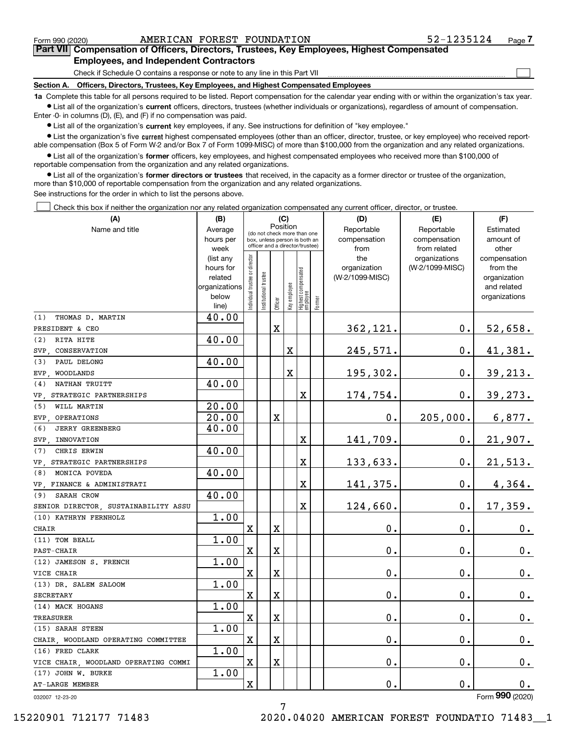Form 990 (2020) AMERICAN FOREST FOUNDATION 52-1235124 Page 7

## Part VII Compensation of Officers, Directors, Trustees, Key Employees, Highest Compensated Employees, and Independent Contractors

Check if Schedule O contains a response or note to any line in this Part VII ☐

### Section A. Officers, Directors, Trustees, Key Employees, and Highest Compensated Employees

**1a** Complete this table for all persons required to be listed. Report compensation for the calendar year ending with or within the organization's tax year.

- List all of the organization's **current** officers, directors, trustees (whether individuals or organizations), regardless of amount of compensation. Enter -0- in columns (D), (E), and (F) if no compensation was paid.
- List all of the organization's **current** key employees, if any. See instructions for definition of "key employee."
- List the organization's five **current** highest compensated employees (other than an officer, director, trustee, or key employee) who received reportable compensation (Box 5 of Form W-2 and/or Box 7 of Form 1099-MISC) of more than $100,000 from the organization and any related organizations.
- List all of the organization's **former** officers, key employees, and highest compensated employees who received more than $100,000 of reportable compensation from the organization and any related organizations.
- List all of the organization's **former directors or trustees** that received, in the capacity as a former director or trustee of the organization, more than $10,000 of reportable compensation from the organization and any related organizations.

See instructions for the order in which to list the persons above.

☐ Check this box if neither the organization nor any related organization compensated any current officer, director, or trustee.

| (A) Name and title | (B) Average hours per week (list any hours for related organizations below line) | (C) Position (do not check more than one box, unless person is both an officer and a director/trustee) | | | | | | (D) Reportable compensation from the organization (W-2/1099-MISC) | (E) Reportable compensation from related organizations (W-2/1099-MISC) | (F) Estimated amount of other compensation from the organization and related organizations |
|---|---|---|---|---|---|---|---|---|---|---|
| | | Individual trustee or director | Institutional trustee | Officer | Key employee | Highest compensated employee | Former | | | |
| (1) THOMAS D. MARTIN<br>PRESIDENT & CEO | 40.00 | | | X | | | | 362,121. | 0. | 52,658. |
| (2) RITA HITE<br>SVP, CONSERVATION | 40.00 | | | | X | | | 245,571. | 0. | 41,381. |
| (3) PAUL DELONG<br>EVP, WOODLANDS | 40.00 | | | | X | | | 195,302. | 0. | 39,213. |
| (4) NATHAN TRUITT<br>VP, STRATEGIC PARTNERSHIPS | 40.00 | | | | | X | | 174,754. | 0. | 39,273. |
| (5) WILL MARTIN<br>EVP, OPERATIONS | 20.00<br>20.00 | | | X | | | | 0. | 205,000. | 6,877. |
| (6) JERRY GREENBERG<br>SVP, INNOVATION | 40.00 | | | | | X | | 141,709. | 0. | 21,907. |
| (7) CHRIS ERWIN<br>VP, STRATEGIC PARTNERSHIPS | 40.00 | | | | | X | | 133,633. | 0. | 21,513. |
| (8) MONICA POVEDA<br>VP, FINANCE & ADMINISTRATI | 40.00 | | | | | X | | 141,375. | 0. | 4,364. |
| (9) SARAH CROW<br>SENIOR DIRECTOR, SUSTAINABILITY ASSU | 40.00 | | | | | X | | 124,660. | 0. | 17,359. |
| (10) KATHRYN FERNHOLZ<br>CHAIR | 1.00 | X | | X | | | | 0. | 0. | 0. |
| (11) TOM BEALL<br>PAST-CHAIR | 1.00 | X | | X | | | | 0. | 0. | 0. |
| (12) JAMESON S. FRENCH<br>VICE CHAIR | 1.00 | X | | X | | | | 0. | 0. | 0. |
| (13) DR. SALEM SALOOM<br>SECRETARY | 1.00 | X | | X | | | | 0. | 0. | 0. |
| (14) MACK HOGANS<br>TREASURER | 1.00 | X | | X | | | | 0. | 0. | 0. |
| (15) SARAH STEEN<br>CHAIR, WOODLAND OPERATING COMMITTEE | 1.00 | X | | X | | | | 0. | 0. | 0. |
| (16) FRED CLARK<br>VICE CHAIR, WOODLAND OPERATING COMMI | 1.00 | X | | X | | | | 0. | 0. | 0. |
| (17) JOHN W. BURKE<br>AT-LARGE MEMBER | 1.00 | X | | | | | | 0. | 0. | 0. |

032007 12-23-20 Form **990** (2020)

15220901 712177 71483 2020.04020 AMERICAN FOREST FOUNDATIO 71483__1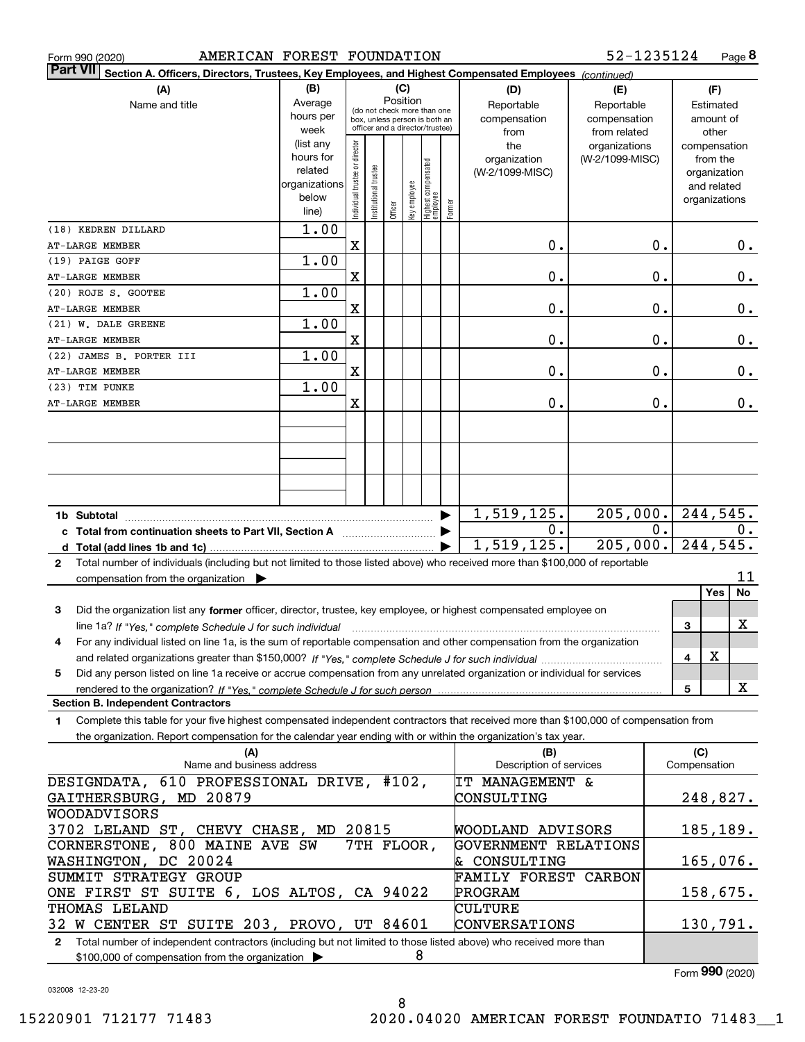Form 990 (2020) AMERICAN FOREST FOUNDATION 52-1235124 Page 8

**Part VII Section A. Officers, Directors, Trustees, Key Employees, and Highest Compensated Employees** *(continued)*

| (A) Name and title | (B) Average hours per week (list any hours for related organizations below line) | (C) Individual trustee or director | Institutional trustee | Officer | Key employee | Highest compensated employee | Former | (D) Reportable compensation from the organization (W-2/1099-MISC) | (E) Reportable compensation from related organizations (W-2/1099-MISC) | (F) Estimated amount of other compensation from the organization and related organizations |
|---|---|---|---|---|---|---|---|---|---|---|
| (18) KEDREN DILLARD<br>AT-LARGE MEMBER | 1.00 | X | | | | | | 0. | 0. | 0. |
| (19) PAIGE GOFF<br>AT-LARGE MEMBER | 1.00 | X | | | | | | 0. | 0. | 0. |
| (20) ROJE S. GOOTEE<br>AT-LARGE MEMBER | 1.00 | X | | | | | | 0. | 0. | 0. |
| (21) W. DALE GREENE<br>AT-LARGE MEMBER | 1.00 | X | | | | | | 0. | 0. | 0. |
| (22) JAMES B. PORTER III<br>AT-LARGE MEMBER | 1.00 | X | | | | | | 0. | 0. | 0. |
| (23) TIM PUNKE<br>AT-LARGE MEMBER | 1.00 | X | | | | | | 0. | 0. | 0. |
| **1b Subtotal** | | | | | | | | 1,519,125. | 205,000. | 244,545. |
| **c Total from continuation sheets to Part VII, Section A** | | | | | | | | 0. | 0. | 0. |
| **d Total (add lines 1b and 1c)** | | | | | | | | 1,519,125. | 205,000. | 244,545. |

**2** Total number of individuals (including but not limited to those listed above) who received more than $100,000 of reportable compensation from the organization ▶ 11

| | | Yes | No |
|---|---|---|---|
| **3** Did the organization list any **former** officer, director, trustee, key employee, or highest compensated employee on line 1a? *If "Yes," complete Schedule J for such individual* | 3 | | X |
| **4** For any individual listed on line 1a, is the sum of reportable compensation and other compensation from the organization and related organizations greater than $150,000? *If "Yes," complete Schedule J for such individual* | 4 | X | |
| **5** Did any person listed on line 1a receive or accrue compensation from any unrelated organization or individual for services rendered to the organization? *If "Yes," complete Schedule J for such person* | 5 | | X |

**Section B. Independent Contractors**

**1** Complete this table for your five highest compensated independent contractors that received more than $100,000 of compensation from the organization. Report compensation for the calendar year ending with or within the organization's tax year.

| (A) Name and business address | (B) Description of services | (C) Compensation |
|---|---|---|
| DESIGNDATA, 610 PROFESSIONAL DRIVE, #102, GAITHERSBURG, MD 20879 | IT MANAGEMENT & CONSULTING | 248,827. |
| WOODADVISORS<br>3702 LELAND ST, CHEVY CHASE, MD 20815 | WOODLAND ADVISORS | 185,189. |
| CORNERSTONE, 800 MAINE AVE SW 7TH FLOOR, WASHINGTON, DC 20024 | GOVERNMENT RELATIONS & CONSULTING | 165,076. |
| SUMMIT STRATEGY GROUP<br>ONE FIRST ST SUITE 6, LOS ALTOS, CA 94022 | FAMILY FOREST CARBON PROGRAM | 158,675. |
| THOMAS LELAND<br>32 W CENTER ST SUITE 203, PROVO, UT 84601 | CULTURE CONVERSATIONS | 130,791. |

**2** Total number of independent contractors (including but not limited to those listed above) who received more than $100,000 of compensation from the organization ▶ 8

Form **990** (2020)

032008 12-23-20

15220901 712177 71483 2020.04020 AMERICAN FOREST FOUNDATIO 71483__1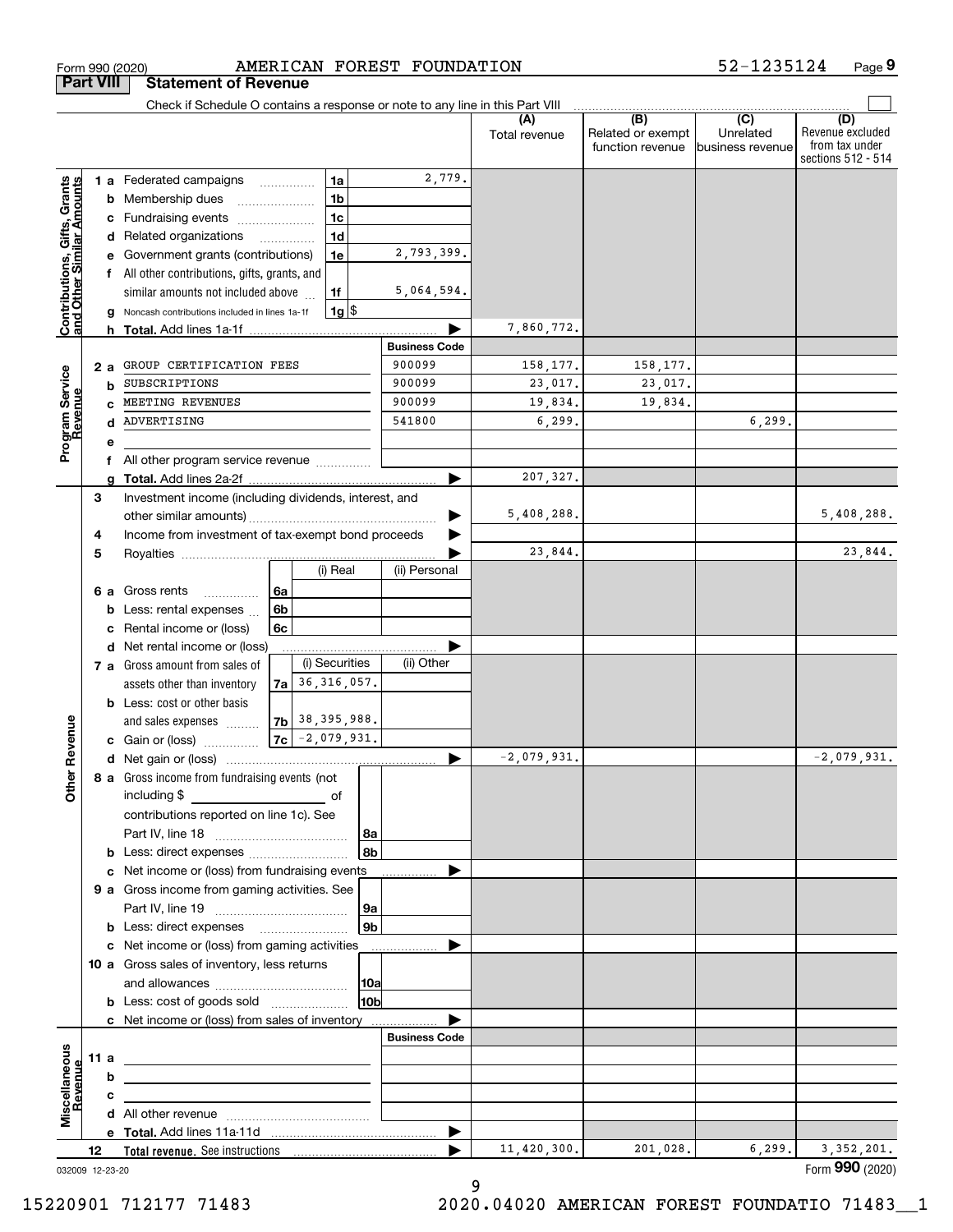Form 990 (2020) AMERICAN FOREST FOUNDATION 52-1235124 Page 9

**Part VIII Statement of Revenue**

Check if Schedule O contains a response or note to any line in this Part VIII

| | | | | (A) Total revenue | (B) Related or exempt function revenue | (C) Unrelated business revenue | (D) Revenue excluded from tax under sections 512 - 514 |
|---|---|---|---|---|---|---|---|
| **Contributions, Gifts, Grants and Other Similar Amounts** | 1a Federated campaigns | 1a | 2,779. | | | | |
| | b Membership dues | 1b | | | | | |
| | c Fundraising events | 1c | | | | | |
| | d Related organizations | 1d | | | | | |
| | e Government grants (contributions) | 1e | 2,793,399. | | | | |
| | f All other contributions, gifts, grants, and similar amounts not included above | 1f | 5,064,594. | | | | |
| | g Noncash contributions included in lines 1a-1f | 1g | $ | | | | |
| | h **Total.** Add lines 1a-1f | | | 7,860,772. | | | |
| **Program Service Revenue** | | | **Business Code** | | | | |
| | 2a GROUP CERTIFICATION FEES | | 900099 | 158,177. | 158,177. | | |
| | b SUBSCRIPTIONS | | 900099 | 23,017. | 23,017. | | |
| | c MEETING REVENUES | | 900099 | 19,834. | 19,834. | | |
| | d ADVERTISING | | 541800 | 6,299. | | 6,299. | |
| | e | | | | | | |
| | f All other program service revenue | | | | | | |
| | g **Total.** Add lines 2a-2f | | | 207,327. | | | |
| **Other Revenue** | 3 Investment income (including dividends, interest, and other similar amounts) | | | 5,408,288. | | | 5,408,288. |
| | 4 Income from investment of tax-exempt bond proceeds | | | | | | |
| | 5 Royalties | | | 23,844. | | | 23,844. |
| | | | (i) Real / (ii) Personal | | | | |
| | 6a Gross rents | 6a | | | | | |
| | b Less: rental expenses | 6b | | | | | |
| | c Rental income or (loss) | 6c | | | | | |
| | d Net rental income or (loss) | | | | | | |
| | 7a Gross amount from sales of assets other than inventory | 7a | (i) Securities: 36,316,057. / (ii) Other: | | | | |
| | b Less: cost or other basis and sales expenses | 7b | 38,395,988. | | | | |
| | c Gain or (loss) | 7c | -2,079,931. | | | | |
| | d Net gain or (loss) | | | -2,079,931. | | | -2,079,931. |
| | 8a Gross income from fundraising events (not including $ of contributions reported on line 1c). See Part IV, line 18 | 8a | | | | | |
| | b Less: direct expenses | 8b | | | | | |
| | c Net income or (loss) from fundraising events | | | | | | |
| | 9a Gross income from gaming activities. See Part IV, line 19 | 9a | | | | | |
| | b Less: direct expenses | 9b | | | | | |
| | c Net income or (loss) from gaming activities | | | | | | |
| | 10a Gross sales of inventory, less returns and allowances | 10a | | | | | |
| | b Less: cost of goods sold | 10b | | | | | |
| | c Net income or (loss) from sales of inventory | | | | | | |
| **Miscellaneous Revenue** | | | **Business Code** | | | | |
| | 11a | | | | | | |
| | b | | | | | | |
| | c | | | | | | |
| | d All other revenue | | | | | | |
| | e **Total.** Add lines 11a-11d | | | | | | |
| | 12 **Total revenue.** See instructions | | | 11,420,300. | 201,028. | 6,299. | 3,352,201. |

032009 12-23-20

Form **990** (2020)

15220901 712177 71483 2020.04020 AMERICAN FOREST FOUNDATIO 71483__1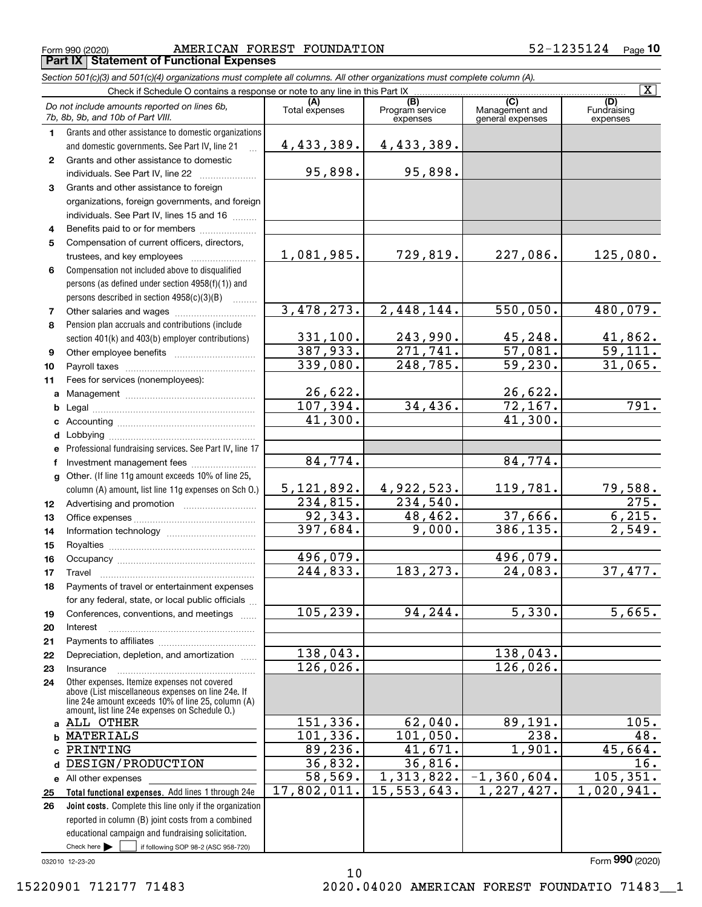Form 990 (2020) AMERICAN FOREST FOUNDATION 52-1235124 Page 10

## Part IX Statement of Functional Expenses

*Section 501(c)(3) and 501(c)(4) organizations must complete all columns. All other organizations must complete column (A).*

Check if Schedule O contains a response or note to any line in this Part IX [X]

| *Do not include amounts reported on lines 6b, 7b, 8b, 9b, and 10b of Part VIII.* | (A) Total expenses | (B) Program service expenses | (C) Management and general expenses | (D) Fundraising expenses |
|---|---|---|---|---|
| 1 Grants and other assistance to domestic organizations and domestic governments. See Part IV, line 21 | 4,433,389. | 4,433,389. | | |
| 2 Grants and other assistance to domestic individuals. See Part IV, line 22 | 95,898. | 95,898. | | |
| 3 Grants and other assistance to foreign organizations, foreign governments, and foreign individuals. See Part IV, lines 15 and 16 | | | | |
| 4 Benefits paid to or for members | | | | |
| 5 Compensation of current officers, directors, trustees, and key employees | 1,081,985. | 729,819. | 227,086. | 125,080. |
| 6 Compensation not included above to disqualified persons (as defined under section 4958(f)(1)) and persons described in section 4958(c)(3)(B) | | | | |
| 7 Other salaries and wages | 3,478,273. | 2,448,144. | 550,050. | 480,079. |
| 8 Pension plan accruals and contributions (include section 401(k) and 403(b) employer contributions) | 331,100. | 243,990. | 45,248. | 41,862. |
| 9 Other employee benefits | 387,933. | 271,741. | 57,081. | 59,111. |
| 10 Payroll taxes | 339,080. | 248,785. | 59,230. | 31,065. |
| 11 Fees for services (nonemployees): | | | | |
| a Management | 26,622. | | 26,622. | |
| b Legal | 107,394. | 34,436. | 72,167. | 791. |
| c Accounting | 41,300. | | 41,300. | |
| d Lobbying | | | | |
| e Professional fundraising services. See Part IV, line 17 | | | | |
| f Investment management fees | 84,774. | | 84,774. | |
| g Other. (If line 11g amount exceeds 10% of line 25, column (A) amount, list line 11g expenses on Sch O.) | 5,121,892. | 4,922,523. | 119,781. | 79,588. |
| 12 Advertising and promotion | 234,815. | 234,540. | | 275. |
| 13 Office expenses | 92,343. | 48,462. | 37,666. | 6,215. |
| 14 Information technology | 397,684. | 9,000. | 386,135. | 2,549. |
| 15 Royalties | | | | |
| 16 Occupancy | 496,079. | | 496,079. | |
| 17 Travel | 244,833. | 183,273. | 24,083. | 37,477. |
| 18 Payments of travel or entertainment expenses for any federal, state, or local public officials | | | | |
| 19 Conferences, conventions, and meetings | 105,239. | 94,244. | 5,330. | 5,665. |
| 20 Interest | | | | |
| 21 Payments to affiliates | | | | |
| 22 Depreciation, depletion, and amortization | 138,043. | | 138,043. | |
| 23 Insurance | 126,026. | | 126,026. | |
| 24 Other expenses. Itemize expenses not covered above (List miscellaneous expenses on line 24e. If line 24e amount exceeds 10% of line 25, column (A) amount, list line 24e expenses on Schedule O.) | | | | |
| a ALL OTHER | 151,336. | 62,040. | 89,191. | 105. |
| b MATERIALS | 101,336. | 101,050. | 238. | 48. |
| c PRINTING | 89,236. | 41,671. | 1,901. | 45,664. |
| d DESIGN/PRODUCTION | 36,832. | 36,816. | | 16. |
| e All other expenses | 58,569. | 1,313,822. | -1,360,604. | 105,351. |
| 25 **Total functional expenses.** Add lines 1 through 24e | 17,802,011. | 15,553,643. | 1,227,427. | 1,020,941. |
| 26 **Joint costs.** Complete this line only if the organization reported in column (B) joint costs from a combined educational campaign and fundraising solicitation. Check here [ ] if following SOP 98-2 (ASC 958-720) | | | | |

032010 12-23-20

Form **990** (2020)

15220901 712177 71483 2020.04020 AMERICAN FOREST FOUNDATIO 71483__1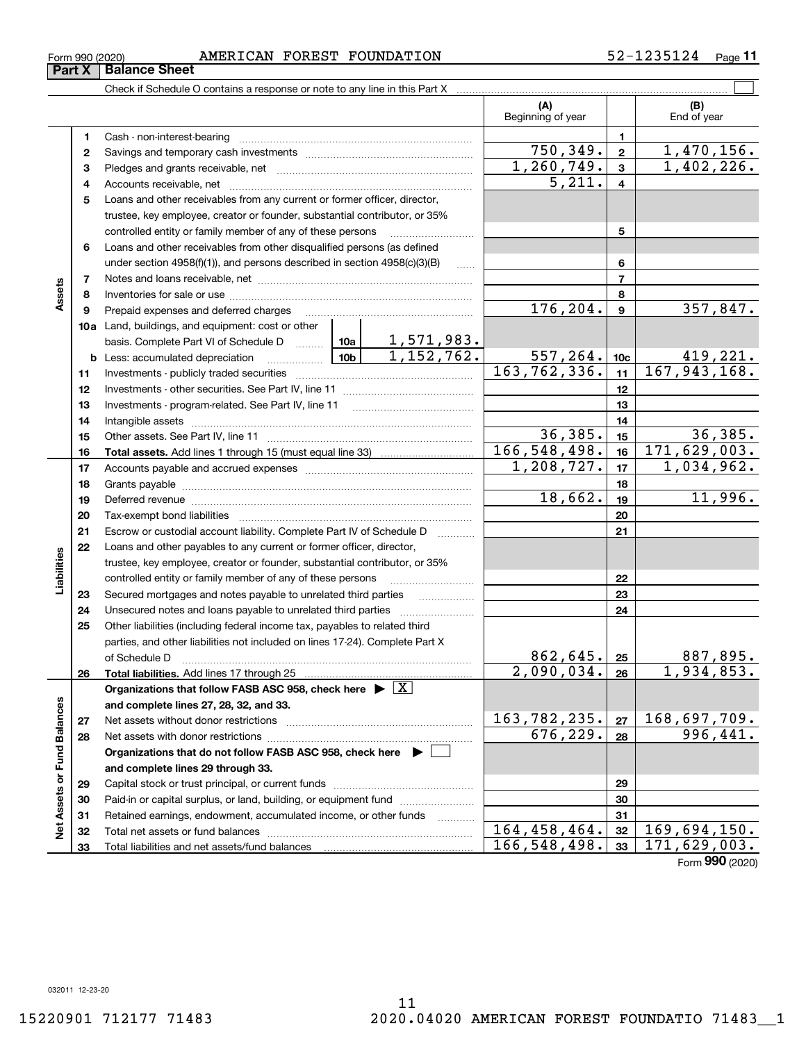Form 990 (2020) AMERICAN FOREST FOUNDATION 52-1235124

## Part X | Balance Sheet

Check if Schedule O contains a response or note to any line in this Part X

| | | | | (A) Beginning of year | | (B) End of year |
|---|---|---|---|---|---|---|
| Assets | 1 | Cash - non-interest-bearing | | | 1 | |
| | 2 | Savings and temporary cash investments | | 750,349. | 2 | 1,470,156. |
| | 3 | Pledges and grants receivable, net | | 1,260,749. | 3 | 1,402,226. |
| | 4 | Accounts receivable, net | | 5,211. | 4 | |
| | 5 | Loans and other receivables from any current or former officer, director, trustee, key employee, creator or founder, substantial contributor, or 35% controlled entity or family member of any of these persons | | | 5 | |
| | 6 | Loans and other receivables from other disqualified persons (as defined under section 4958(f)(1)), and persons described in section 4958(c)(3)(B) | | | 6 | |
| | 7 | Notes and loans receivable, net | | | 7 | |
| | 8 | Inventories for sale or use | | | 8 | |
| | 9 | Prepaid expenses and deferred charges | | 176,204. | 9 | 357,847. |
| | 10a | Land, buildings, and equipment: cost or other basis. Complete Part VI of Schedule D | 10a: 1,571,983. | | | |
| | b | Less: accumulated depreciation | 10b: 1,152,762. | 557,264. | 10c | 419,221. |
| | 11 | Investments - publicly traded securities | | 163,762,336. | 11 | 167,943,168. |
| | 12 | Investments - other securities. See Part IV, line 11 | | | 12 | |
| | 13 | Investments - program-related. See Part IV, line 11 | | | 13 | |
| | 14 | Intangible assets | | | 14 | |
| | 15 | Other assets. See Part IV, line 11 | | 36,385. | 15 | 36,385. |
| | 16 | **Total assets.** Add lines 1 through 15 (must equal line 33) | | 166,548,498. | 16 | 171,629,003. |
| Liabilities | 17 | Accounts payable and accrued expenses | | 1,208,727. | 17 | 1,034,962. |
| | 18 | Grants payable | | | 18 | |
| | 19 | Deferred revenue | | 18,662. | 19 | 11,996. |
| | 20 | Tax-exempt bond liabilities | | | 20 | |
| | 21 | Escrow or custodial account liability. Complete Part IV of Schedule D | | | 21 | |
| | 22 | Loans and other payables to any current or former officer, director, trustee, key employee, creator or founder, substantial contributor, or 35% controlled entity or family member of any of these persons | | | 22 | |
| | 23 | Secured mortgages and notes payable to unrelated third parties | | | 23 | |
| | 24 | Unsecured notes and loans payable to unrelated third parties | | | 24 | |
| | 25 | Other liabilities (including federal income tax, payables to related third parties, and other liabilities not included on lines 17-24). Complete Part X of Schedule D | | 862,645. | 25 | 887,895. |
| | 26 | **Total liabilities.** Add lines 17 through 25 | | 2,090,034. | 26 | 1,934,853. |
| Net Assets or Fund Balances | | **Organizations that follow FASB ASC 958, check here** ▶ [X] **and complete lines 27, 28, 32, and 33.** | | | | |
| | 27 | Net assets without donor restrictions | | 163,782,235. | 27 | 168,697,709. |
| | 28 | Net assets with donor restrictions | | 676,229. | 28 | 996,441. |
| | | **Organizations that do not follow FASB ASC 958, check here** ▶ [ ] **and complete lines 29 through 33.** | | | | |
| | 29 | Capital stock or trust principal, or current funds | | | 29 | |
| | 30 | Paid-in or capital surplus, or land, building, or equipment fund | | | 30 | |
| | 31 | Retained earnings, endowment, accumulated income, or other funds | | | 31 | |
| | 32 | Total net assets or fund balances | | 164,458,464. | 32 | 169,694,150. |
| | 33 | Total liabilities and net assets/fund balances | | 166,548,498. | 33 | 171,629,003. |

Form **990** (2020)

032011 12-23-20

15220901 712177 71483 2020.04020 AMERICAN FOREST FOUNDATIO 71483__1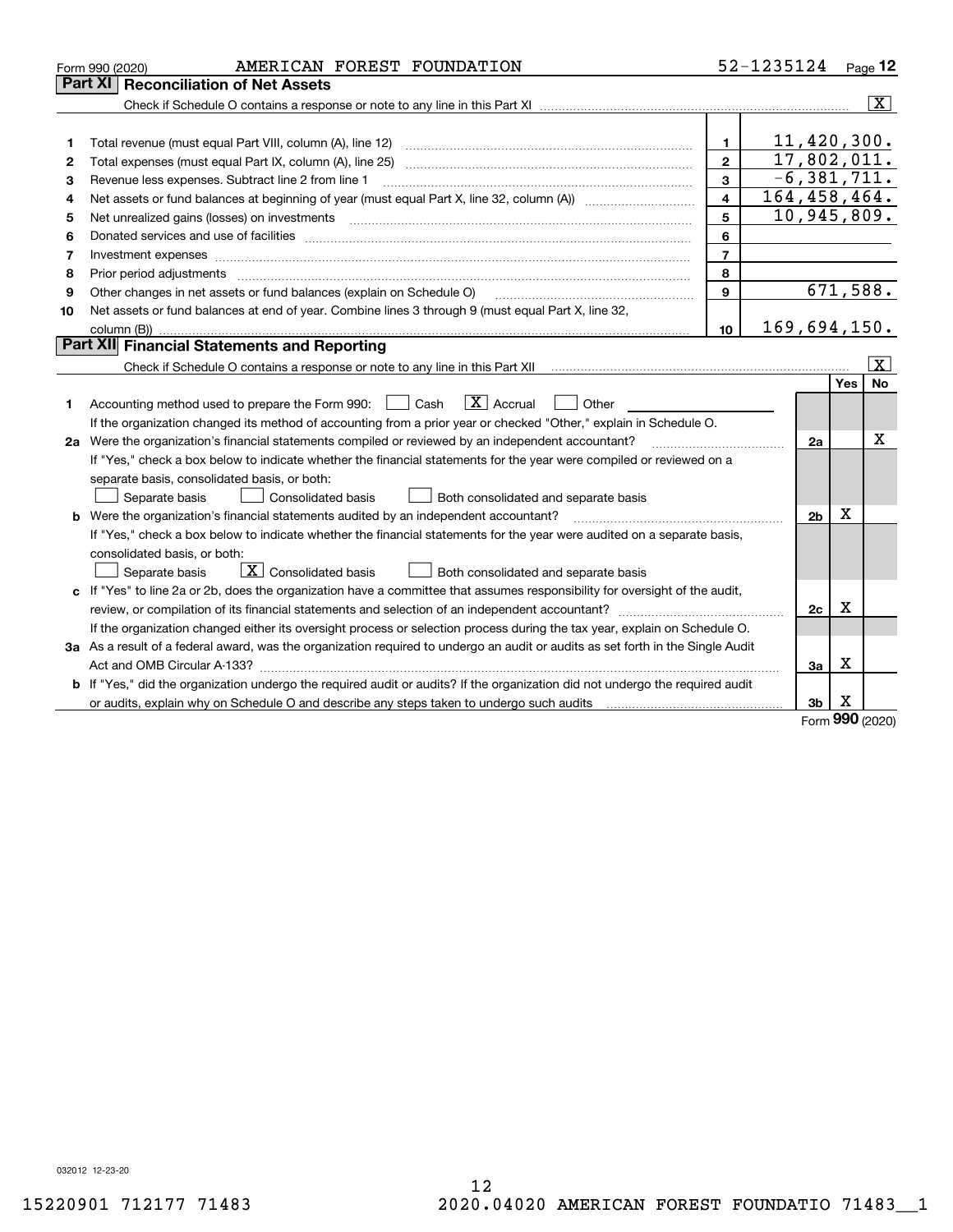Form 990 (2020) AMERICAN FOREST FOUNDATION 52-1235124 Page 12

## Part XI Reconciliation of Net Assets

Check if Schedule O contains a response or note to any line in this Part XI ..... [X]

| | | | |
|---|---|---|---|
| 1 | Total revenue (must equal Part VIII, column (A), line 12) | 1 | 11,420,300. |
| 2 | Total expenses (must equal Part IX, column (A), line 25) | 2 | 17,802,011. |
| 3 | Revenue less expenses. Subtract line 2 from line 1 | 3 | -6,381,711. |
| 4 | Net assets or fund balances at beginning of year (must equal Part X, line 32, column (A)) | 4 | 164,458,464. |
| 5 | Net unrealized gains (losses) on investments | 5 | 10,945,809. |
| 6 | Donated services and use of facilities | 6 | |
| 7 | Investment expenses | 7 | |
| 8 | Prior period adjustments | 8 | |
| 9 | Other changes in net assets or fund balances (explain on Schedule O) | 9 | 671,588. |
| 10 | Net assets or fund balances at end of year. Combine lines 3 through 9 (must equal Part X, line 32, column (B)) | 10 | 169,694,150. |

## Part XII Financial Statements and Reporting

Check if Schedule O contains a response or note to any line in this Part XII ..... [X]

| | | | Yes | No |
|---|---|---|---|---|
| 1 | Accounting method used to prepare the Form 990: [ ] Cash [X] Accrual [ ] Other<br>If the organization changed its method of accounting from a prior year or checked "Other," explain in Schedule O. | | | |
| 2a | Were the organization's financial statements compiled or reviewed by an independent accountant?<br>If "Yes," check a box below to indicate whether the financial statements for the year were compiled or reviewed on a separate basis, consolidated basis, or both:<br>[ ] Separate basis [ ] Consolidated basis [ ] Both consolidated and separate basis | 2a | | X |
| b | Were the organization's financial statements audited by an independent accountant?<br>If "Yes," check a box below to indicate whether the financial statements for the year were audited on a separate basis, consolidated basis, or both:<br>[ ] Separate basis [X] Consolidated basis [ ] Both consolidated and separate basis | 2b | X | |
| c | If "Yes" to line 2a or 2b, does the organization have a committee that assumes responsibility for oversight of the audit, review, or compilation of its financial statements and selection of an independent accountant?<br>If the organization changed either its oversight process or selection process during the tax year, explain on Schedule O. | 2c | X | |
| 3a | As a result of a federal award, was the organization required to undergo an audit or audits as set forth in the Single Audit Act and OMB Circular A-133? | 3a | X | |
| b | If "Yes," did the organization undergo the required audit or audits? If the organization did not undergo the required audit or audits, explain why on Schedule O and describe any steps taken to undergo such audits | 3b | X | |

Form 990 (2020)

032012 12-23-20

15220901 712177 71483 2020.04020 AMERICAN FOREST FOUNDATIO 71483__1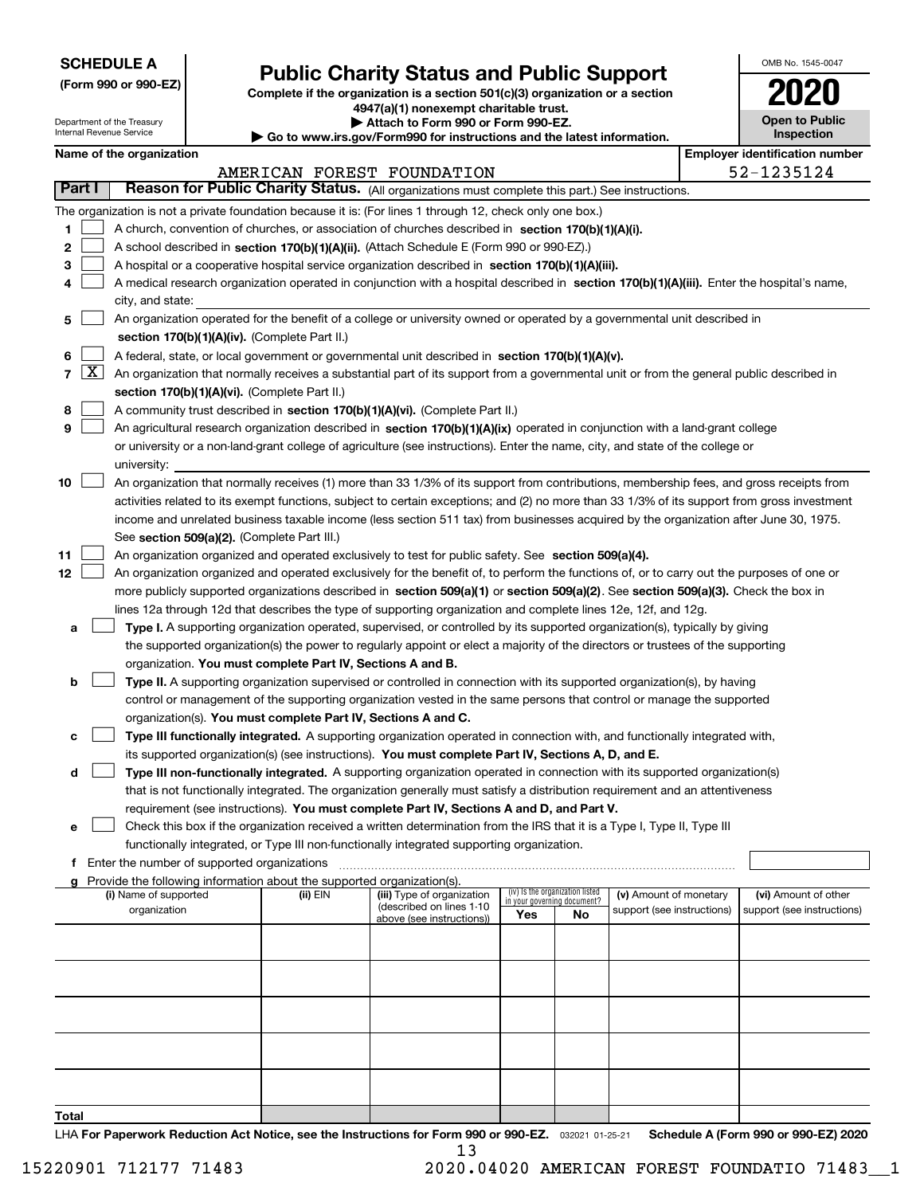**SCHEDULE A**
**(Form 990 or 990-EZ)**

Department of the Treasury
Internal Revenue Service

# Public Charity Status and Public Support

**Complete if the organization is a section 501(c)(3) organization or a section 4947(a)(1) nonexempt charitable trust.**
**▶ Attach to Form 990 or Form 990-EZ.**
**▶ Go to www.irs.gov/Form990 for instructions and the latest information.**

OMB No. 1545-0047
**2020**
**Open to Public Inspection**

**Name of the organization**: AMERICAN FOREST FOUNDATION
**Employer identification number**: 52-1235124

## Part I — Reason for Public Charity Status. (All organizations must complete this part.) See instructions.

The organization is not a private foundation because it is: (For lines 1 through 12, check only one box.)

1. [ ] A church, convention of churches, or association of churches described in **section 170(b)(1)(A)(i).**
2. [ ] A school described in **section 170(b)(1)(A)(ii).** (Attach Schedule E (Form 990 or 990-EZ).)
3. [ ] A hospital or a cooperative hospital service organization described in **section 170(b)(1)(A)(iii).**
4. [ ] A medical research organization operated in conjunction with a hospital described in **section 170(b)(1)(A)(iii).** Enter the hospital's name, city, and state:
5. [ ] An organization operated for the benefit of a college or university owned or operated by a governmental unit described in **section 170(b)(1)(A)(iv).** (Complete Part II.)
6. [ ] A federal, state, or local government or governmental unit described in **section 170(b)(1)(A)(v).**
7. [X] An organization that normally receives a substantial part of its support from a governmental unit or from the general public described in **section 170(b)(1)(A)(vi).** (Complete Part II.)
8. [ ] A community trust described in **section 170(b)(1)(A)(vi).** (Complete Part II.)
9. [ ] An agricultural research organization described in **section 170(b)(1)(A)(ix)** operated in conjunction with a land-grant college or university or a non-land-grant college of agriculture (see instructions). Enter the name, city, and state of the college or university:
10. [ ] An organization that normally receives (1) more than 33 1/3% of its support from contributions, membership fees, and gross receipts from activities related to its exempt functions, subject to certain exceptions; and (2) no more than 33 1/3% of its support from gross investment income and unrelated business taxable income (less section 511 tax) from businesses acquired by the organization after June 30, 1975. See **section 509(a)(2).** (Complete Part III.)
11. [ ] An organization organized and operated exclusively to test for public safety. See **section 509(a)(4).**
12. [ ] An organization organized and operated exclusively for the benefit of, to perform the functions of, or to carry out the purposes of one or more publicly supported organizations described in **section 509(a)(1)** or **section 509(a)(2)**. See **section 509(a)(3).** Check the box in lines 12a through 12d that describes the type of supporting organization and complete lines 12e, 12f, and 12g.
   - **a** [ ] **Type I.** A supporting organization operated, supervised, or controlled by its supported organization(s), typically by giving the supported organization(s) the power to regularly appoint or elect a majority of the directors or trustees of the supporting organization. **You must complete Part IV, Sections A and B.**
   - **b** [ ] **Type II.** A supporting organization supervised or controlled in connection with its supported organization(s), by having control or management of the supporting organization vested in the same persons that control or manage the supported organization(s). **You must complete Part IV, Sections A and C.**
   - **c** [ ] **Type III functionally integrated.** A supporting organization operated in connection with, and functionally integrated with, its supported organization(s) (see instructions). **You must complete Part IV, Sections A, D, and E.**
   - **d** [ ] **Type III non-functionally integrated.** A supporting organization operated in connection with its supported organization(s) that is not functionally integrated. The organization generally must satisfy a distribution requirement and an attentiveness requirement (see instructions). **You must complete Part IV, Sections A and D, and Part V.**
   - **e** [ ] Check this box if the organization received a written determination from the IRS that it is a Type I, Type II, Type III functionally integrated, or Type III non-functionally integrated supporting organization.
   - **f** Enter the number of supported organizations
   - **g** Provide the following information about the supported organization(s).

| (i) Name of supported organization | (ii) EIN | (iii) Type of organization (described on lines 1-10 above (see instructions)) | (iv) Is the organization listed in your governing document? Yes | No | (v) Amount of monetary support (see instructions) | (vi) Amount of other support (see instructions) |
|---|---|---|---|---|---|---|
| | | | | | | |
| | | | | | | |
| | | | | | | |
| | | | | | | |
| | | | | | | |
| **Total** | | | | | | |

LHA **For Paperwork Reduction Act Notice, see the Instructions for Form 990 or 990-EZ.** 032021 01-25-21 **Schedule A (Form 990 or 990-EZ) 2020**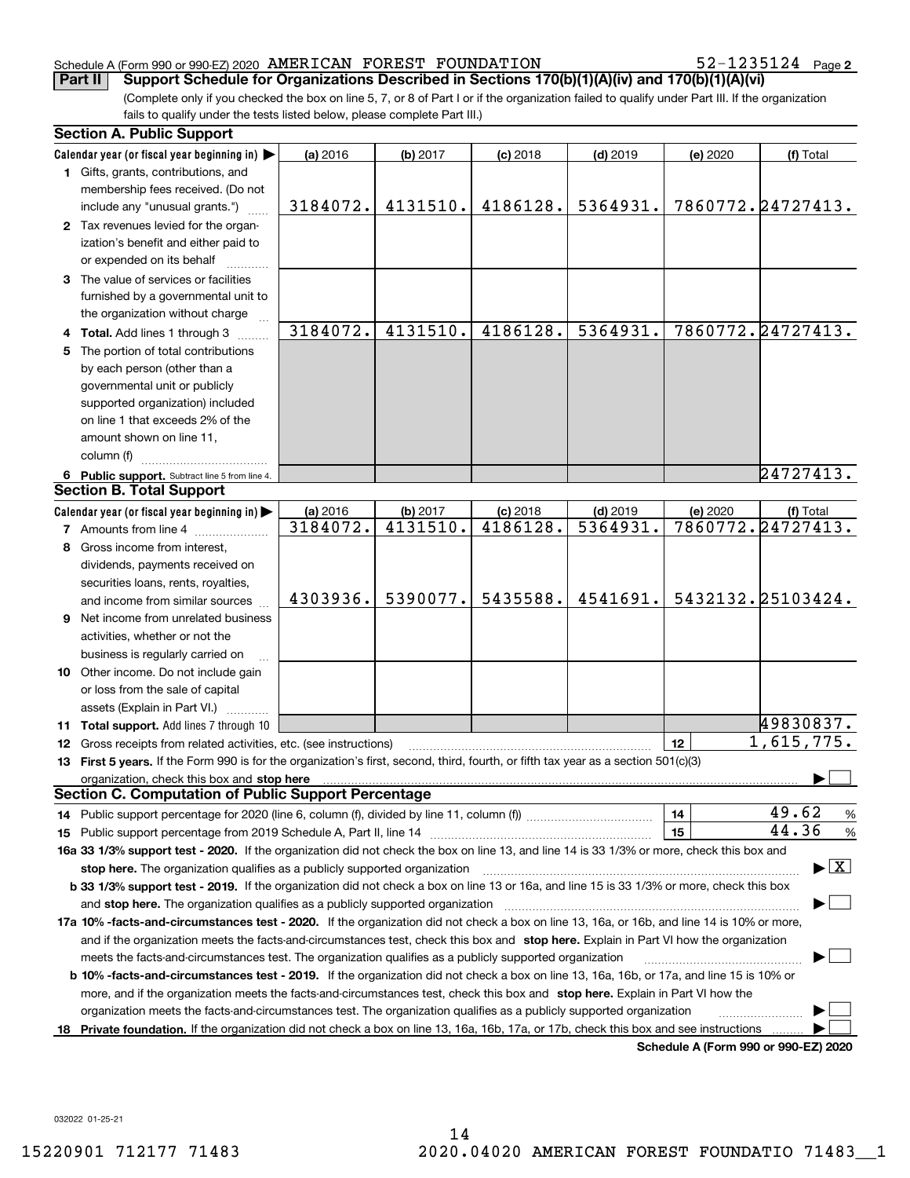Schedule A (Form 990 or 990-EZ) 2020 AMERICAN FOREST FOUNDATION 52-1235124 Page 2

**Part II Support Schedule for Organizations Described in Sections 170(b)(1)(A)(iv) and 170(b)(1)(A)(vi)**

(Complete only if you checked the box on line 5, 7, or 8 of Part I or if the organization failed to qualify under Part III. If the organization fails to qualify under the tests listed below, please complete Part III.)

## Section A. Public Support

| Calendar year (or fiscal year beginning in) ▶ | (a) 2016 | (b) 2017 | (c) 2018 | (d) 2019 | (e) 2020 | (f) Total |
|---|---|---|---|---|---|---|
| **1** Gifts, grants, contributions, and membership fees received. (Do not include any "unusual grants.") | 3184072. | 4131510. | 4186128. | 5364931. | 7860772. | 24727413. |
| **2** Tax revenues levied for the organization's benefit and either paid to or expended on its behalf | | | | | | |
| **3** The value of services or facilities furnished by a governmental unit to the organization without charge | | | | | | |
| **4 Total.** Add lines 1 through 3 | 3184072. | 4131510. | 4186128. | 5364931. | 7860772. | 24727413. |
| **5** The portion of total contributions by each person (other than a governmental unit or publicly supported organization) included on line 1 that exceeds 2% of the amount shown on line 11, column (f) | | | | | | |
| **6 Public support.** Subtract line 5 from line 4. | | | | | | 24727413. |

## Section B. Total Support

| Calendar year (or fiscal year beginning in) ▶ | (a) 2016 | (b) 2017 | (c) 2018 | (d) 2019 | (e) 2020 | (f) Total |
|---|---|---|---|---|---|---|
| **7** Amounts from line 4 | 3184072. | 4131510. | 4186128. | 5364931. | 7860772. | 24727413. |
| **8** Gross income from interest, dividends, payments received on securities loans, rents, royalties, and income from similar sources | 4303936. | 5390077. | 5435588. | 4541691. | 5432132. | 25103424. |
| **9** Net income from unrelated business activities, whether or not the business is regularly carried on | | | | | | |
| **10** Other income. Do not include gain or loss from the sale of capital assets (Explain in Part VI.) | | | | | | |
| **11 Total support.** Add lines 7 through 10 | | | | | | 49830837. |

**12** Gross receipts from related activities, etc. (see instructions) **12** 1,615,775.

**13 First 5 years.** If the Form 990 is for the organization's first, second, third, fourth, or fifth tax year as a section 501(c)(3) organization, check this box and **stop here** ▶ ☐

## Section C. Computation of Public Support Percentage

**14** Public support percentage for 2020 (line 6, column (f), divided by line 11, column (f)) **14** 49.62 %

**15** Public support percentage from 2019 Schedule A, Part II, line 14 **15** 44.36 %

**16a 33 1/3% support test - 2020.** If the organization did not check the box on line 13, and line 14 is 33 1/3% or more, check this box and **stop here.** The organization qualifies as a publicly supported organization ▶ ☒

**b 33 1/3% support test - 2019.** If the organization did not check a box on line 13 or 16a, and line 15 is 33 1/3% or more, check this box and **stop here.** The organization qualifies as a publicly supported organization ▶ ☐

**17a 10% -facts-and-circumstances test - 2020.** If the organization did not check a box on line 13, 16a, or 16b, and line 14 is 10% or more, and if the organization meets the facts-and-circumstances test, check this box and **stop here.** Explain in Part VI how the organization meets the facts-and-circumstances test. The organization qualifies as a publicly supported organization ▶ ☐

**b 10% -facts-and-circumstances test - 2019.** If the organization did not check a box on line 13, 16a, 16b, or 17a, and line 15 is 10% or more, and if the organization meets the facts-and-circumstances test, check this box and **stop here.** Explain in Part VI how the organization meets the facts-and-circumstances test. The organization qualifies as a publicly supported organization ▶ ☐

**18 Private foundation.** If the organization did not check a box on line 13, 16a, 16b, 17a, or 17b, check this box and see instructions ▶ ☐

**Schedule A (Form 990 or 990-EZ) 2020**

032022 01-25-21

15220901 712177 71483 2020.04020 AMERICAN FOREST FOUNDATIO 71483__1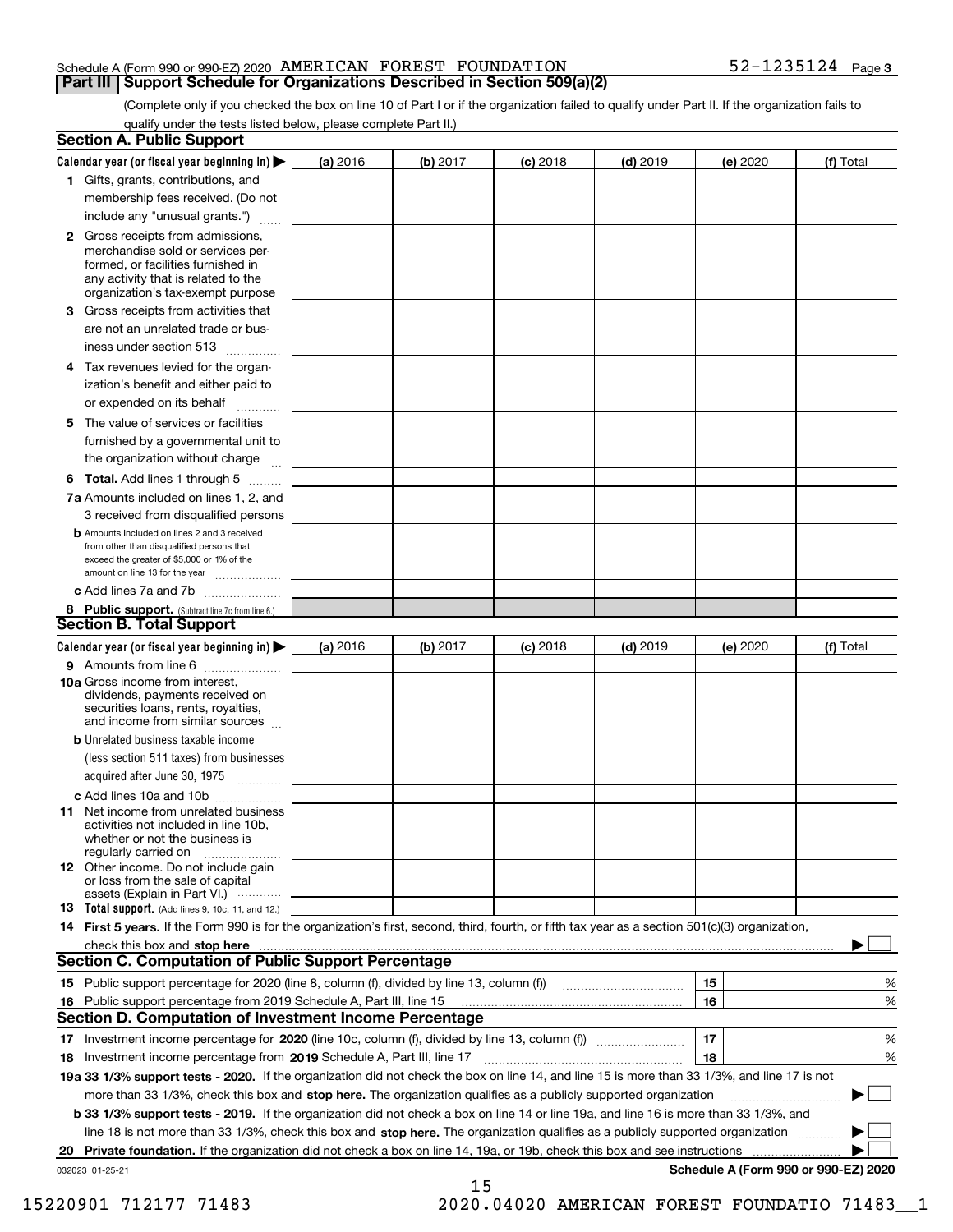Schedule A (Form 990 or 990-EZ) 2020 AMERICAN FOREST FOUNDATION 52-1235124 Page 3

## Part III Support Schedule for Organizations Described in Section 509(a)(2)

(Complete only if you checked the box on line 10 of Part I or if the organization failed to qualify under Part II. If the organization fails to qualify under the tests listed below, please complete Part II.)

### Section A. Public Support

| Calendar year (or fiscal year beginning in) ▶ | (a) 2016 | (b) 2017 | (c) 2018 | (d) 2019 | (e) 2020 | (f) Total |
|---|---|---|---|---|---|---|
| **1** Gifts, grants, contributions, and membership fees received. (Do not include any "unusual grants.") | | | | | | |
| **2** Gross receipts from admissions, merchandise sold or services performed, or facilities furnished in any activity that is related to the organization's tax-exempt purpose | | | | | | |
| **3** Gross receipts from activities that are not an unrelated trade or business under section 513 | | | | | | |
| **4** Tax revenues levied for the organization's benefit and either paid to or expended on its behalf | | | | | | |
| **5** The value of services or facilities furnished by a governmental unit to the organization without charge | | | | | | |
| **6 Total.** Add lines 1 through 5 | | | | | | |
| **7a** Amounts included on lines 1, 2, and 3 received from disqualified persons | | | | | | |
| **b** Amounts included on lines 2 and 3 received from other than disqualified persons that exceed the greater of $5,000 or 1% of the amount on line 13 for the year | | | | | | |
| **c** Add lines 7a and 7b | | | | | | |
| **8 Public support.** (Subtract line 7c from line 6.) | | | | | | |

### Section B. Total Support

| Calendar year (or fiscal year beginning in) ▶ | (a) 2016 | (b) 2017 | (c) 2018 | (d) 2019 | (e) 2020 | (f) Total |
|---|---|---|---|---|---|---|
| **9** Amounts from line 6 | | | | | | |
| **10a** Gross income from interest, dividends, payments received on securities loans, rents, royalties, and income from similar sources | | | | | | |
| **b** Unrelated business taxable income (less section 511 taxes) from businesses acquired after June 30, 1975 | | | | | | |
| **c** Add lines 10a and 10b | | | | | | |
| **11** Net income from unrelated business activities not included in line 10b, whether or not the business is regularly carried on | | | | | | |
| **12** Other income. Do not include gain or loss from the sale of capital assets (Explain in Part VI.) | | | | | | |
| **13 Total support.** (Add lines 9, 10c, 11, and 12.) | | | | | | |

**14 First 5 years.** If the Form 990 is for the organization's first, second, third, fourth, or fifth tax year as a section 501(c)(3) organization, check this box and **stop here** ▶ ☐

### Section C. Computation of Public Support Percentage

| | | | |
|---|---|---|---|
| **15** | Public support percentage for 2020 (line 8, column (f), divided by line 13, column (f)) | 15 | % |
| **16** | Public support percentage from 2019 Schedule A, Part III, line 15 | 16 | % |

### Section D. Computation of Investment Income Percentage

| | | | |
|---|---|---|---|
| **17** | Investment income percentage for **2020** (line 10c, column (f), divided by line 13, column (f)) | 17 | % |
| **18** | Investment income percentage from **2019** Schedule A, Part III, line 17 | 18 | % |

**19a 33 1/3% support tests - 2020.** If the organization did not check the box on line 14, and line 15 is more than 33 1/3%, and line 17 is not more than 33 1/3%, check this box and **stop here.** The organization qualifies as a publicly supported organization ▶ ☐

**b 33 1/3% support tests - 2019.** If the organization did not check a box on line 14 or line 19a, and line 16 is more than 33 1/3%, and line 18 is not more than 33 1/3%, check this box and **stop here.** The organization qualifies as a publicly supported organization ▶ ☐

**20 Private foundation.** If the organization did not check a box on line 14, 19a, or 19b, check this box and see instructions ▶ ☐

032023 01-25-21 **Schedule A (Form 990 or 990-EZ) 2020**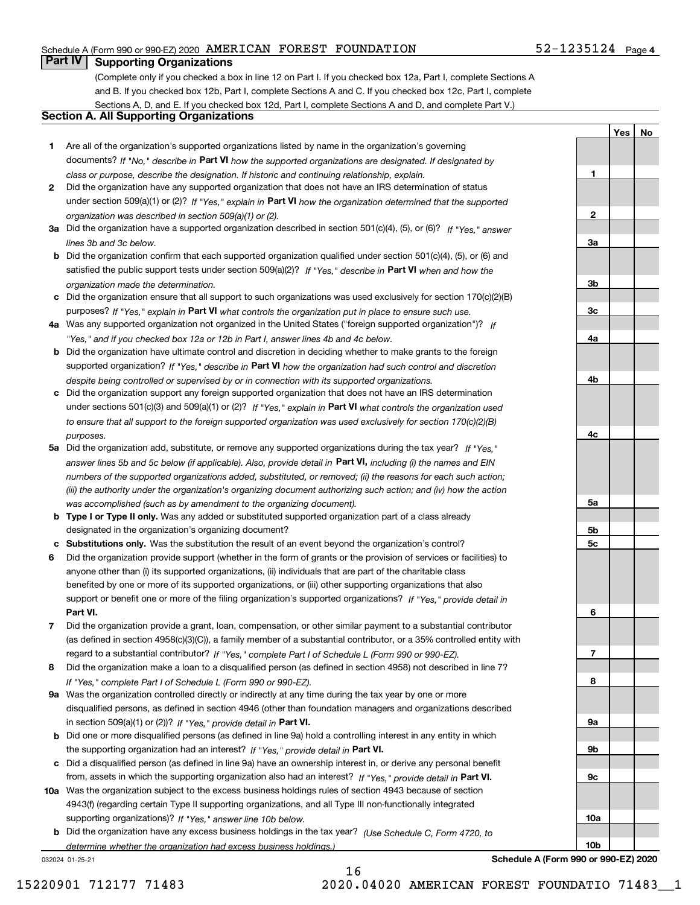Schedule A (Form 990 or 990-EZ) 2020 AMERICAN FOREST FOUNDATION 52-1235124 Page 4

## Part IV Supporting Organizations

(Complete only if you checked a box in line 12 on Part I. If you checked box 12a, Part I, complete Sections A and B. If you checked box 12b, Part I, complete Sections A and C. If you checked box 12c, Part I, complete Sections A, D, and E. If you checked box 12d, Part I, complete Sections A and D, and complete Part V.)

### Section A. All Supporting Organizations

| | | | Yes | No |
|---|---|---|---|---|
| **1** | Are all of the organization's supported organizations listed by name in the organization's governing documents? *If "No," describe in* **Part VI** *how the supported organizations are designated. If designated by class or purpose, describe the designation. If historic and continuing relationship, explain.* | 1 | | |
| **2** | Did the organization have any supported organization that does not have an IRS determination of status under section 509(a)(1) or (2)? *If "Yes," explain in* **Part VI** *how the organization determined that the supported organization was described in section 509(a)(1) or (2).* | 2 | | |
| **3a** | Did the organization have a supported organization described in section 501(c)(4), (5), or (6)? *If "Yes," answer lines 3b and 3c below.* | 3a | | |
| **b** | Did the organization confirm that each supported organization qualified under section 501(c)(4), (5), or (6) and satisfied the public support tests under section 509(a)(2)? *If "Yes," describe in* **Part VI** *when and how the organization made the determination.* | 3b | | |
| **c** | Did the organization ensure that all support to such organizations was used exclusively for section 170(c)(2)(B) purposes? *If "Yes," explain in* **Part VI** *what controls the organization put in place to ensure such use.* | 3c | | |
| **4a** | Was any supported organization not organized in the United States ("foreign supported organization")? *If "Yes," and if you checked box 12a or 12b in Part I, answer lines 4b and 4c below.* | 4a | | |
| **b** | Did the organization have ultimate control and discretion in deciding whether to make grants to the foreign supported organization? *If "Yes," describe in* **Part VI** *how the organization had such control and discretion despite being controlled or supervised by or in connection with its supported organizations.* | 4b | | |
| **c** | Did the organization support any foreign supported organization that does not have an IRS determination under sections 501(c)(3) and 509(a)(1) or (2)? *If "Yes," explain in* **Part VI** *what controls the organization used to ensure that all support to the foreign supported organization was used exclusively for section 170(c)(2)(B) purposes.* | 4c | | |
| **5a** | Did the organization add, substitute, or remove any supported organizations during the tax year? *If "Yes," answer lines 5b and 5c below (if applicable). Also, provide detail in* **Part VI,** *including (i) the names and EIN numbers of the supported organizations added, substituted, or removed; (ii) the reasons for each such action; (iii) the authority under the organization's organizing document authorizing such action; and (iv) how the action was accomplished (such as by amendment to the organizing document).* | 5a | | |
| **b** | **Type I or Type II only.** Was any added or substituted supported organization part of a class already designated in the organization's organizing document? | 5b | | |
| **c** | **Substitutions only.** Was the substitution the result of an event beyond the organization's control? | 5c | | |
| **6** | Did the organization provide support (whether in the form of grants or the provision of services or facilities) to anyone other than (i) its supported organizations, (ii) individuals that are part of the charitable class benefited by one or more of its supported organizations, or (iii) other supporting organizations that also support or benefit one or more of the filing organization's supported organizations? *If "Yes," provide detail in* **Part VI.** | 6 | | |
| **7** | Did the organization provide a grant, loan, compensation, or other similar payment to a substantial contributor (as defined in section 4958(c)(3)(C)), a family member of a substantial contributor, or a 35% controlled entity with regard to a substantial contributor? *If "Yes," complete Part I of Schedule L (Form 990 or 990-EZ).* | 7 | | |
| **8** | Did the organization make a loan to a disqualified person (as defined in section 4958) not described in line 7? *If "Yes," complete Part I of Schedule L (Form 990 or 990-EZ).* | 8 | | |
| **9a** | Was the organization controlled directly or indirectly at any time during the tax year by one or more disqualified persons, as defined in section 4946 (other than foundation managers and organizations described in section 509(a)(1) or (2))? *If "Yes," provide detail in* **Part VI.** | 9a | | |
| **b** | Did one or more disqualified persons (as defined in line 9a) hold a controlling interest in any entity in which the supporting organization had an interest? *If "Yes," provide detail in* **Part VI.** | 9b | | |
| **c** | Did a disqualified person (as defined in line 9a) have an ownership interest in, or derive any personal benefit from, assets in which the supporting organization also had an interest? *If "Yes," provide detail in* **Part VI.** | 9c | | |
| **10a** | Was the organization subject to the excess business holdings rules of section 4943 because of section 4943(f) (regarding certain Type II supporting organizations, and all Type III non-functionally integrated supporting organizations)? *If "Yes," answer line 10b below.* | 10a | | |
| **b** | Did the organization have any excess business holdings in the tax year? *(Use Schedule C, Form 4720, to determine whether the organization had excess business holdings.)* | 10b | | |

032024 01-25-21 **Schedule A (Form 990 or 990-EZ) 2020**

15220901 712177 71483 2020.04020 AMERICAN FOREST FOUNDATIO 71483__1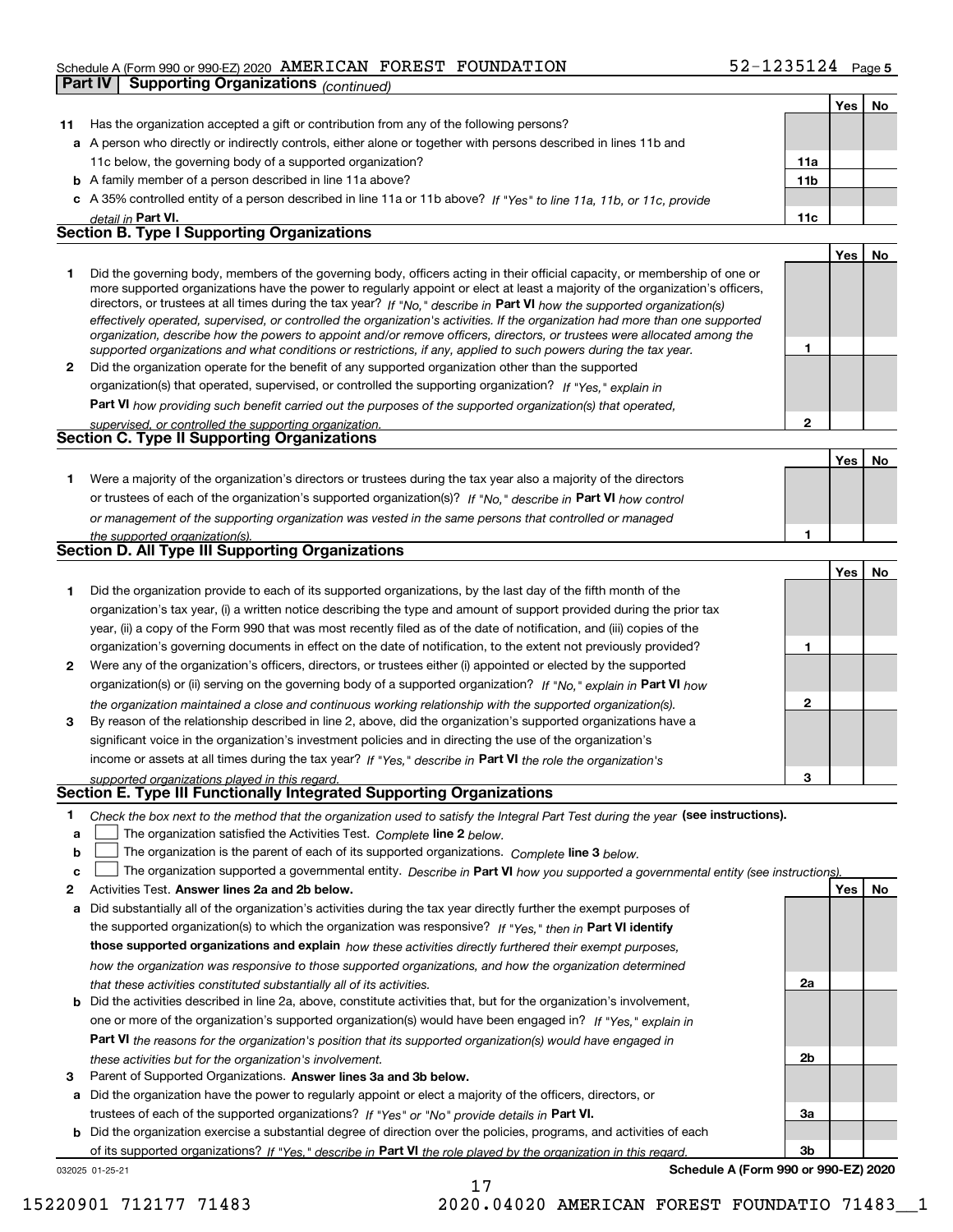Schedule A (Form 990 or 990-EZ) 2020 AMERICAN FOREST FOUNDATION 52-1235124 Page 5

**Part IV Supporting Organizations** *(continued)*

| | | | Yes | No |
|---|---|---|---|---|
| **11** | Has the organization accepted a gift or contribution from any of the following persons? | | | |
| **a** | A person who directly or indirectly controls, either alone or together with persons described in lines 11b and 11c below, the governing body of a supported organization? | **11a** | | |
| **b** | A family member of a person described in line 11a above? | **11b** | | |
| **c** | A 35% controlled entity of a person described in line 11a or 11b above? *If "Yes" to line 11a, 11b, or 11c, provide detail in* **Part VI.** | **11c** | | |

## Section B. Type I Supporting Organizations

| | | | Yes | No |
|---|---|---|---|---|
| **1** | Did the governing body, members of the governing body, officers acting in their official capacity, or membership of one or more supported organizations have the power to regularly appoint or elect at least a majority of the organization's officers, directors, or trustees at all times during the tax year? *If "No," describe in* **Part VI** *how the supported organization(s) effectively operated, supervised, or controlled the organization's activities. If the organization had more than one supported organization, describe how the powers to appoint and/or remove officers, directors, or trustees were allocated among the supported organizations and what conditions or restrictions, if any, applied to such powers during the tax year.* | **1** | | |
| **2** | Did the organization operate for the benefit of any supported organization other than the supported organization(s) that operated, supervised, or controlled the supporting organization? *If "Yes," explain in* **Part VI** *how providing such benefit carried out the purposes of the supported organization(s) that operated, supervised, or controlled the supporting organization.* | **2** | | |

## Section C. Type II Supporting Organizations

| | | | Yes | No |
|---|---|---|---|---|
| **1** | Were a majority of the organization's directors or trustees during the tax year also a majority of the directors or trustees of each of the organization's supported organization(s)? *If "No," describe in* **Part VI** *how control or management of the supporting organization was vested in the same persons that controlled or managed the supported organization(s).* | **1** | | |

## Section D. All Type III Supporting Organizations

| | | | Yes | No |
|---|---|---|---|---|
| **1** | Did the organization provide to each of its supported organizations, by the last day of the fifth month of the organization's tax year, (i) a written notice describing the type and amount of support provided during the prior tax year, (ii) a copy of the Form 990 that was most recently filed as of the date of notification, and (iii) copies of the organization's governing documents in effect on the date of notification, to the extent not previously provided? | **1** | | |
| **2** | Were any of the organization's officers, directors, or trustees either (i) appointed or elected by the supported organization(s) or (ii) serving on the governing body of a supported organization? *If "No," explain in* **Part VI** *how the organization maintained a close and continuous working relationship with the supported organization(s).* | **2** | | |
| **3** | By reason of the relationship described in line 2, above, did the organization's supported organizations have a significant voice in the organization's investment policies and in directing the use of the organization's income or assets at all times during the tax year? *If "Yes," describe in* **Part VI** *the role the organization's supported organizations played in this regard.* | **3** | | |

## Section E. Type III Functionally Integrated Supporting Organizations

**1** *Check the box next to the method that the organization used to satisfy the Integral Part Test during the year* **(see instructions).**

- **a** ☐ The organization satisfied the Activities Test. *Complete* **line 2** *below.*
- **b** ☐ The organization is the parent of each of its supported organizations. *Complete* **line 3** *below.*
- **c** ☐ The organization supported a governmental entity. *Describe in* **Part VI** *how you supported a governmental entity (see instructions).*

| | | | Yes | No |
|---|---|---|---|---|
| **2** | Activities Test. **Answer lines 2a and 2b below.** | | | |
| **a** | Did substantially all of the organization's activities during the tax year directly further the exempt purposes of the supported organization(s) to which the organization was responsive? *If "Yes," then in* **Part VI identify those supported organizations and explain** *how these activities directly furthered their exempt purposes, how the organization was responsive to those supported organizations, and how the organization determined that these activities constituted substantially all of its activities.* | **2a** | | |
| **b** | Did the activities described in line 2a, above, constitute activities that, but for the organization's involvement, one or more of the organization's supported organization(s) would have been engaged in? *If "Yes," explain in* **Part VI** *the reasons for the organization's position that its supported organization(s) would have engaged in these activities but for the organization's involvement.* | **2b** | | |
| **3** | Parent of Supported Organizations. **Answer lines 3a and 3b below.** | | | |
| **a** | Did the organization have the power to regularly appoint or elect a majority of the officers, directors, or trustees of each of the supported organizations? *If "Yes" or "No" provide details in* **Part VI.** | **3a** | | |
| **b** | Did the organization exercise a substantial degree of direction over the policies, programs, and activities of each of its supported organizations? *If "Yes," describe in* **Part VI** *the role played by the organization in this regard.* | **3b** | | |

032025 01-25-21 **Schedule A (Form 990 or 990-EZ) 2020**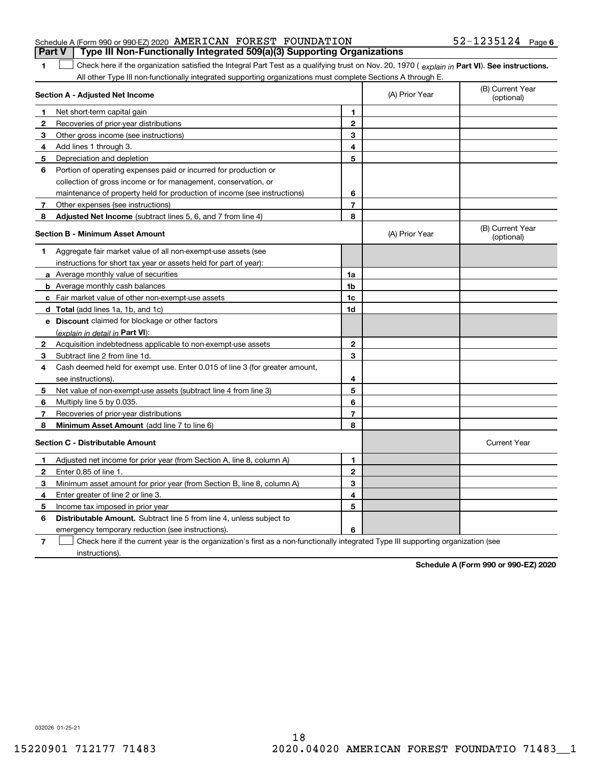Schedule A (Form 990 or 990-EZ) 2020 AMERICAN FOREST FOUNDATION 52-1235124 Page 6

## Part V Type III Non-Functionally Integrated 509(a)(3) Supporting Organizations

**1** ☐ Check here if the organization satisfied the Integral Part Test as a qualifying trust on Nov. 20, 1970 ( *explain in* **Part VI**). **See instructions.** All other Type III non-functionally integrated supporting organizations must complete Sections A through E.

| **Section A - Adjusted Net Income** | | | (A) Prior Year | (B) Current Year (optional) |
|---|---|---|---|---|
| **1** | Net short-term capital gain | **1** | | |
| **2** | Recoveries of prior-year distributions | **2** | | |
| **3** | Other gross income (see instructions) | **3** | | |
| **4** | Add lines 1 through 3. | **4** | | |
| **5** | Depreciation and depletion | **5** | | |
| **6** | Portion of operating expenses paid or incurred for production or collection of gross income or for management, conservation, or maintenance of property held for production of income (see instructions) | **6** | | |
| **7** | Other expenses (see instructions) | **7** | | |
| **8** | **Adjusted Net Income** (subtract lines 5, 6, and 7 from line 4) | **8** | | |

| **Section B - Minimum Asset Amount** | | | (A) Prior Year | (B) Current Year (optional) |
|---|---|---|---|---|
| **1** | Aggregate fair market value of all non-exempt-use assets (see instructions for short tax year or assets held for part of year): | | | |
| **a** | Average monthly value of securities | **1a** | | |
| **b** | Average monthly cash balances | **1b** | | |
| **c** | Fair market value of other non-exempt-use assets | **1c** | | |
| **d** | **Total** (add lines 1a, 1b, and 1c) | **1d** | | |
| **e** | **Discount** claimed for blockage or other factors (*explain in detail in* **Part VI**): | | | |
| **2** | Acquisition indebtedness applicable to non-exempt-use assets | **2** | | |
| **3** | Subtract line 2 from line 1d. | **3** | | |
| **4** | Cash deemed held for exempt use. Enter 0.015 of line 3 (for greater amount, see instructions). | **4** | | |
| **5** | Net value of non-exempt-use assets (subtract line 4 from line 3) | **5** | | |
| **6** | Multiply line 5 by 0.035. | **6** | | |
| **7** | Recoveries of prior-year distributions | **7** | | |
| **8** | **Minimum Asset Amount** (add line 7 to line 6) | **8** | | |

| **Section C - Distributable Amount** | | | | Current Year |
|---|---|---|---|---|
| **1** | Adjusted net income for prior year (from Section A, line 8, column A) | **1** | | |
| **2** | Enter 0.85 of line 1. | **2** | | |
| **3** | Minimum asset amount for prior year (from Section B, line 8, column A) | **3** | | |
| **4** | Enter greater of line 2 or line 3. | **4** | | |
| **5** | Income tax imposed in prior year | **5** | | |
| **6** | **Distributable Amount.** Subtract line 5 from line 4, unless subject to emergency temporary reduction (see instructions). | **6** | | |

**7** ☐ Check here if the current year is the organization's first as a non-functionally integrated Type III supporting organization (see instructions).

**Schedule A (Form 990 or 990-EZ) 2020**

032026 01-25-21

15220901 712177 71483 2020.04020 AMERICAN FOREST FOUNDATIO 71483__1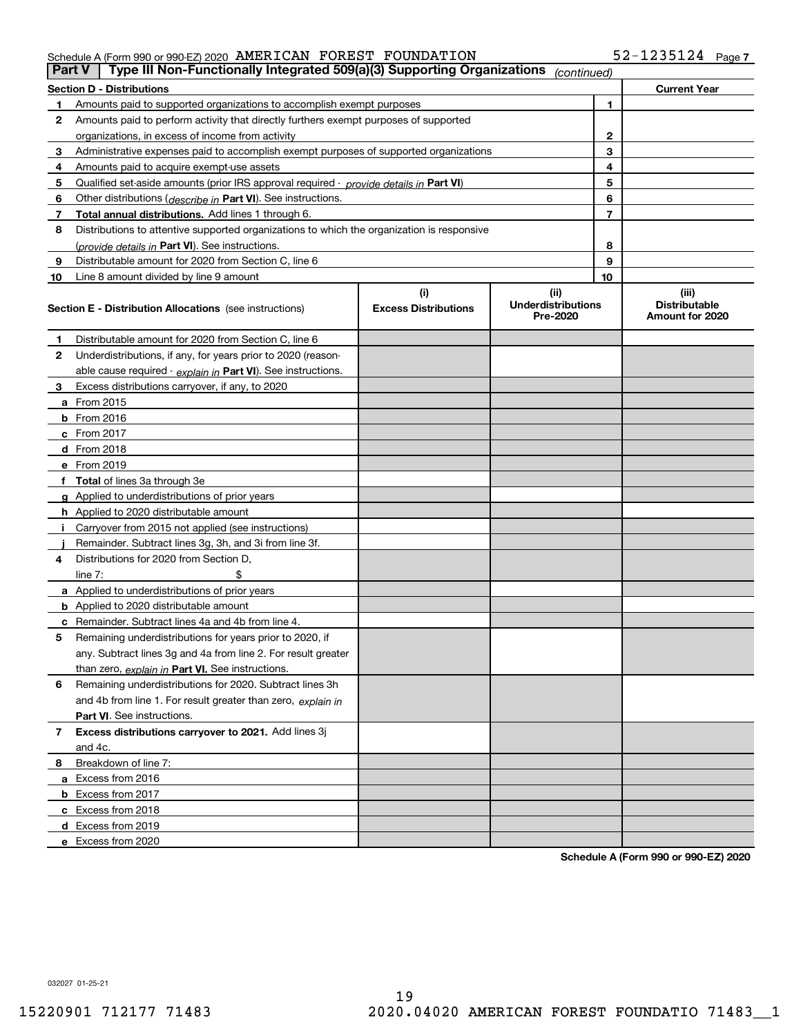Schedule A (Form 990 or 990-EZ) 2020 AMERICAN FOREST FOUNDATION 52-1235124

## Part V | Type III Non-Functionally Integrated 509(a)(3) Supporting Organizations *(continued)*

| Section D - Distributions | | | Current Year |
|---|---|---|---|
| 1 | Amounts paid to supported organizations to accomplish exempt purposes | 1 | |
| 2 | Amounts paid to perform activity that directly furthers exempt purposes of supported organizations, in excess of income from activity | 2 | |
| 3 | Administrative expenses paid to accomplish exempt purposes of supported organizations | 3 | |
| 4 | Amounts paid to acquire exempt-use assets | 4 | |
| 5 | Qualified set-aside amounts (prior IRS approval required - *provide details in* **Part VI**) | 5 | |
| 6 | Other distributions (*describe in* **Part VI**). See instructions. | 6 | |
| 7 | **Total annual distributions.** Add lines 1 through 6. | 7 | |
| 8 | Distributions to attentive supported organizations to which the organization is responsive (*provide details in* **Part VI**). See instructions. | 8 | |
| 9 | Distributable amount for 2020 from Section C, line 6 | 9 | |
| 10 | Line 8 amount divided by line 9 amount | 10 | |

| | **Section E - Distribution Allocations** (see instructions) | (i) Excess Distributions | (ii) Underdistributions Pre-2020 | (iii) Distributable Amount for 2020 |
|---|---|---|---|---|
| 1 | Distributable amount for 2020 from Section C, line 6 | | | |
| 2 | Underdistributions, if any, for years prior to 2020 (reasonable cause required - *explain in* **Part VI**). See instructions. | | | |
| 3 | Excess distributions carryover, if any, to 2020 | | | |
| a | From 2015 | | | |
| b | From 2016 | | | |
| c | From 2017 | | | |
| d | From 2018 | | | |
| e | From 2019 | | | |
| f | **Total** of lines 3a through 3e | | | |
| g | Applied to underdistributions of prior years | | | |
| h | Applied to 2020 distributable amount | | | |
| i | Carryover from 2015 not applied (see instructions) | | | |
| j | Remainder. Subtract lines 3g, 3h, and 3i from line 3f. | | | |
| 4 | Distributions for 2020 from Section D, line 7: $ | | | |
| a | Applied to underdistributions of prior years | | | |
| b | Applied to 2020 distributable amount | | | |
| c | Remainder. Subtract lines 4a and 4b from line 4. | | | |
| 5 | Remaining underdistributions for years prior to 2020, if any. Subtract lines 3g and 4a from line 2. For result greater than zero, *explain in* **Part VI.** See instructions. | | | |
| 6 | Remaining underdistributions for 2020. Subtract lines 3h and 4b from line 1. For result greater than zero, *explain in* **Part VI**. See instructions. | | | |
| 7 | **Excess distributions carryover to 2021.** Add lines 3j and 4c. | | | |
| 8 | Breakdown of line 7: | | | |
| a | Excess from 2016 | | | |
| b | Excess from 2017 | | | |
| c | Excess from 2018 | | | |
| d | Excess from 2019 | | | |
| e | Excess from 2020 | | | |

**Schedule A (Form 990 or 990-EZ) 2020**

032027 01-25-21

15220901 712177 71483 2020.04020 AMERICAN FOREST FOUNDATIO 71483__1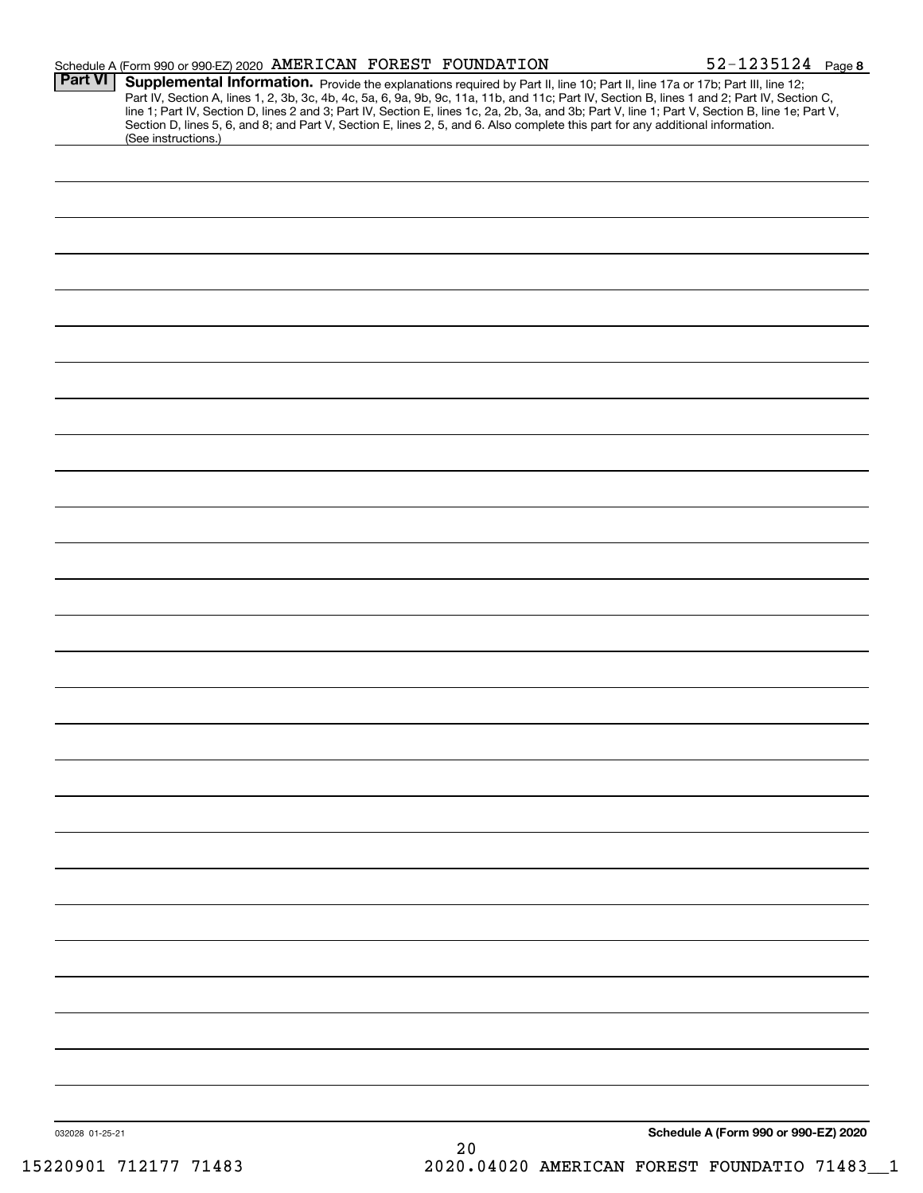Schedule A (Form 990 or 990-EZ) 2020 AMERICAN FOREST FOUNDATION 52-1235124 Page **8**

**Part VI** **Supplemental Information.** Provide the explanations required by Part II, line 10; Part II, line 17a or 17b; Part III, line 12; Part IV, Section A, lines 1, 2, 3b, 3c, 4b, 4c, 5a, 6, 9a, 9b, 9c, 11a, 11b, and 11c; Part IV, Section B, lines 1 and 2; Part IV, Section C, line 1; Part IV, Section D, lines 2 and 3; Part IV, Section E, lines 1c, 2a, 2b, 3a, and 3b; Part V, line 1; Part V, Section B, line 1e; Part V, Section D, lines 5, 6, and 8; and Part V, Section E, lines 2, 5, and 6. Also complete this part for any additional information. (See instructions.)

032028 01-25-21 **Schedule A (Form 990 or 990-EZ) 2020**

15220901 712177 71483 2020.04020 AMERICAN FOREST FOUNDATIO 71483__1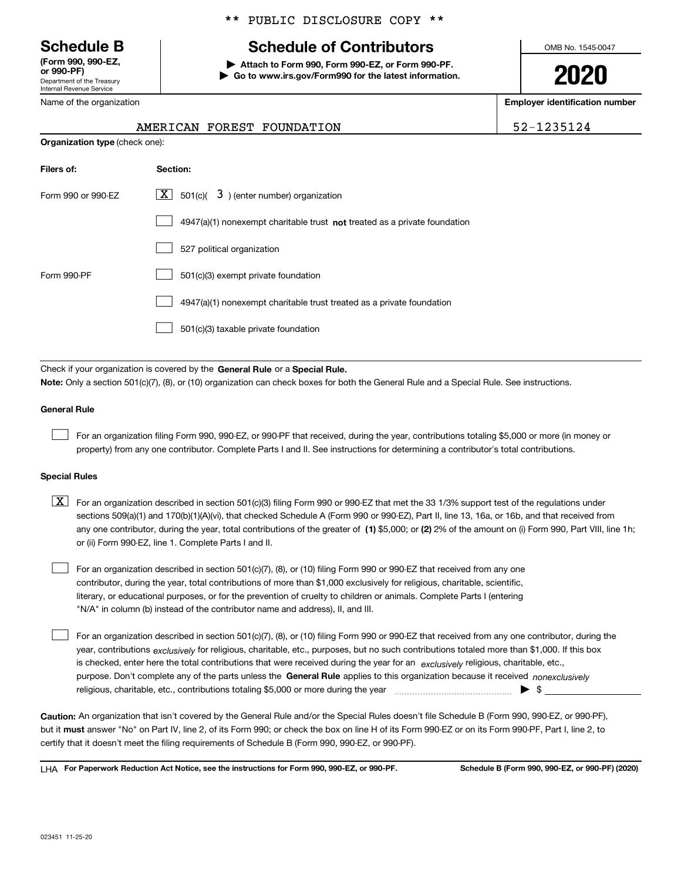** PUBLIC DISCLOSURE COPY **

# Schedule B

**(Form 990, 990-EZ, or 990-PF)**
Department of the Treasury
Internal Revenue Service

## Schedule of Contributors

**▶ Attach to Form 990, Form 990-EZ, or Form 990-PF.**
**▶ Go to www.irs.gov/Form990 for the latest information.**

OMB No. 1545-0047

**2020**

Name of the organization: AMERICAN FOREST FOUNDATION

**Employer identification number**: 52-1235124

**Organization type** (check one):

| **Filers of:** | **Section:** |
|---|---|
| Form 990 or 990-EZ | [X] 501(c)( 3 ) (enter number) organization |
| | [ ] 4947(a)(1) nonexempt charitable trust **not** treated as a private foundation |
| | [ ] 527 political organization |
| Form 990-PF | [ ] 501(c)(3) exempt private foundation |
| | [ ] 4947(a)(1) nonexempt charitable trust treated as a private foundation |
| | [ ] 501(c)(3) taxable private foundation |

Check if your organization is covered by the **General Rule** or a **Special Rule.**

**Note:** Only a section 501(c)(7), (8), or (10) organization can check boxes for both the General Rule and a Special Rule. See instructions.

### General Rule

[ ] For an organization filing Form 990, 990-EZ, or 990-PF that received, during the year, contributions totaling $5,000 or more (in money or property) from any one contributor. Complete Parts I and II. See instructions for determining a contributor's total contributions.

### Special Rules

[X] For an organization described in section 501(c)(3) filing Form 990 or 990-EZ that met the 33 1/3% support test of the regulations under sections 509(a)(1) and 170(b)(1)(A)(vi), that checked Schedule A (Form 990 or 990-EZ), Part II, line 13, 16a, or 16b, and that received from any one contributor, during the year, total contributions of the greater of **(1)** $5,000; or **(2)** 2% of the amount on (i) Form 990, Part VIII, line 1h; or (ii) Form 990-EZ, line 1. Complete Parts I and II.

[ ] For an organization described in section 501(c)(7), (8), or (10) filing Form 990 or 990-EZ that received from any one contributor, during the year, total contributions of more than $1,000 exclusively for religious, charitable, scientific, literary, or educational purposes, or for the prevention of cruelty to children or animals. Complete Parts I (entering "N/A" in column (b) instead of the contributor name and address), II, and III.

[ ] For an organization described in section 501(c)(7), (8), or (10) filing Form 990 or 990-EZ that received from any one contributor, during the year, contributions *exclusively* for religious, charitable, etc., purposes, but no such contributions totaled more than $1,000. If this box is checked, enter here the total contributions that were received during the year for an *exclusively* religious, charitable, etc., purpose. Don't complete any of the parts unless the **General Rule** applies to this organization because it received *nonexclusively* religious, charitable, etc., contributions totaling $5,000 or more during the year ▶ $

**Caution:** An organization that isn't covered by the General Rule and/or the Special Rules doesn't file Schedule B (Form 990, 990-EZ, or 990-PF), but it **must** answer "No" on Part IV, line 2, of its Form 990; or check the box on line H of its Form 990-EZ or on its Form 990-PF, Part I, line 2, to certify that it doesn't meet the filing requirements of Schedule B (Form 990, 990-EZ, or 990-PF).

LHA **For Paperwork Reduction Act Notice, see the instructions for Form 990, 990-EZ, or 990-PF.** **Schedule B (Form 990, 990-EZ, or 990-PF) (2020)**

023451 11-25-20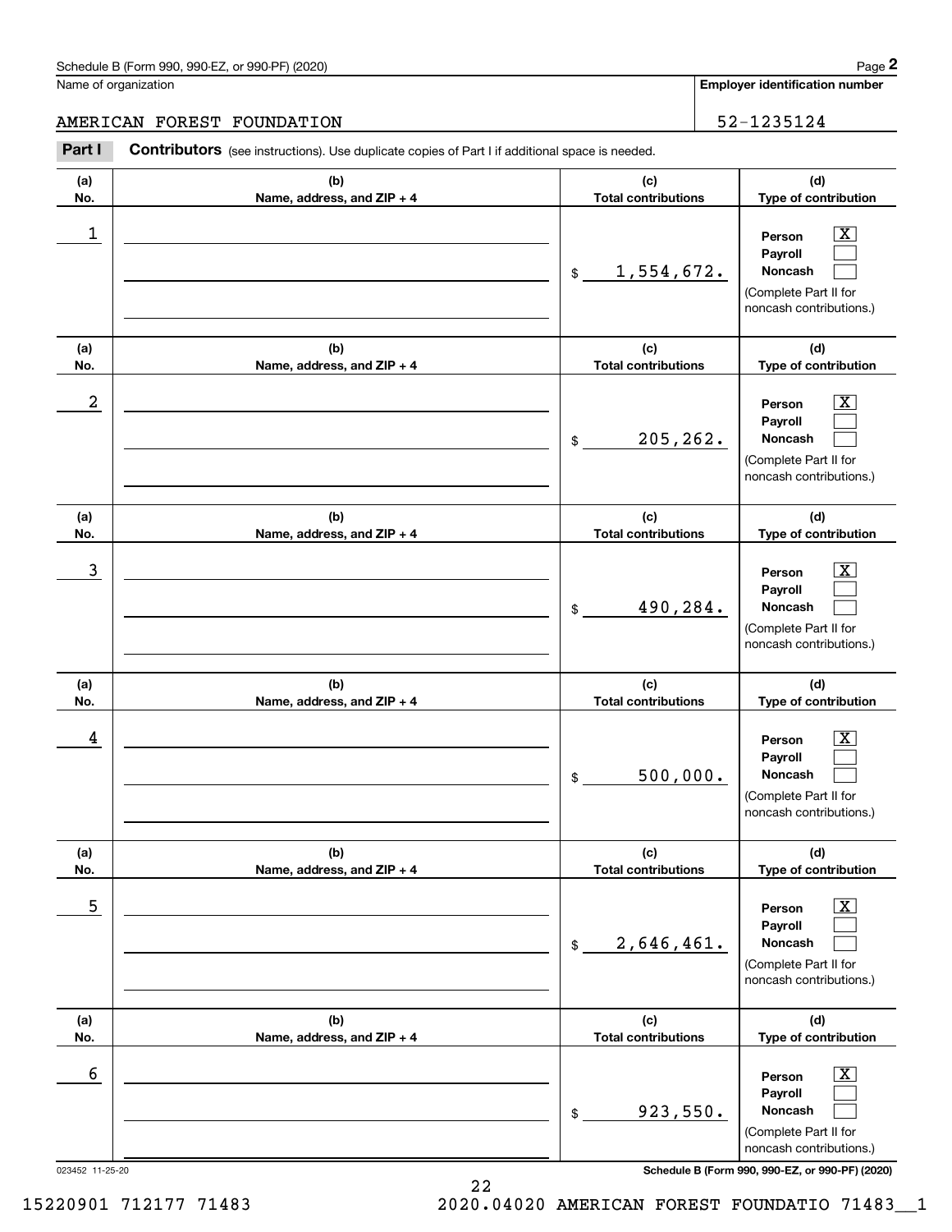Name of organization

AMERICAN FOREST FOUNDATION

**Employer identification number**

52-1235124

**Part I** **Contributors** (see instructions). Use duplicate copies of Part I if additional space is needed.

| (a) No. | (b) Name, address, and ZIP + 4 | (c) Total contributions | (d) Type of contribution |
|---|---|---|---|
| 1 | | $ 1,554,672. | Person [X] Payroll [ ] Noncash [ ] (Complete Part II for noncash contributions.) |
| 2 | | $ 205,262. | Person [X] Payroll [ ] Noncash [ ] (Complete Part II for noncash contributions.) |
| 3 | | $ 490,284. | Person [X] Payroll [ ] Noncash [ ] (Complete Part II for noncash contributions.) |
| 4 | | $ 500,000. | Person [X] Payroll [ ] Noncash [ ] (Complete Part II for noncash contributions.) |
| 5 | | $ 2,646,461. | Person [X] Payroll [ ] Noncash [ ] (Complete Part II for noncash contributions.) |
| 6 | | $ 923,550. | Person [X] Payroll [ ] Noncash [ ] (Complete Part II for noncash contributions.) |

023452 11-25-20

**Schedule B (Form 990, 990-EZ, or 990-PF) (2020)**

15220901 712177 71483 2020.04020 AMERICAN FOREST FOUNDATIO 71483__1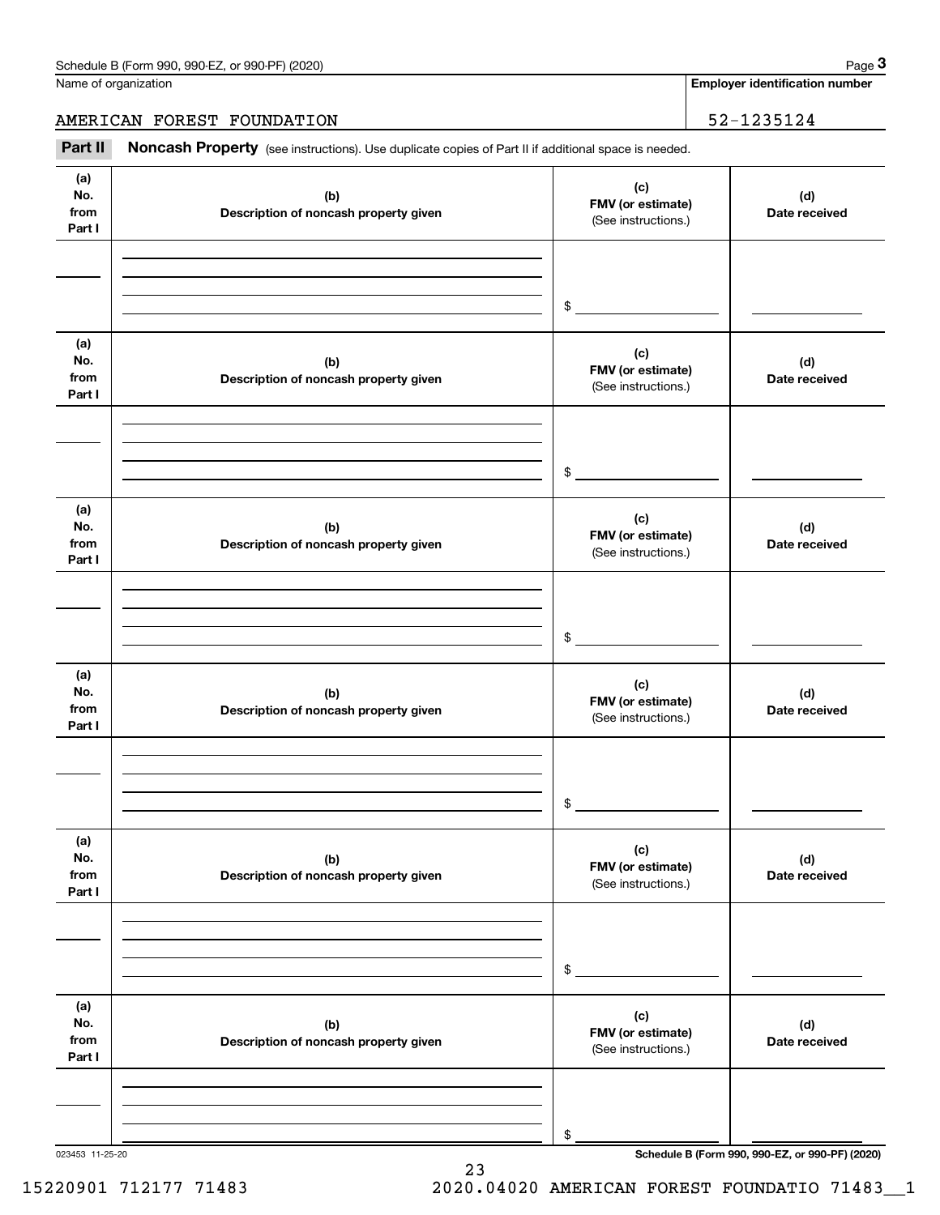Name of organization

AMERICAN FOREST FOUNDATION

**Employer identification number**

52-1235124

**Part II** **Noncash Property** (see instructions). Use duplicate copies of Part II if additional space is needed.

| (a) No. from Part I | (b) Description of noncash property given | (c) FMV (or estimate) (See instructions.) | (d) Date received |
|---|---|---|---|
| | | $ | |

| (a) No. from Part I | (b) Description of noncash property given | (c) FMV (or estimate) (See instructions.) | (d) Date received |
|---|---|---|---|
| | | $ | |

| (a) No. from Part I | (b) Description of noncash property given | (c) FMV (or estimate) (See instructions.) | (d) Date received |
|---|---|---|---|
| | | $ | |

| (a) No. from Part I | (b) Description of noncash property given | (c) FMV (or estimate) (See instructions.) | (d) Date received |
|---|---|---|---|
| | | $ | |

| (a) No. from Part I | (b) Description of noncash property given | (c) FMV (or estimate) (See instructions.) | (d) Date received |
|---|---|---|---|
| | | $ | |

| (a) No. from Part I | (b) Description of noncash property given | (c) FMV (or estimate) (See instructions.) | (d) Date received |
|---|---|---|---|
| | | $ | |

023453 11-25-20

**Schedule B (Form 990, 990-EZ, or 990-PF) (2020)**

15220901 712177 71483 2020.04020 AMERICAN FOREST FOUNDATIO 71483__1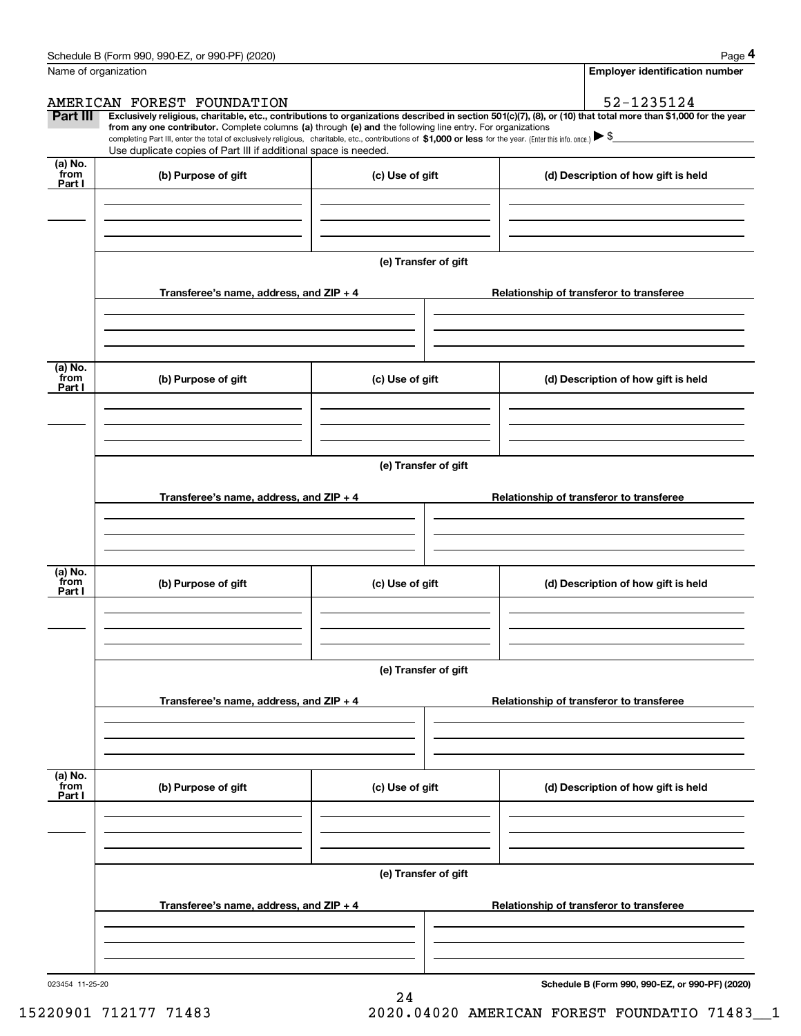Name of organization

**Employer identification number**

AMERICAN FOREST FOUNDATION

52-1235124

**Part III** **Exclusively religious, charitable, etc., contributions to organizations described in section 501(c)(7), (8), or (10) that total more than $1,000 for the year from any one contributor.** Complete columns **(a)** through **(e) and** the following line entry. For organizations completing Part III, enter the total of exclusively religious, charitable, etc., contributions of **$1,000 or less** for the year. (Enter this info. once.) ▶ $

Use duplicate copies of Part III if additional space is needed.

| (a) No. from Part I | (b) Purpose of gift | (c) Use of gift | (d) Description of how gift is held |
|---|---|---|---|
| | | | |

(e) Transfer of gift

| Transferee's name, address, and ZIP + 4 | Relationship of transferor to transferee |
|---|---|
| | |

| (a) No. from Part I | (b) Purpose of gift | (c) Use of gift | (d) Description of how gift is held |
|---|---|---|---|
| | | | |

(e) Transfer of gift

| Transferee's name, address, and ZIP + 4 | Relationship of transferor to transferee |
|---|---|
| | |

| (a) No. from Part I | (b) Purpose of gift | (c) Use of gift | (d) Description of how gift is held |
|---|---|---|---|
| | | | |

(e) Transfer of gift

| Transferee's name, address, and ZIP + 4 | Relationship of transferor to transferee |
|---|---|
| | |

| (a) No. from Part I | (b) Purpose of gift | (c) Use of gift | (d) Description of how gift is held |
|---|---|---|---|
| | | | |

(e) Transfer of gift

| Transferee's name, address, and ZIP + 4 | Relationship of transferor to transferee |
|---|---|
| | |

023454 11-25-20

**Schedule B (Form 990, 990-EZ, or 990-PF) (2020)**

15220901 712177 71483 2020.04020 AMERICAN FOREST FOUNDATIO 71483__1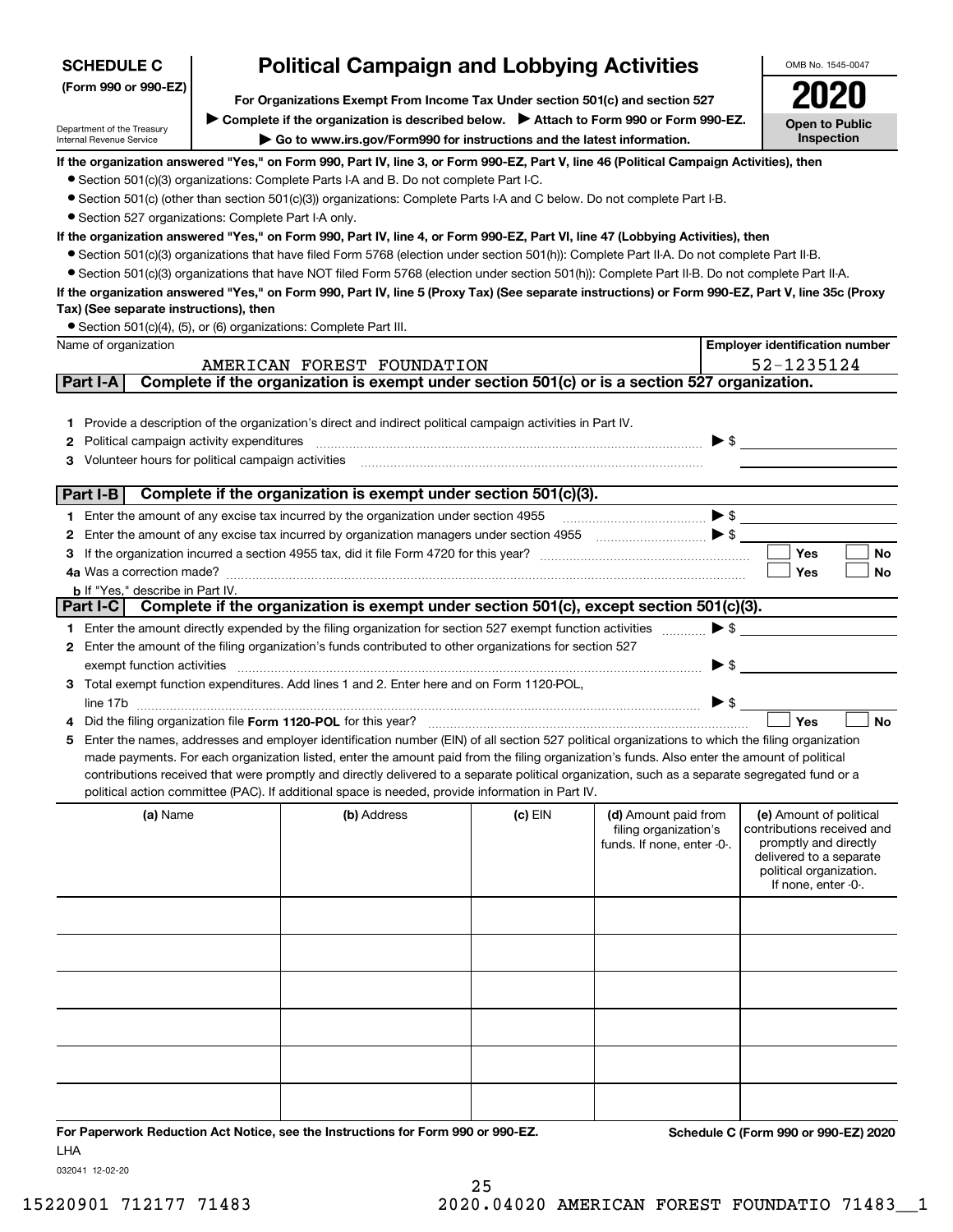**SCHEDULE C (Form 990 or 990-EZ)**

Department of the Treasury
Internal Revenue Service

# Political Campaign and Lobbying Activities

**For Organizations Exempt From Income Tax Under section 501(c) and section 527**

▶ **Complete if the organization is described below.** ▶ **Attach to Form 990 or Form 990-EZ.**

▶ **Go to www.irs.gov/Form990 for instructions and the latest information.**

OMB No. 1545-0047

**2020**

**Open to Public Inspection**

**If the organization answered "Yes," on Form 990, Part IV, line 3, or Form 990-EZ, Part V, line 46 (Political Campaign Activities), then**

- Section 501(c)(3) organizations: Complete Parts I-A and B. Do not complete Part I-C.
- Section 501(c) (other than section 501(c)(3)) organizations: Complete Parts I-A and C below. Do not complete Part I-B.
- Section 527 organizations: Complete Part I-A only.

**If the organization answered "Yes," on Form 990, Part IV, line 4, or Form 990-EZ, Part VI, line 47 (Lobbying Activities), then**

- Section 501(c)(3) organizations that have filed Form 5768 (election under section 501(h)): Complete Part II-A. Do not complete Part II-B.
- Section 501(c)(3) organizations that have NOT filed Form 5768 (election under section 501(h)): Complete Part II-B. Do not complete Part II-A.

**If the organization answered "Yes," on Form 990, Part IV, line 5 (Proxy Tax) (See separate instructions) or Form 990-EZ, Part V, line 35c (Proxy Tax) (See separate instructions), then**

- Section 501(c)(4), (5), or (6) organizations: Complete Part III.

| Name of organization | Employer identification number |
|---|---|
| AMERICAN FOREST FOUNDATION | 52-1235124 |

## Part I-A Complete if the organization is exempt under section 501(c) or is a section 527 organization.

1 Provide a description of the organization's direct and indirect political campaign activities in Part IV.

2 Political campaign activity expenditures ▶ $

3 Volunteer hours for political campaign activities

## Part I-B Complete if the organization is exempt under section 501(c)(3).

1 Enter the amount of any excise tax incurred by the organization under section 4955 ▶ $

2 Enter the amount of any excise tax incurred by organization managers under section 4955 ▶ $

3 If the organization incurred a section 4955 tax, did it file Form 4720 for this year? ☐ Yes ☐ No

4a Was a correction made? ☐ Yes ☐ No

b If "Yes," describe in Part IV.

## Part I-C Complete if the organization is exempt under section 501(c), except section 501(c)(3).

1 Enter the amount directly expended by the filing organization for section 527 exempt function activities ▶ $

2 Enter the amount of the filing organization's funds contributed to other organizations for section 527 exempt function activities ▶ $

3 Total exempt function expenditures. Add lines 1 and 2. Enter here and on Form 1120-POL, line 17b ▶ $

4 Did the filing organization file **Form 1120-POL** for this year? ☐ Yes ☐ No

5 Enter the names, addresses and employer identification number (EIN) of all section 527 political organizations to which the filing organization made payments. For each organization listed, enter the amount paid from the filing organization's funds. Also enter the amount of political contributions received that were promptly and directly delivered to a separate political organization, such as a separate segregated fund or a political action committee (PAC). If additional space is needed, provide information in Part IV.

| (a) Name | (b) Address | (c) EIN | (d) Amount paid from filing organization's funds. If none, enter -0-. | (e) Amount of political contributions received and promptly and directly delivered to a separate political organization. If none, enter -0-. |
|---|---|---|---|---|
| | | | | |
| | | | | |
| | | | | |
| | | | | |
| | | | | |
| | | | | |

**For Paperwork Reduction Act Notice, see the Instructions for Form 990 or 990-EZ.** **Schedule C (Form 990 or 990-EZ) 2020**

LHA

032041 12-02-20

15220901 712177 71483 2020.04020 AMERICAN FOREST FOUNDATIO 71483__1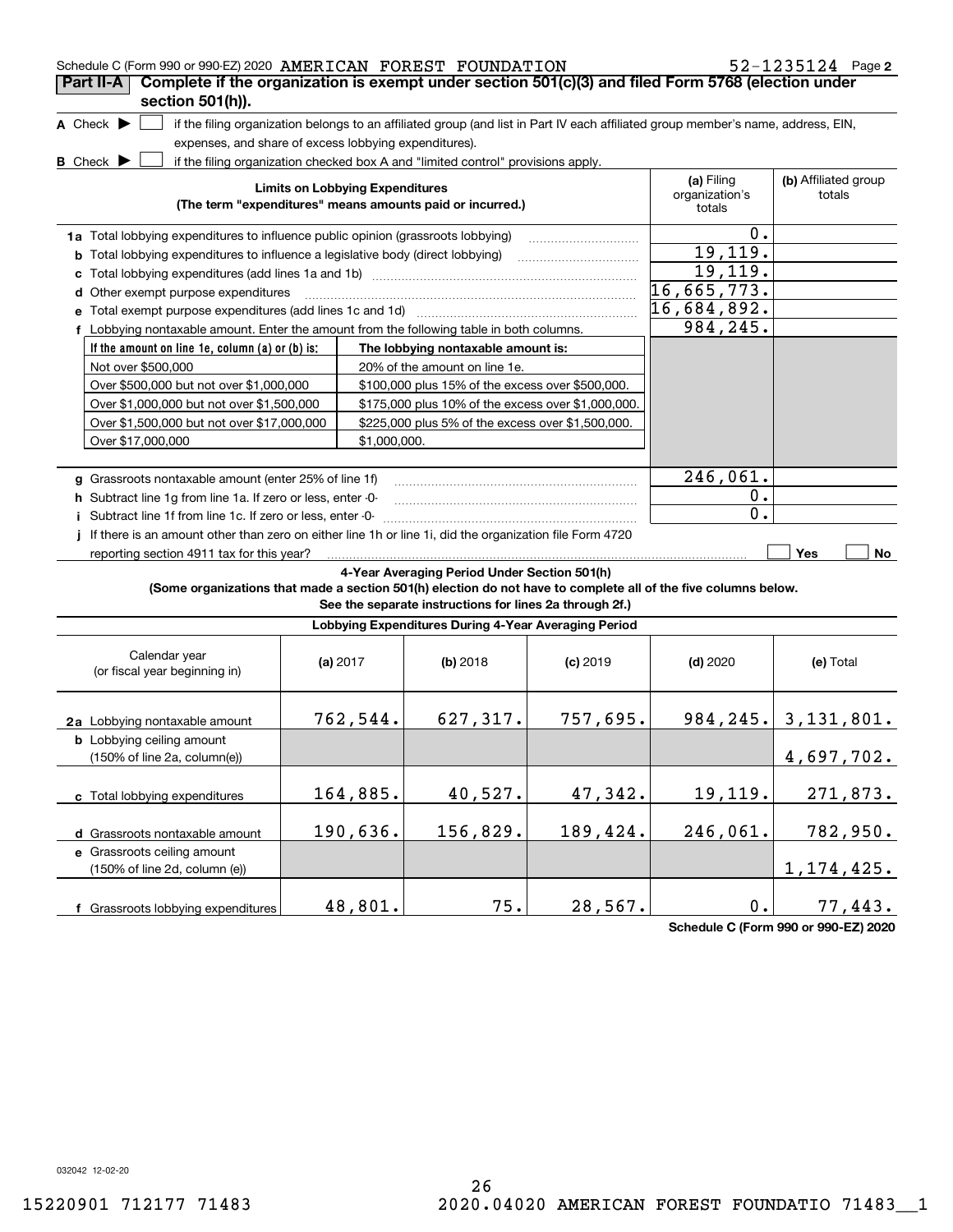Schedule C (Form 990 or 990-EZ) 2020 AMERICAN FOREST FOUNDATION 52-1235124 Page 2

## Part II-A Complete if the organization is exempt under section 501(c)(3) and filed Form 5768 (election under section 501(h)).

**A** Check ▶ ☐ if the filing organization belongs to an affiliated group (and list in Part IV each affiliated group member's name, address, EIN, expenses, and share of excess lobbying expenditures).

**B** Check ▶ ☐ if the filing organization checked box A and "limited control" provisions apply.

| Limits on Lobbying Expenditures (The term "expenditures" means amounts paid or incurred.) | (a) Filing organization's totals | (b) Affiliated group totals |
|---|---|---|
| **1a** Total lobbying expenditures to influence public opinion (grassroots lobbying) | 0. | |
| **b** Total lobbying expenditures to influence a legislative body (direct lobbying) | 19,119. | |
| **c** Total lobbying expenditures (add lines 1a and 1b) | 19,119. | |
| **d** Other exempt purpose expenditures | 16,665,773. | |
| **e** Total exempt purpose expenditures (add lines 1c and 1d) | 16,684,892. | |
| **f** Lobbying nontaxable amount. Enter the amount from the following table in both columns. | 984,245. | |

| If the amount on line 1e, column (a) or (b) is: | The lobbying nontaxable amount is: |
|---|---|
| Not over $500,000 | 20% of the amount on line 1e. |
| Over $500,000 but not over $1,000,000 | $100,000 plus 15% of the excess over $500,000. |
| Over $1,000,000 but not over $1,500,000 | $175,000 plus 10% of the excess over $1,000,000. |
| Over $1,500,000 but not over $17,000,000 | $225,000 plus 5% of the excess over $1,500,000. |
| Over $17,000,000 | $1,000,000. |

| | (a) Filing organization's totals | (b) Affiliated group totals |
|---|---|---|
| **g** Grassroots nontaxable amount (enter 25% of line 1f) | 246,061. | |
| **h** Subtract line 1g from line 1a. If zero or less, enter -0- | 0. | |
| **i** Subtract line 1f from line 1c. If zero or less, enter -0- | 0. | |

**j** If there is an amount other than zero on either line 1h or line 1i, did the organization file Form 4720 reporting section 4911 tax for this year? ☐ Yes ☐ No

### 4-Year Averaging Period Under Section 501(h)

**(Some organizations that made a section 501(h) election do not have to complete all of the five columns below. See the separate instructions for lines 2a through 2f.)**

| Lobbying Expenditures During 4-Year Averaging Period | | | | | |
|---|---|---|---|---|---|
| Calendar year (or fiscal year beginning in) | (a) 2017 | (b) 2018 | (c) 2019 | (d) 2020 | (e) Total |
| **2a** Lobbying nontaxable amount | 762,544. | 627,317. | 757,695. | 984,245. | 3,131,801. |
| **b** Lobbying ceiling amount (150% of line 2a, column(e)) | | | | | 4,697,702. |
| **c** Total lobbying expenditures | 164,885. | 40,527. | 47,342. | 19,119. | 271,873. |
| **d** Grassroots nontaxable amount | 190,636. | 156,829. | 189,424. | 246,061. | 782,950. |
| **e** Grassroots ceiling amount (150% of line 2d, column (e)) | | | | | 1,174,425. |
| **f** Grassroots lobbying expenditures | 48,801. | 75. | 28,567. | 0. | 77,443. |

Schedule C (Form 990 or 990-EZ) 2020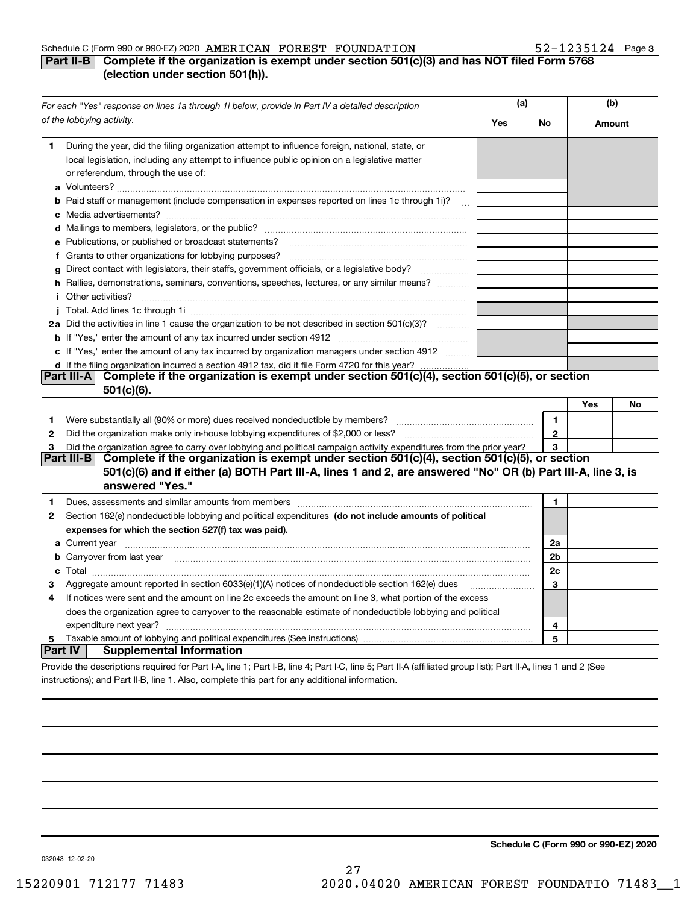Schedule C (Form 990 or 990-EZ) 2020 AMERICAN FOREST FOUNDATION 52-1235124

## Part II-B Complete if the organization is exempt under section 501(c)(3) and has NOT filed Form 5768 (election under section 501(h)).

| *For each "Yes" response on lines 1a through 1i below, provide in Part IV a detailed description of the lobbying activity.* | (a) Yes | (a) No | (b) Amount |
|---|---|---|---|
| **1** During the year, did the filing organization attempt to influence foreign, national, state, or local legislation, including any attempt to influence public opinion on a legislative matter or referendum, through the use of: | | | |
| **a** Volunteers? | | | |
| **b** Paid staff or management (include compensation in expenses reported on lines 1c through 1i)? | | | |
| **c** Media advertisements? | | | |
| **d** Mailings to members, legislators, or the public? | | | |
| **e** Publications, or published or broadcast statements? | | | |
| **f** Grants to other organizations for lobbying purposes? | | | |
| **g** Direct contact with legislators, their staffs, government officials, or a legislative body? | | | |
| **h** Rallies, demonstrations, seminars, conventions, speeches, lectures, or any similar means? | | | |
| **i** Other activities? | | | |
| **j** Total. Add lines 1c through 1i | | | |
| **2a** Did the activities in line 1 cause the organization to be not described in section 501(c)(3)? | | | |
| **b** If "Yes," enter the amount of any tax incurred under section 4912 | | | |
| **c** If "Yes," enter the amount of any tax incurred by organization managers under section 4912 | | | |
| **d** If the filing organization incurred a section 4912 tax, did it file Form 4720 for this year? | | | |

## Part III-A Complete if the organization is exempt under section 501(c)(4), section 501(c)(5), or section 501(c)(6).

| | | | Yes | No |
|---|---|---|---|---|
| **1** | Were substantially all (90% or more) dues received nondeductible by members? | 1 | | |
| **2** | Did the organization make only in-house lobbying expenditures of $2,000 or less? | 2 | | |
| **3** | Did the organization agree to carry over lobbying and political campaign activity expenditures from the prior year? | 3 | | |

## Part III-B Complete if the organization is exempt under section 501(c)(4), section 501(c)(5), or section 501(c)(6) and if either (a) BOTH Part III-A, lines 1 and 2, are answered "No" OR (b) Part III-A, line 3, is answered "Yes."

| | | | |
|---|---|---|---|
| **1** | Dues, assessments and similar amounts from members | 1 | |
| **2** | Section 162(e) nondeductible lobbying and political expenditures **(do not include amounts of political expenses for which the section 527(f) tax was paid).** | | |
| **a** | Current year | 2a | |
| **b** | Carryover from last year | 2b | |
| **c** | Total | 2c | |
| **3** | Aggregate amount reported in section 6033(e)(1)(A) notices of nondeductible section 162(e) dues | 3 | |
| **4** | If notices were sent and the amount on line 2c exceeds the amount on line 3, what portion of the excess does the organization agree to carryover to the reasonable estimate of nondeductible lobbying and political expenditure next year? | 4 | |
| **5** | Taxable amount of lobbying and political expenditures (See instructions) | 5 | |

## Part IV Supplemental Information

Provide the descriptions required for Part I-A, line 1; Part I-B, line 4; Part I-C, line 5; Part II-A (affiliated group list); Part II-A, lines 1 and 2 (See instructions); and Part II-B, line 1. Also, complete this part for any additional information.

**Schedule C (Form 990 or 990-EZ) 2020**

032043 12-02-20

15220901 712177 71483 2020.04020 AMERICAN FOREST FOUNDATIO 71483__1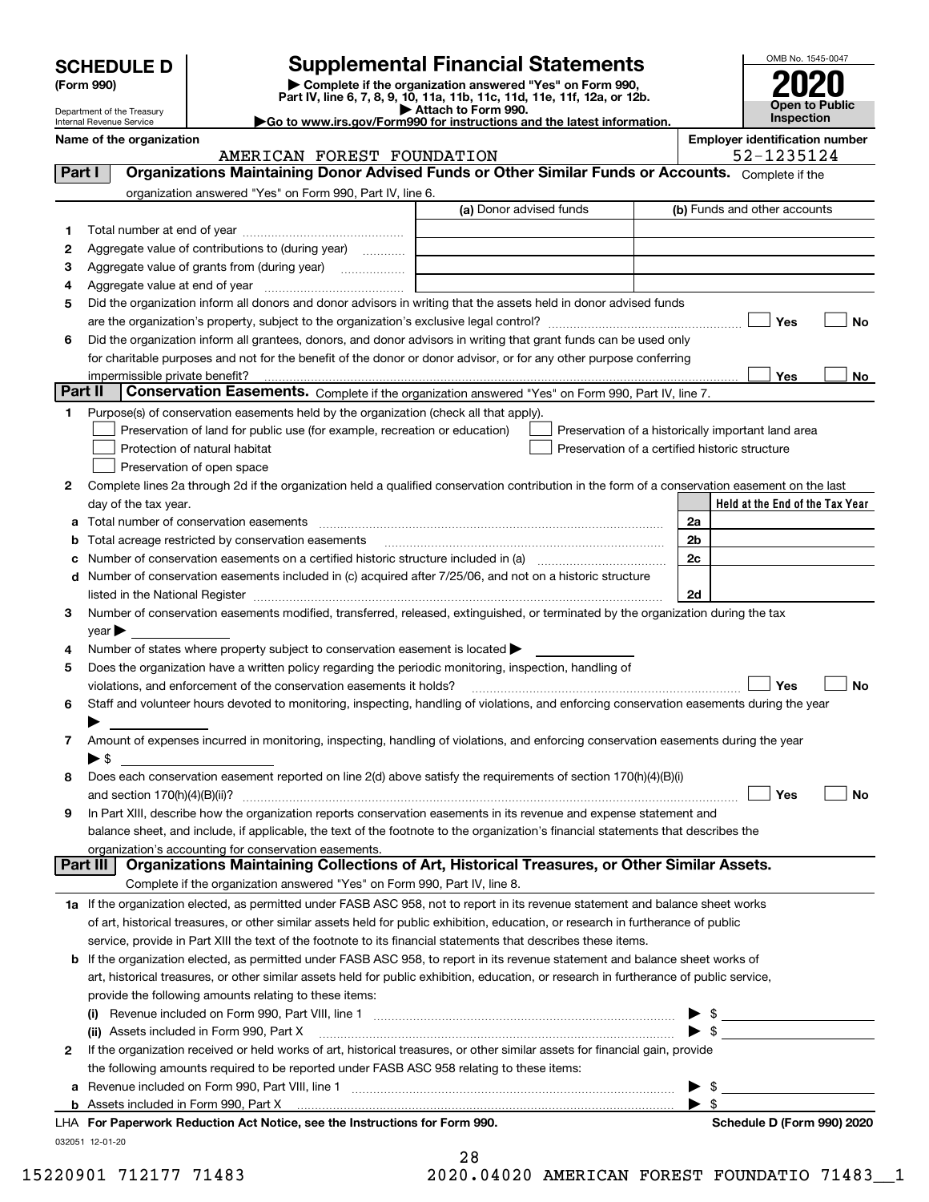# SCHEDULE D (Form 990)

Department of the Treasury
Internal Revenue Service

## Supplemental Financial Statements

▶ Complete if the organization answered "Yes" on Form 990, Part IV, line 6, 7, 8, 9, 10, 11a, 11b, 11c, 11d, 11e, 11f, 12a, or 12b.
▶ Attach to Form 990.
▶Go to www.irs.gov/Form990 for instructions and the latest information.

OMB No. 1545-0047
**2020**
**Open to Public Inspection**

**Name of the organization:** AMERICAN FOREST FOUNDATION
**Employer identification number:** 52-1235124

## Part I Organizations Maintaining Donor Advised Funds or Other Similar Funds or Accounts. Complete if the organization answered "Yes" on Form 990, Part IV, line 6.

| | | (a) Donor advised funds | (b) Funds and other accounts |
|---|---|---|---|
| 1 | Total number at end of year | | |
| 2 | Aggregate value of contributions to (during year) | | |
| 3 | Aggregate value of grants from (during year) | | |
| 4 | Aggregate value at end of year | | |

5 Did the organization inform all donors and donor advisors in writing that the assets held in donor advised funds are the organization's property, subject to the organization's exclusive legal control? ☐ Yes ☐ No

6 Did the organization inform all grantees, donors, and donor advisors in writing that grant funds can be used only for charitable purposes and not for the benefit of the donor or donor advisor, or for any other purpose conferring impermissible private benefit? ☐ Yes ☐ No

## Part II Conservation Easements. Complete if the organization answered "Yes" on Form 990, Part IV, line 7.

1 Purpose(s) of conservation easements held by the organization (check all that apply).

- ☐ Preservation of land for public use (for example, recreation or education)
- ☐ Protection of natural habitat
- ☐ Preservation of open space
- ☐ Preservation of a historically important land area
- ☐ Preservation of a certified historic structure

2 Complete lines 2a through 2d if the organization held a qualified conservation contribution in the form of a conservation easement on the last day of the tax year.

| | | | Held at the End of the Tax Year |
|---|---|---|---|
| a | Total number of conservation easements | 2a | |
| b | Total acreage restricted by conservation easements | 2b | |
| c | Number of conservation easements on a certified historic structure included in (a) | 2c | |
| d | Number of conservation easements included in (c) acquired after 7/25/06, and not on a historic structure listed in the National Register | 2d | |

3 Number of conservation easements modified, transferred, released, extinguished, or terminated by the organization during the tax year ▶

4 Number of states where property subject to conservation easement is located ▶

5 Does the organization have a written policy regarding the periodic monitoring, inspection, handling of violations, and enforcement of the conservation easements it holds? ☐ Yes ☐ No

6 Staff and volunteer hours devoted to monitoring, inspecting, handling of violations, and enforcing conservation easements during the year ▶

7 Amount of expenses incurred in monitoring, inspecting, handling of violations, and enforcing conservation easements during the year ▶ $

8 Does each conservation easement reported on line 2(d) above satisfy the requirements of section 170(h)(4)(B)(i) and section 170(h)(4)(B)(ii)? ☐ Yes ☐ No

9 In Part XIII, describe how the organization reports conservation easements in its revenue and expense statement and balance sheet, and include, if applicable, the text of the footnote to the organization's financial statements that describes the organization's accounting for conservation easements.

## Part III Organizations Maintaining Collections of Art, Historical Treasures, or Other Similar Assets.

Complete if the organization answered "Yes" on Form 990, Part IV, line 8.

1a If the organization elected, as permitted under FASB ASC 958, not to report in its revenue statement and balance sheet works of art, historical treasures, or other similar assets held for public exhibition, education, or research in furtherance of public service, provide in Part XIII the text of the footnote to its financial statements that describes these items.

b If the organization elected, as permitted under FASB ASC 958, to report in its revenue statement and balance sheet works of art, historical treasures, or other similar assets held for public exhibition, education, or research in furtherance of public service, provide the following amounts relating to these items:

(i) Revenue included on Form 990, Part VIII, line 1 ▶ $

(ii) Assets included in Form 990, Part X ▶ $

2 If the organization received or held works of art, historical treasures, or other similar assets for financial gain, provide the following amounts required to be reported under FASB ASC 958 relating to these items:

a Revenue included on Form 990, Part VIII, line 1 ▶ $

b Assets included in Form 990, Part X ▶ $

LHA For Paperwork Reduction Act Notice, see the Instructions for Form 990. Schedule D (Form 990) 2020

032051 12-01-20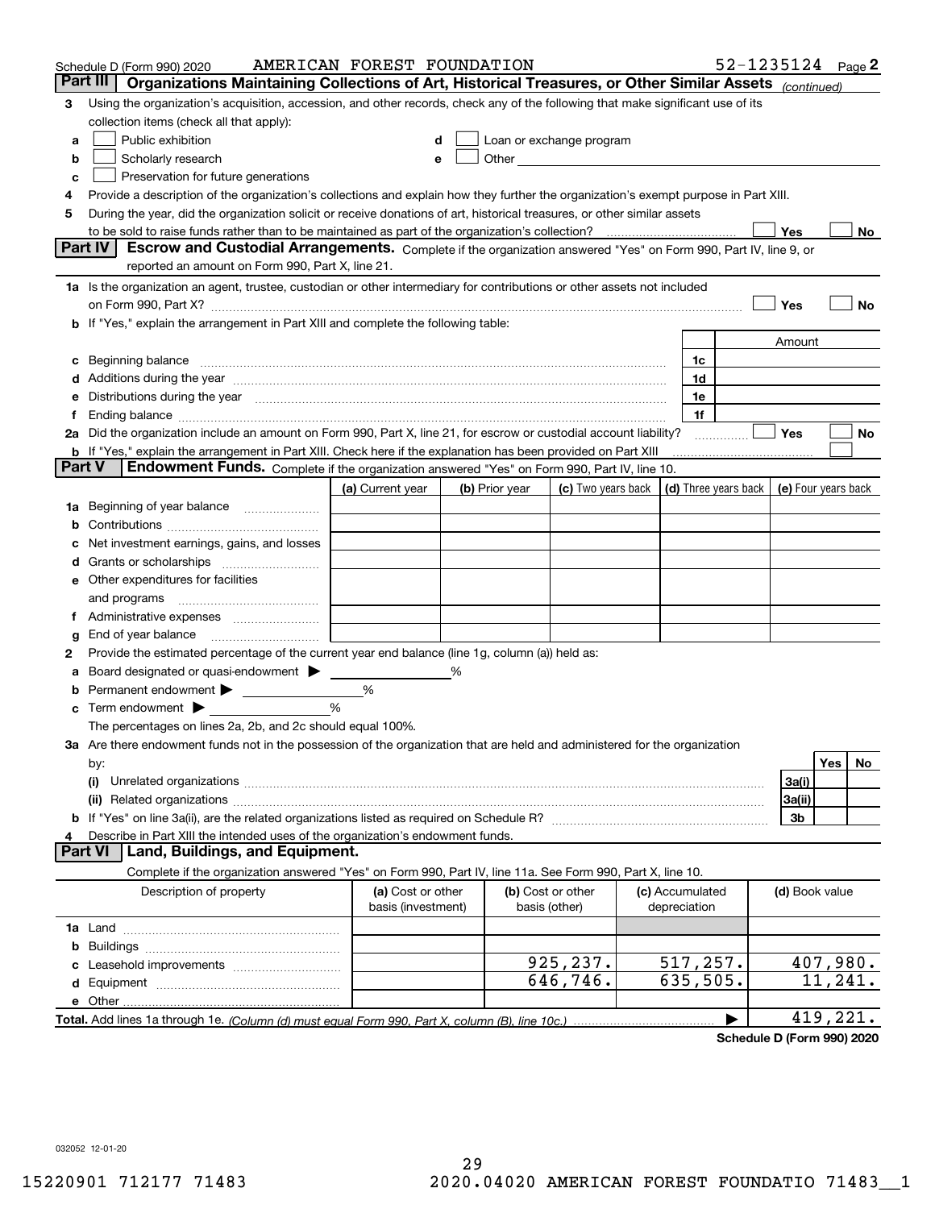Schedule D (Form 990) 2020 AMERICAN FOREST FOUNDATION 52-1235124 Page 2

## Part III Organizations Maintaining Collections of Art, Historical Treasures, or Other Similar Assets *(continued)*

**3** Using the organization's acquisition, accession, and other records, check any of the following that make significant use of its collection items (check all that apply):

- **a** ☐ Public exhibition
- **b** ☐ Scholarly research
- **c** ☐ Preservation for future generations
- **d** ☐ Loan or exchange program
- **e** ☐ Other

**4** Provide a description of the organization's collections and explain how they further the organization's exempt purpose in Part XIII.

**5** During the year, did the organization solicit or receive donations of art, historical treasures, or other similar assets to be sold to raise funds rather than to be maintained as part of the organization's collection? ☐ Yes ☐ No

## Part IV Escrow and Custodial Arrangements.

Complete if the organization answered "Yes" on Form 990, Part IV, line 9, or reported an amount on Form 990, Part X, line 21.

**1a** Is the organization an agent, trustee, custodian or other intermediary for contributions or other assets not included on Form 990, Part X? ☐ Yes ☐ No

**b** If "Yes," explain the arrangement in Part XIII and complete the following table:

| | | Amount |
|---|---|---|
| **c** Beginning balance | 1c | |
| **d** Additions during the year | 1d | |
| **e** Distributions during the year | 1e | |
| **f** Ending balance | 1f | |

**2a** Did the organization include an amount on Form 990, Part X, line 21, for escrow or custodial account liability? ☐ Yes ☐ No

**b** If "Yes," explain the arrangement in Part XIII. Check here if the explanation has been provided on Part XIII ☐

## Part V Endowment Funds.

Complete if the organization answered "Yes" on Form 990, Part IV, line 10.

| | (a) Current year | (b) Prior year | (c) Two years back | (d) Three years back | (e) Four years back |
|---|---|---|---|---|---|
| **1a** Beginning of year balance | | | | | |
| **b** Contributions | | | | | |
| **c** Net investment earnings, gains, and losses | | | | | |
| **d** Grants or scholarships | | | | | |
| **e** Other expenditures for facilities and programs | | | | | |
| **f** Administrative expenses | | | | | |
| **g** End of year balance | | | | | |

**2** Provide the estimated percentage of the current year end balance (line 1g, column (a)) held as:

- **a** Board designated or quasi-endowment ▶ ____ %
- **b** Permanent endowment ▶ ____ %
- **c** Term endowment ▶ ____ %

The percentages on lines 2a, 2b, and 2c should equal 100%.

**3a** Are there endowment funds not in the possession of the organization that are held and administered for the organization by:

| | | Yes | No |
|---|---|---|---|
| **(i)** Unrelated organizations | 3a(i) | | |
| **(ii)** Related organizations | 3a(ii) | | |
| **b** If "Yes" on line 3a(ii), are the related organizations listed as required on Schedule R? | 3b | | |

**4** Describe in Part XIII the intended uses of the organization's endowment funds.

## Part VI Land, Buildings, and Equipment.

Complete if the organization answered "Yes" on Form 990, Part IV, line 11a. See Form 990, Part X, line 10.

| Description of property | (a) Cost or other basis (investment) | (b) Cost or other basis (other) | (c) Accumulated depreciation | (d) Book value |
|---|---|---|---|---|
| **1a** Land | | | | |
| **b** Buildings | | | | |
| **c** Leasehold improvements | | 925,237. | 517,257. | 407,980. |
| **d** Equipment | | 646,746. | 635,505. | 11,241. |
| **e** Other | | | | |
| **Total.** Add lines 1a through 1e. *(Column (d) must equal Form 990, Part X, column (B), line 10c.)* | | | ▶ | 419,221. |

**Schedule D (Form 990) 2020**

032052 12-01-20

15220901 712177 71483 2020.04020 AMERICAN FOREST FOUNDATIO 71483__1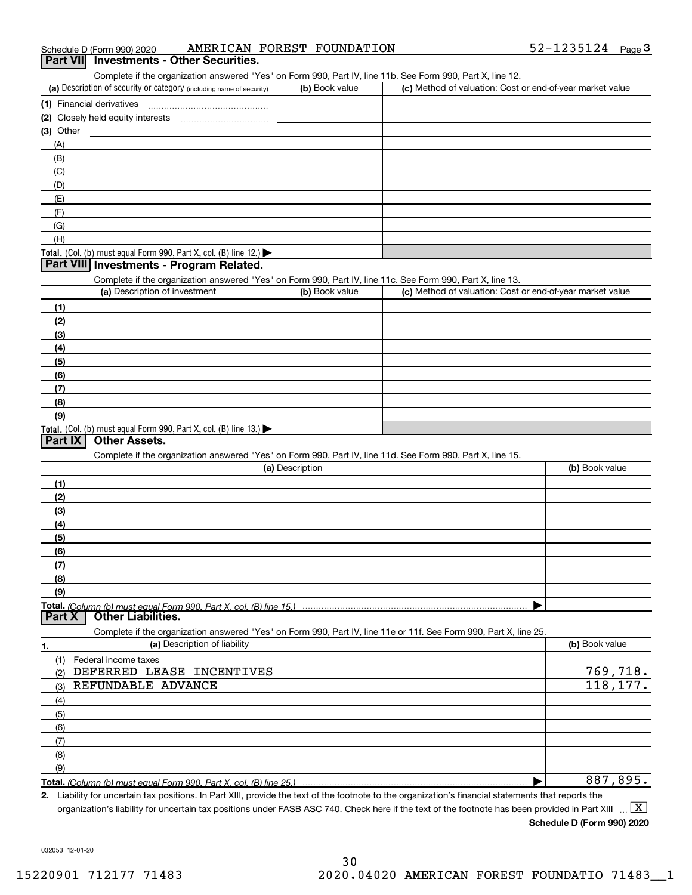Schedule D (Form 990) 2020 AMERICAN FOREST FOUNDATION 52-1235124 Page 3

## Part VII Investments - Other Securities.

Complete if the organization answered "Yes" on Form 990, Part IV, line 11b. See Form 990, Part X, line 12.

| (a) Description of security or category (including name of security) | (b) Book value | (c) Method of valuation: Cost or end-of-year market value |
|---|---|---|
| (1) Financial derivatives | | |
| (2) Closely held equity interests | | |
| (3) Other | | |
| (A) | | |
| (B) | | |
| (C) | | |
| (D) | | |
| (E) | | |
| (F) | | |
| (G) | | |
| (H) | | |
| **Total.** (Col. (b) must equal Form 990, Part X, col. (B) line 12.) | | |

## Part VIII Investments - Program Related.

Complete if the organization answered "Yes" on Form 990, Part IV, line 11c. See Form 990, Part X, line 13.

| (a) Description of investment | (b) Book value | (c) Method of valuation: Cost or end-of-year market value |
|---|---|---|
| (1) | | |
| (2) | | |
| (3) | | |
| (4) | | |
| (5) | | |
| (6) | | |
| (7) | | |
| (8) | | |
| (9) | | |
| **Total.** (Col. (b) must equal Form 990, Part X, col. (B) line 13.) | | |

## Part IX Other Assets.

Complete if the organization answered "Yes" on Form 990, Part IV, line 11d. See Form 990, Part X, line 15.

| (a) Description | (b) Book value |
|---|---|
| (1) | |
| (2) | |
| (3) | |
| (4) | |
| (5) | |
| (6) | |
| (7) | |
| (8) | |
| (9) | |
| **Total.** *(Column (b) must equal Form 990, Part X, col. (B) line 15.)* | |

## Part X Other Liabilities.

Complete if the organization answered "Yes" on Form 990, Part IV, line 11e or 11f. See Form 990, Part X, line 25.

| 1. (a) Description of liability | (b) Book value |
|---|---|
| (1) Federal income taxes | |
| (2) DEFERRED LEASE INCENTIVES | 769,718. |
| (3) REFUNDABLE ADVANCE | 118,177. |
| (4) | |
| (5) | |
| (6) | |
| (7) | |
| (8) | |
| (9) | |
| **Total.** *(Column (b) must equal Form 990, Part X, col. (B) line 25.)* | 887,895. |

**2.** Liability for uncertain tax positions. In Part XIII, provide the text of the footnote to the organization's financial statements that reports the organization's liability for uncertain tax positions under FASB ASC 740. Check here if the text of the footnote has been provided in Part XIII ... [X]

**Schedule D (Form 990) 2020**

032053 12-01-20

15220901 712177 71483 2020.04020 AMERICAN FOREST FOUNDATIO 71483__1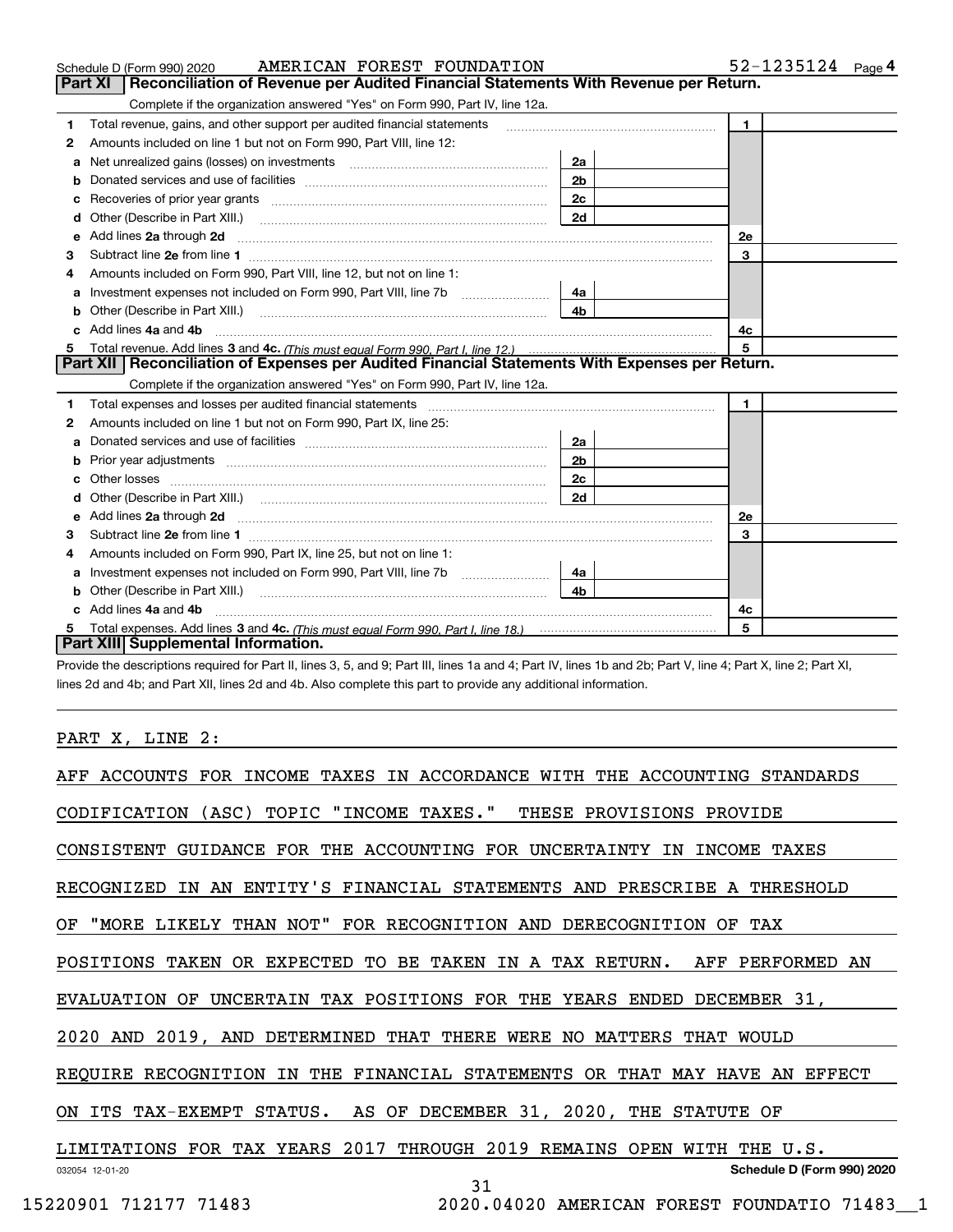Schedule D (Form 990) 2020 AMERICAN FOREST FOUNDATION 52-1235124 Page 4

## Part XI | Reconciliation of Revenue per Audited Financial Statements With Revenue per Return.

Complete if the organization answered "Yes" on Form 990, Part IV, line 12a.

| | | | | | |
|---|---|---|---|---|---|
| 1 | Total revenue, gains, and other support per audited financial statements | | | 1 | |
| 2 | Amounts included on line 1 but not on Form 990, Part VIII, line 12: | | | | |
| a | Net unrealized gains (losses) on investments | 2a | | | |
| b | Donated services and use of facilities | 2b | | | |
| c | Recoveries of prior year grants | 2c | | | |
| d | Other (Describe in Part XIII.) | 2d | | | |
| e | Add lines 2a through 2d | | | 2e | |
| 3 | Subtract line 2e from line 1 | | | 3 | |
| 4 | Amounts included on Form 990, Part VIII, line 12, but not on line 1: | | | | |
| a | Investment expenses not included on Form 990, Part VIII, line 7b | 4a | | | |
| b | Other (Describe in Part XIII.) | 4b | | | |
| c | Add lines 4a and 4b | | | 4c | |
| 5 | Total revenue. Add lines 3 and 4c. *(This must equal Form 990, Part I, line 12.)* | | | 5 | |

## Part XII | Reconciliation of Expenses per Audited Financial Statements With Expenses per Return.

Complete if the organization answered "Yes" on Form 990, Part IV, line 12a.

| | | | | | |
|---|---|---|---|---|---|
| 1 | Total expenses and losses per audited financial statements | | | 1 | |
| 2 | Amounts included on line 1 but not on Form 990, Part IX, line 25: | | | | |
| a | Donated services and use of facilities | 2a | | | |
| b | Prior year adjustments | 2b | | | |
| c | Other losses | 2c | | | |
| d | Other (Describe in Part XIII.) | 2d | | | |
| e | Add lines 2a through 2d | | | 2e | |
| 3 | Subtract line 2e from line 1 | | | 3 | |
| 4 | Amounts included on Form 990, Part IX, line 25, but not on line 1: | | | | |
| a | Investment expenses not included on Form 990, Part VIII, line 7b | 4a | | | |
| b | Other (Describe in Part XIII.) | 4b | | | |
| c | Add lines 4a and 4b | | | 4c | |
| 5 | Total expenses. Add lines 3 and 4c. *(This must equal Form 990, Part I, line 18.)* | | | 5 | |

## Part XIII | Supplemental Information.

Provide the descriptions required for Part II, lines 3, 5, and 9; Part III, lines 1a and 4; Part IV, lines 1b and 2b; Part V, line 4; Part X, line 2; Part XI, lines 2d and 4b; and Part XII, lines 2d and 4b. Also complete this part to provide any additional information.

PART X, LINE 2:

AFF ACCOUNTS FOR INCOME TAXES IN ACCORDANCE WITH THE ACCOUNTING STANDARDS CODIFICATION (ASC) TOPIC "INCOME TAXES." THESE PROVISIONS PROVIDE CONSISTENT GUIDANCE FOR THE ACCOUNTING FOR UNCERTAINTY IN INCOME TAXES RECOGNIZED IN AN ENTITY'S FINANCIAL STATEMENTS AND PRESCRIBE A THRESHOLD OF "MORE LIKELY THAN NOT" FOR RECOGNITION AND DERECOGNITION OF TAX POSITIONS TAKEN OR EXPECTED TO BE TAKEN IN A TAX RETURN. AFF PERFORMED AN EVALUATION OF UNCERTAIN TAX POSITIONS FOR THE YEARS ENDED DECEMBER 31, 2020 AND 2019, AND DETERMINED THAT THERE WERE NO MATTERS THAT WOULD REQUIRE RECOGNITION IN THE FINANCIAL STATEMENTS OR THAT MAY HAVE AN EFFECT ON ITS TAX-EXEMPT STATUS. AS OF DECEMBER 31, 2020, THE STATUTE OF LIMITATIONS FOR TAX YEARS 2017 THROUGH 2019 REMAINS OPEN WITH THE U.S.

032054 12-01-20 Schedule D (Form 990) 2020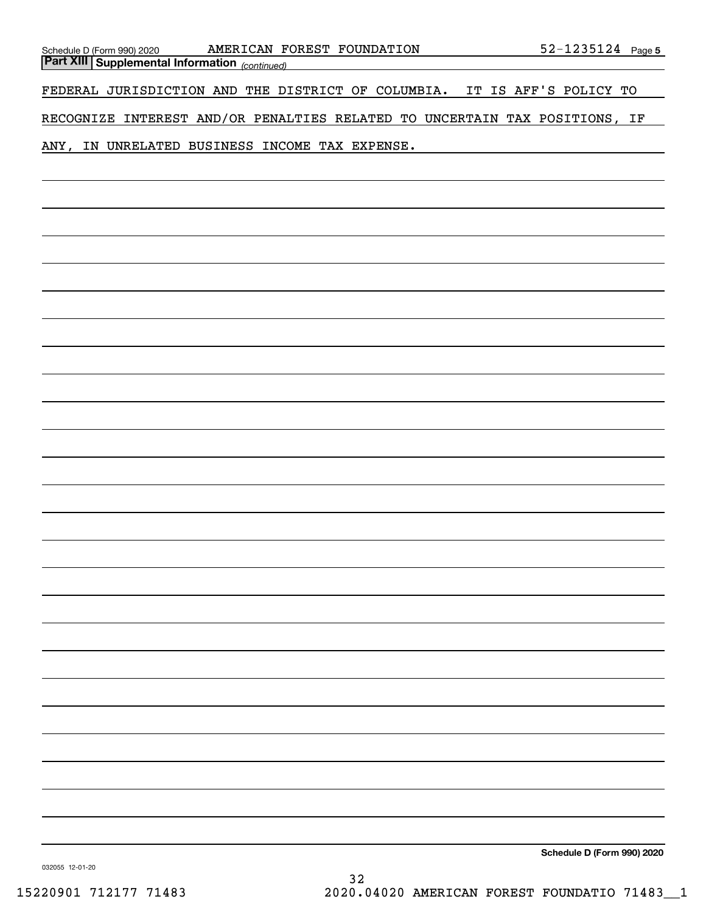## Part XIII Supplemental Information *(continued)*

FEDERAL JURISDICTION AND THE DISTRICT OF COLUMBIA. IT IS AFF'S POLICY TO RECOGNIZE INTEREST AND/OR PENALTIES RELATED TO UNCERTAIN TAX POSITIONS, IF ANY, IN UNRELATED BUSINESS INCOME TAX EXPENSE.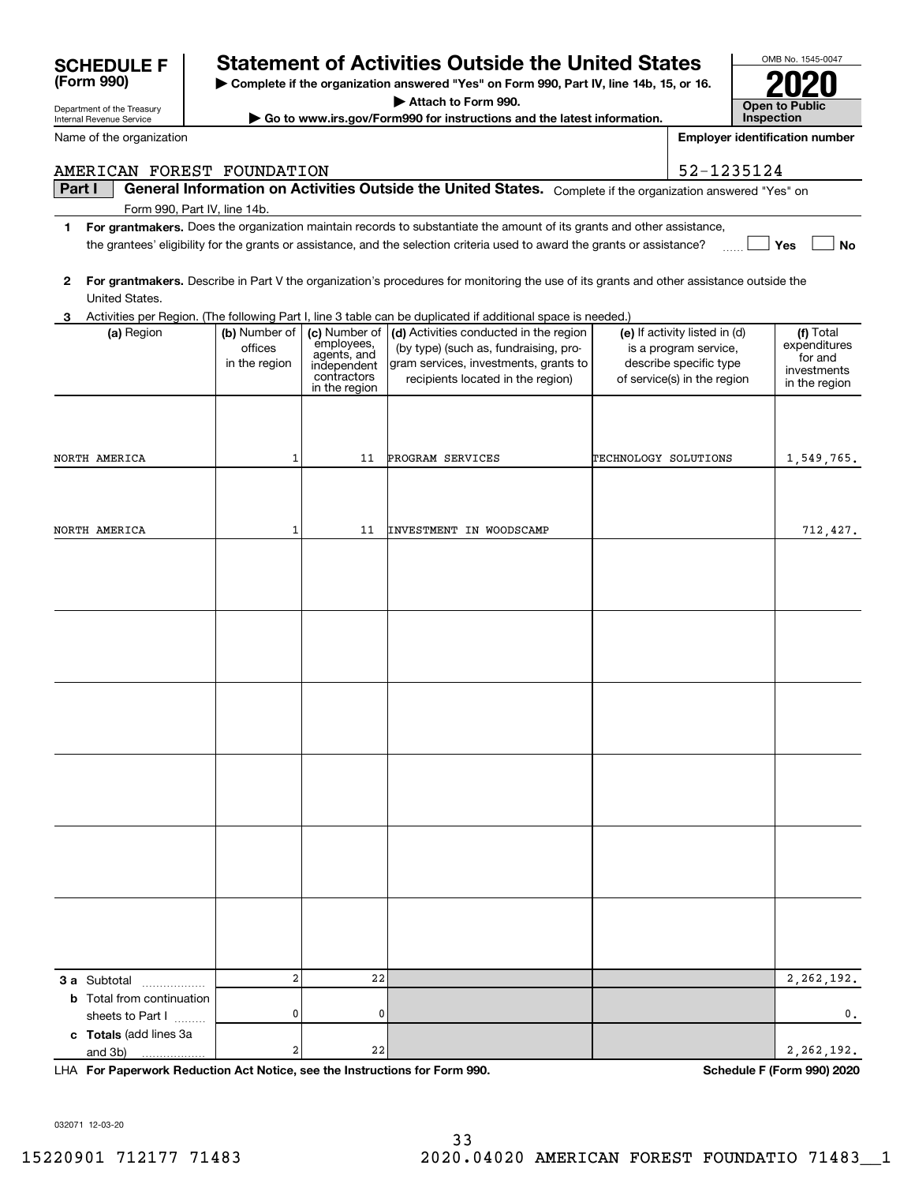**SCHEDULE F (Form 990)**

Department of the Treasury
Internal Revenue Service

# Statement of Activities Outside the United States

▶ Complete if the organization answered "Yes" on Form 990, Part IV, line 14b, 15, or 16.
▶ Attach to Form 990.
▶ Go to www.irs.gov/Form990 for instructions and the latest information.

OMB No. 1545-0047

**2020**

**Open to Public Inspection**

Name of the organization: AMERICAN FOREST FOUNDATION

Employer identification number: 52-1235124

**Part I** **General Information on Activities Outside the United States.** Complete if the organization answered "Yes" on Form 990, Part IV, line 14b.

**1** **For grantmakers.** Does the organization maintain records to substantiate the amount of its grants and other assistance, the grantees' eligibility for the grants or assistance, and the selection criteria used to award the grants or assistance? ☐ Yes ☐ No

**2** **For grantmakers.** Describe in Part V the organization's procedures for monitoring the use of its grants and other assistance outside the United States.

**3** Activities per Region. (The following Part I, line 3 table can be duplicated if additional space is needed.)

| (a) Region | (b) Number of offices in the region | (c) Number of employees, agents, and independent contractors in the region | (d) Activities conducted in the region (by type) (such as, fundraising, program services, investments, grants to recipients located in the region) | (e) If activity listed in (d) is a program service, describe specific type of service(s) in the region | (f) Total expenditures for and investments in the region |
|---|---|---|---|---|---|
| NORTH AMERICA | 1 | 11 | PROGRAM SERVICES | TECHNOLOGY SOLUTIONS | 1,549,765. |
| NORTH AMERICA | 1 | 11 | INVESTMENT IN WOODSCAMP | | 712,427. |
| | | | | | |
| | | | | | |
| | | | | | |
| | | | | | |
| | | | | | |
| | | | | | |
| **3 a** Subtotal | 2 | 22 | | | 2,262,192. |
| **b** Total from continuation sheets to Part I | 0 | 0 | | | 0. |
| **c Totals** (add lines 3a and 3b) | 2 | 22 | | | 2,262,192. |

LHA **For Paperwork Reduction Act Notice, see the Instructions for Form 990.** **Schedule F (Form 990) 2020**

032071 12-03-20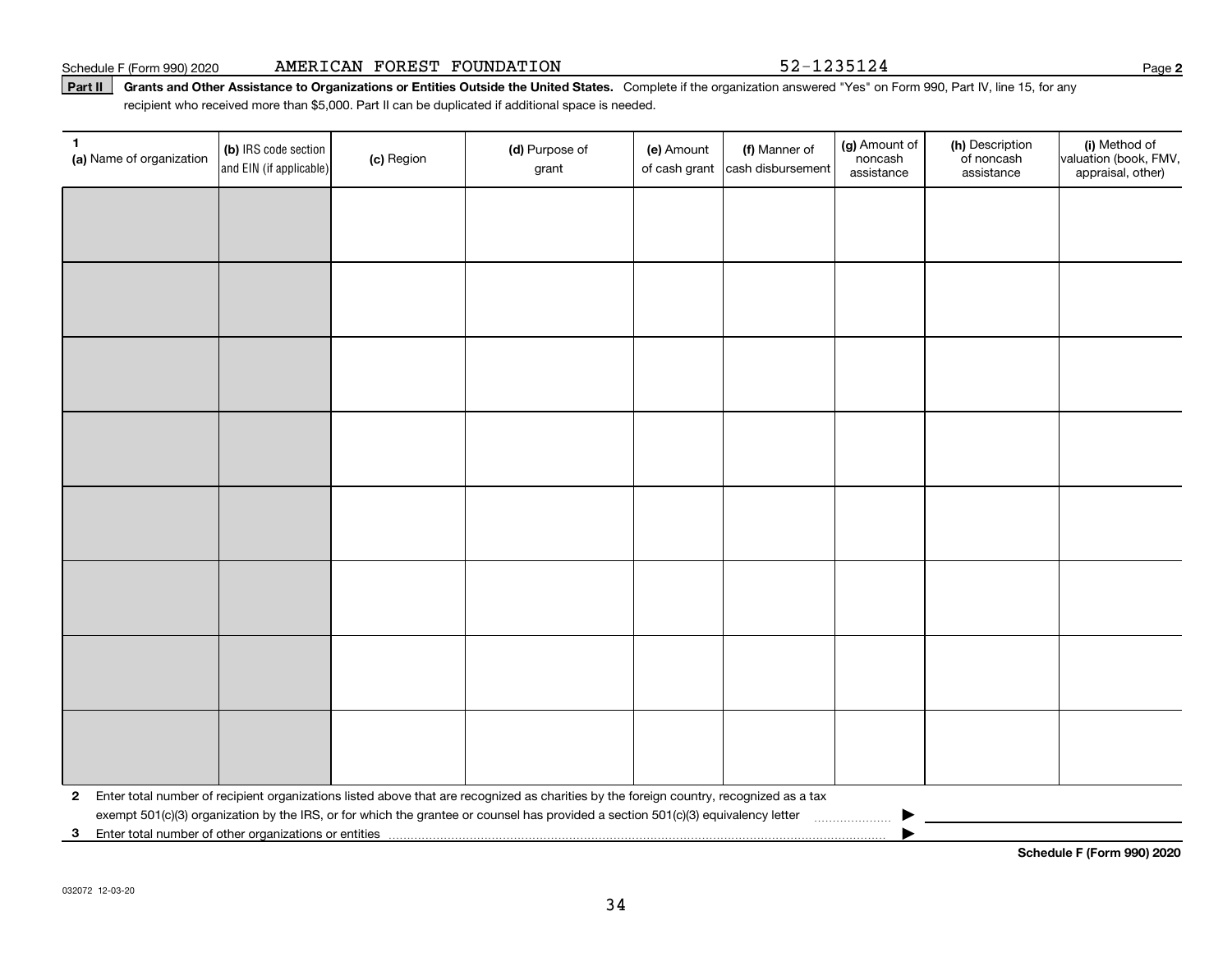Schedule F (Form 990) 2020 AMERICAN FOREST FOUNDATION 52-1235124

**Part II** **Grants and Other Assistance to Organizations or Entities Outside the United States.** Complete if the organization answered "Yes" on Form 990, Part IV, line 15, for any recipient who received more than $5,000. Part II can be duplicated if additional space is needed.

| 1 (a) Name of organization | (b) IRS code section and EIN (if applicable) | (c) Region | (d) Purpose of grant | (e) Amount of cash grant | (f) Manner of cash disbursement | (g) Amount of noncash assistance | (h) Description of noncash assistance | (i) Method of valuation (book, FMV, appraisal, other) |
|---|---|---|---|---|---|---|---|---|
| | | | | | | | | |
| | | | | | | | | |
| | | | | | | | | |
| | | | | | | | | |
| | | | | | | | | |
| | | | | | | | | |
| | | | | | | | | |
| | | | | | | | | |

**2** Enter total number of recipient organizations listed above that are recognized as charities by the foreign country, recognized as a tax exempt 501(c)(3) organization by the IRS, or for which the grantee or counsel has provided a section 501(c)(3) equivalency letter ▶

**3** Enter total number of other organizations or entities ▶

**Schedule F (Form 990) 2020**

032072 12-03-20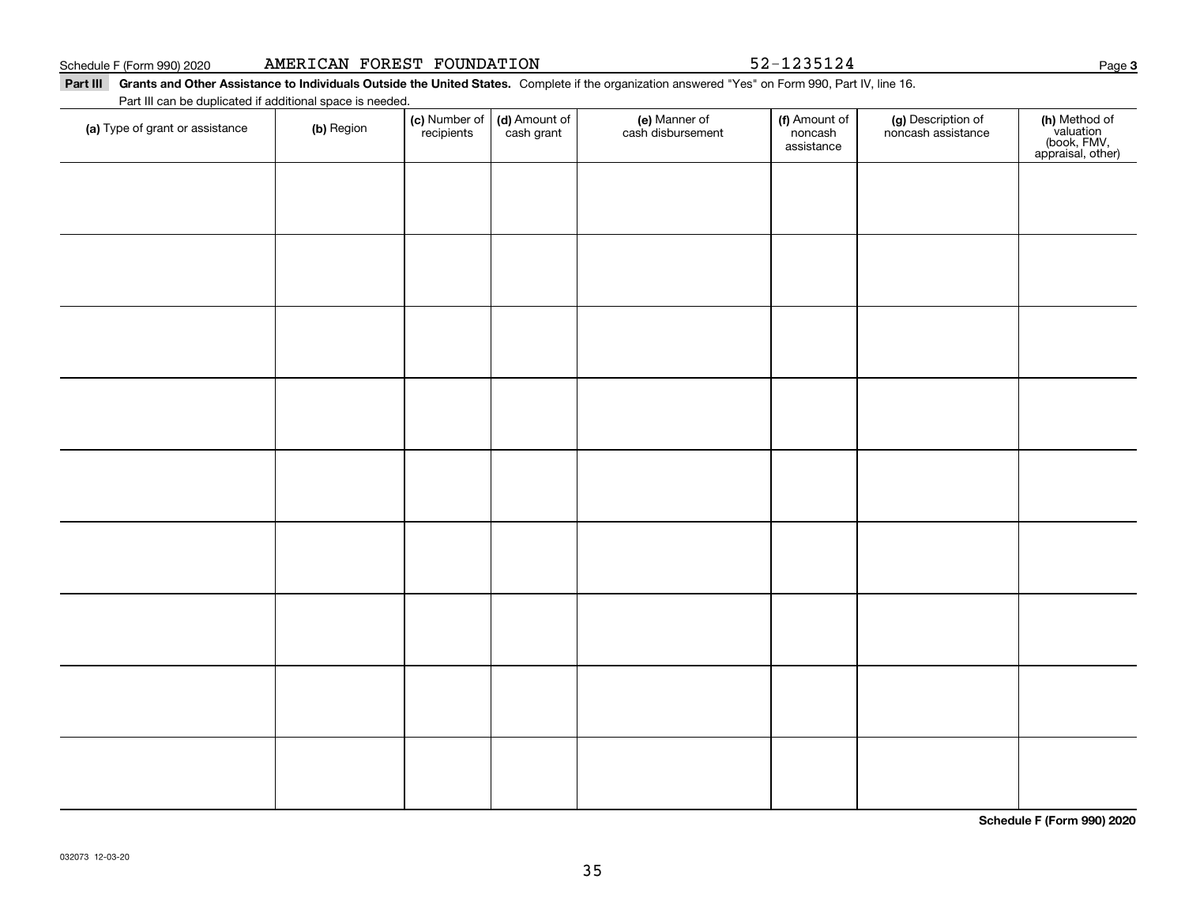Schedule F (Form 990) 2020 AMERICAN FOREST FOUNDATION 52-1235124 Page **3**

**Part III Grants and Other Assistance to Individuals Outside the United States.** Complete if the organization answered "Yes" on Form 990, Part IV, line 16.

Part III can be duplicated if additional space is needed.

| **(a)** Type of grant or assistance | **(b)** Region | **(c)** Number of recipients | **(d)** Amount of cash grant | **(e)** Manner of cash disbursement | **(f)** Amount of noncash assistance | **(g)** Description of noncash assistance | **(h)** Method of valuation (book, FMV, appraisal, other) |
|---|---|---|---|---|---|---|---|
| | | | | | | | |
| | | | | | | | |
| | | | | | | | |
| | | | | | | | |
| | | | | | | | |
| | | | | | | | |
| | | | | | | | |
| | | | | | | | |
| | | | | | | | |

**Schedule F (Form 990) 2020**

032073 12-03-20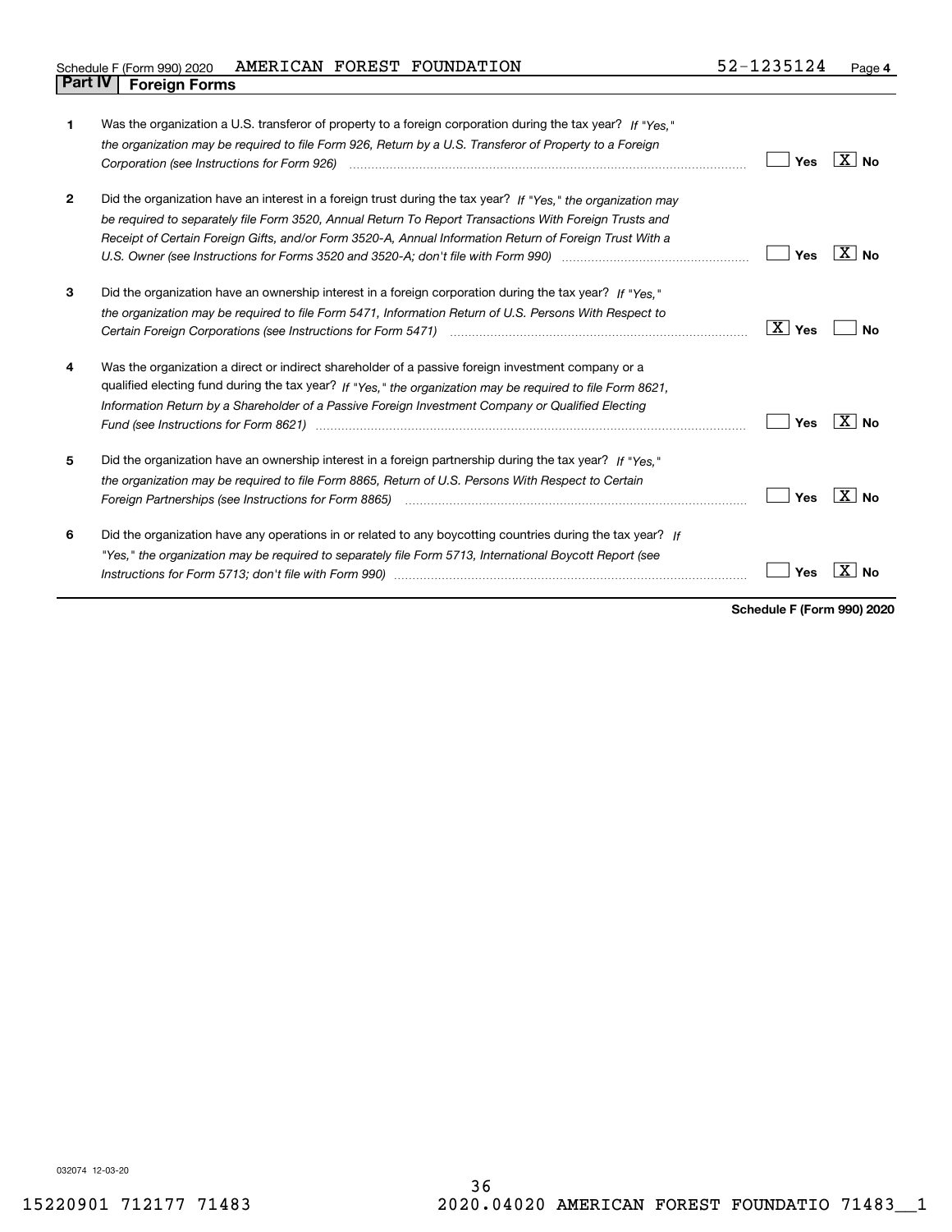Schedule F (Form 990) 2020 AMERICAN FOREST FOUNDATION 52-1235124 Page **4**

## Part IV Foreign Forms

| | | |
|---|---|---|
| **1** | Was the organization a U.S. transferor of property to a foreign corporation during the tax year? *If "Yes," the organization may be required to file Form 926, Return by a U.S. Transferor of Property to a Foreign Corporation (see Instructions for Form 926)* | ☐ Yes ☒ No |
| **2** | Did the organization have an interest in a foreign trust during the tax year? *If "Yes," the organization may be required to separately file Form 3520, Annual Return To Report Transactions With Foreign Trusts and Receipt of Certain Foreign Gifts, and/or Form 3520-A, Annual Information Return of Foreign Trust With a U.S. Owner (see Instructions for Forms 3520 and 3520-A; don't file with Form 990)* | ☐ Yes ☒ No |
| **3** | Did the organization have an ownership interest in a foreign corporation during the tax year? *If "Yes," the organization may be required to file Form 5471, Information Return of U.S. Persons With Respect to Certain Foreign Corporations (see Instructions for Form 5471)* | ☒ Yes ☐ No |
| **4** | Was the organization a direct or indirect shareholder of a passive foreign investment company or a qualified electing fund during the tax year? *If "Yes," the organization may be required to file Form 8621, Information Return by a Shareholder of a Passive Foreign Investment Company or Qualified Electing Fund (see Instructions for Form 8621)* | ☐ Yes ☒ No |
| **5** | Did the organization have an ownership interest in a foreign partnership during the tax year? *If "Yes," the organization may be required to file Form 8865, Return of U.S. Persons With Respect to Certain Foreign Partnerships (see Instructions for Form 8865)* | ☐ Yes ☒ No |
| **6** | Did the organization have any operations in or related to any boycotting countries during the tax year? *If "Yes," the organization may be required to separately file Form 5713, International Boycott Report (see Instructions for Form 5713; don't file with Form 990)* | ☐ Yes ☒ No |

**Schedule F (Form 990) 2020**

032074 12-03-20

15220901 712177 71483 2020.04020 AMERICAN FOREST FOUNDATIO 71483__1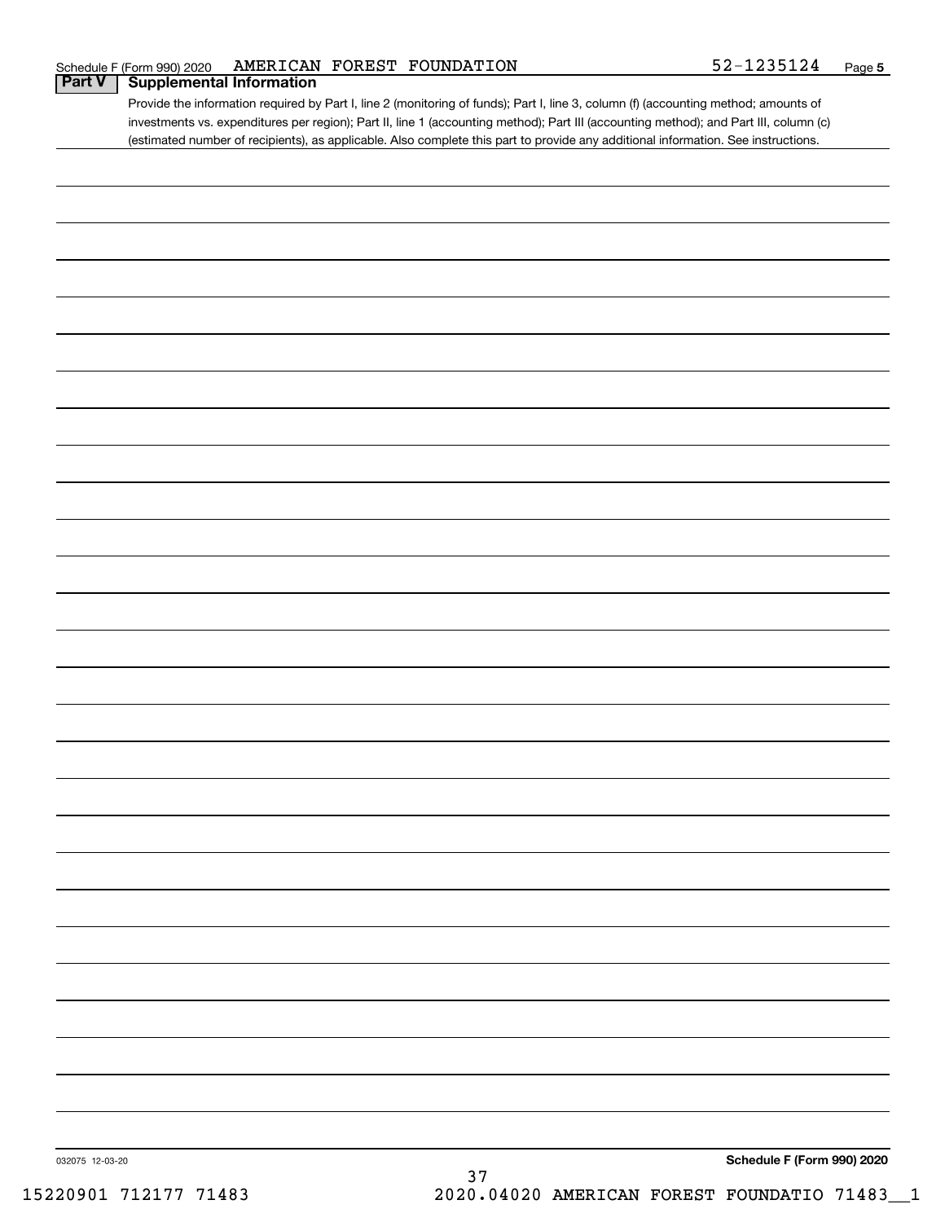Schedule F (Form 990) 2020 AMERICAN FOREST FOUNDATION 52-1235124 Page 5

## Part V Supplemental Information

Provide the information required by Part I, line 2 (monitoring of funds); Part I, line 3, column (f) (accounting method; amounts of investments vs. expenditures per region); Part II, line 1 (accounting method); Part III (accounting method); and Part III, column (c) (estimated number of recipients), as applicable. Also complete this part to provide any additional information. See instructions.

032075 12-03-20

Schedule F (Form 990) 2020

15220901 712177 71483 2020.04020 AMERICAN FOREST FOUNDATIO 71483__1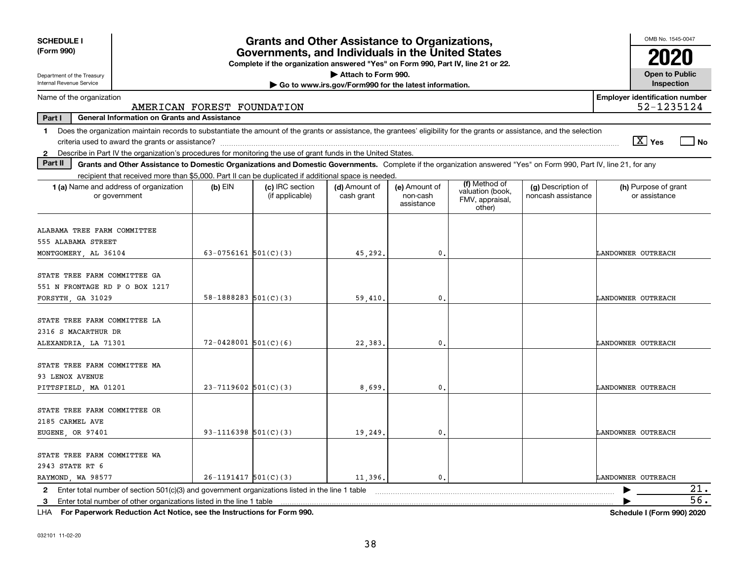**SCHEDULE I (Form 990)**

Department of the Treasury
Internal Revenue Service

# Grants and Other Assistance to Organizations, Governments, and Individuals in the United States

**Complete if the organization answered "Yes" on Form 990, Part IV, line 21 or 22.**

▶ Attach to Form 990.

▶ Go to www.irs.gov/Form990 for the latest information.

OMB No. 1545-0047

**2020**

**Open to Public Inspection**

Name of the organization: AMERICAN FOREST FOUNDATION

Employer identification number: 52-1235124

**Part I — General Information on Grants and Assistance**

1 Does the organization maintain records to substantiate the amount of the grants or assistance, the grantees' eligibility for the grants or assistance, and the selection criteria used to award the grants or assistance? [X] Yes [ ] No

2 Describe in Part IV the organization's procedures for monitoring the use of grant funds in the United States.

**Part II — Grants and Other Assistance to Domestic Organizations and Domestic Governments.** Complete if the organization answered "Yes" on Form 990, Part IV, line 21, for any recipient that received more than $5,000. Part II can be duplicated if additional space is needed.

| 1 (a) Name and address of organization or government | (b) EIN | (c) IRC section (if applicable) | (d) Amount of cash grant | (e) Amount of non-cash assistance | (f) Method of valuation (book, FMV, appraisal, other) | (g) Description of noncash assistance | (h) Purpose of grant or assistance |
|---|---|---|---|---|---|---|---|
| ALABAMA TREE FARM COMMITTEE<br>555 ALABAMA STREET<br>MONTGOMERY, AL 36104 | 63-0756161 | 501(C)(3) | 45,292. | 0. | | | LANDOWNER OUTREACH |
| STATE TREE FARM COMMITTEE GA<br>551 N FRONTAGE RD P O BOX 1217<br>FORSYTH, GA 31029 | 58-1888283 | 501(C)(3) | 59,410. | 0. | | | LANDOWNER OUTREACH |
| STATE TREE FARM COMMITTEE LA<br>2316 S MACARTHUR DR<br>ALEXANDRIA, LA 71301 | 72-0428001 | 501(C)(6) | 22,383. | 0. | | | LANDOWNER OUTREACH |
| STATE TREE FARM COMMITTEE MA<br>93 LENOX AVENUE<br>PITTSFIELD, MA 01201 | 23-7119602 | 501(C)(3) | 8,699. | 0. | | | LANDOWNER OUTREACH |
| STATE TREE FARM COMMITTEE OR<br>2185 CARMEL AVE<br>EUGENE, OR 97401 | 93-1116398 | 501(C)(3) | 19,249. | 0. | | | LANDOWNER OUTREACH |
| STATE TREE FARM COMMITTEE WA<br>2943 STATE RT 6<br>RAYMOND, WA 98577 | 26-1191417 | 501(C)(3) | 11,396. | 0. | | | LANDOWNER OUTREACH |

2 Enter total number of section 501(c)(3) and government organizations listed in the line 1 table ▶ 21.

3 Enter total number of other organizations listed in the line 1 table ▶ 56.

LHA **For Paperwork Reduction Act Notice, see the Instructions for Form 990.** **Schedule I (Form 990) 2020**

032101 11-02-20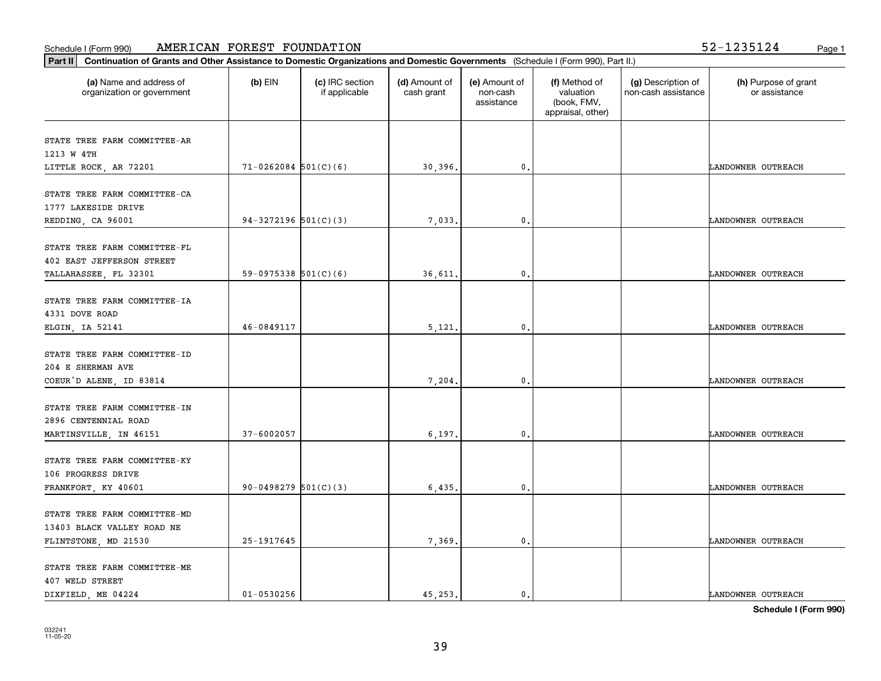Schedule I (Form 990) AMERICAN FOREST FOUNDATION 52-1235124

**Part II** **Continuation of Grants and Other Assistance to Domestic Organizations and Domestic Governments** (Schedule I (Form 990), Part II.)

| (a) Name and address of organization or government | (b) EIN | (c) IRC section if applicable | (d) Amount of cash grant | (e) Amount of non-cash assistance | (f) Method of valuation (book, FMV, appraisal, other) | (g) Description of non-cash assistance | (h) Purpose of grant or assistance |
|---|---|---|---|---|---|---|---|
| STATE TREE FARM COMMITTEE-AR 1213 W 4TH LITTLE ROCK, AR 72201 | 71-0262084 | 501(C)(6) | 30,396. | 0. | | | LANDOWNER OUTREACH |
| STATE TREE FARM COMMITTEE-CA 1777 LAKESIDE DRIVE REDDING, CA 96001 | 94-3272196 | 501(C)(3) | 7,033. | 0. | | | LANDOWNER OUTREACH |
| STATE TREE FARM COMMITTEE-FL 402 EAST JEFFERSON STREET TALLAHASSEE, FL 32301 | 59-0975338 | 501(C)(6) | 36,611. | 0. | | | LANDOWNER OUTREACH |
| STATE TREE FARM COMMITTEE-IA 4331 DOVE ROAD ELGIN, IA 52141 | 46-0849117 | | 5,121. | 0. | | | LANDOWNER OUTREACH |
| STATE TREE FARM COMMITTEE-ID 204 E SHERMAN AVE COEUR'D ALENE, ID 83814 | | | 7,204. | 0. | | | LANDOWNER OUTREACH |
| STATE TREE FARM COMMITTEE-IN 2896 CENTENNIAL ROAD MARTINSVILLE, IN 46151 | 37-6002057 | | 6,197. | 0. | | | LANDOWNER OUTREACH |
| STATE TREE FARM COMMITTEE-KY 106 PROGRESS DRIVE FRANKFORT, KY 40601 | 90-0498279 | 501(C)(3) | 6,435. | 0. | | | LANDOWNER OUTREACH |
| STATE TREE FARM COMMITTEE-MD 13403 BLACK VALLEY ROAD NE FLINTSTONE, MD 21530 | 25-1917645 | | 7,369. | 0. | | | LANDOWNER OUTREACH |
| STATE TREE FARM COMMITTEE-ME 407 WELD STREET DIXFIELD, ME 04224 | 01-0530256 | | 45,253. | 0. | | | LANDOWNER OUTREACH |

**Schedule I (Form 990)**

032241 11-05-20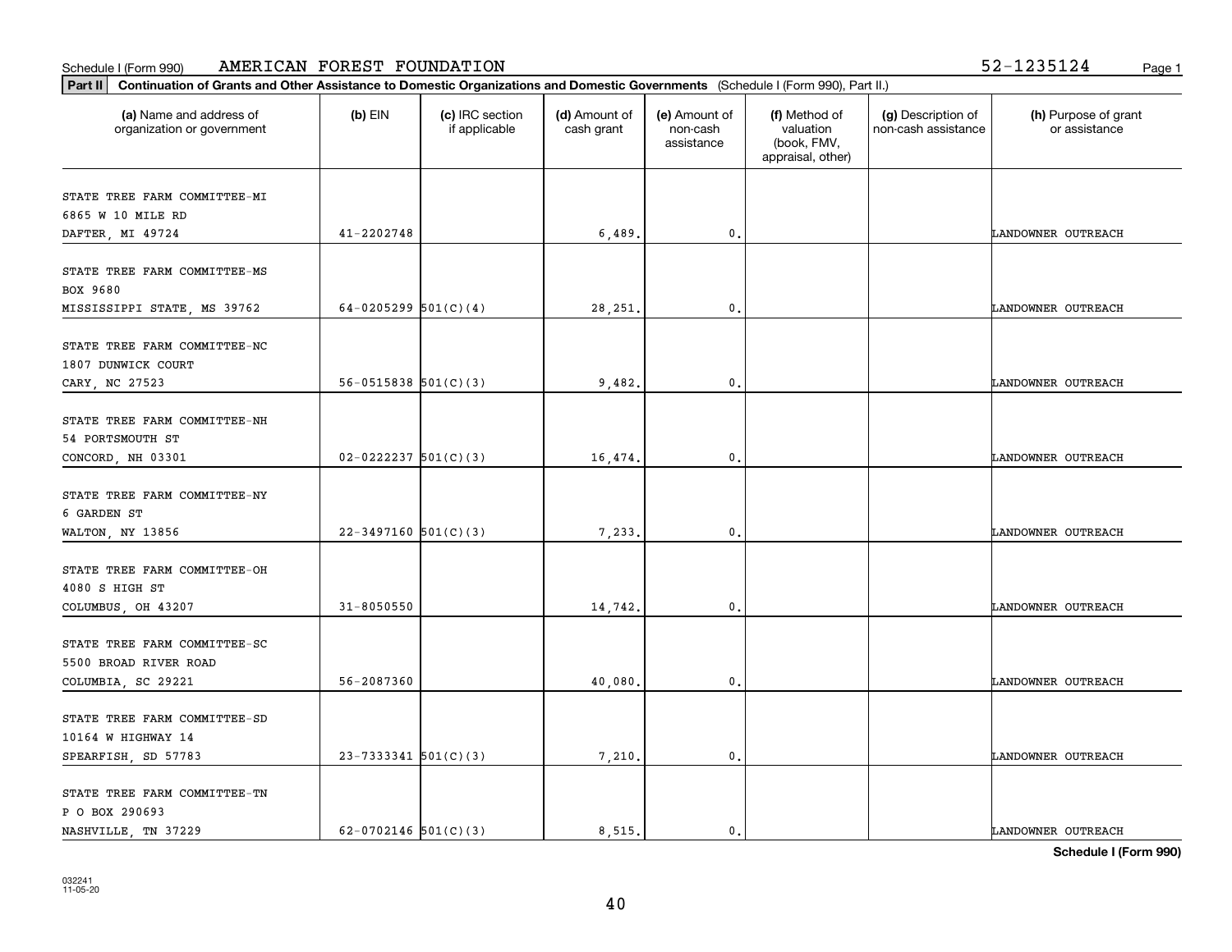Schedule I (Form 990) AMERICAN FOREST FOUNDATION 52-1235124

**Part II** **Continuation of Grants and Other Assistance to Domestic Organizations and Domestic Governments** (Schedule I (Form 990), Part II.)

| (a) Name and address of organization or government | (b) EIN | (c) IRC section if applicable | (d) Amount of cash grant | (e) Amount of non-cash assistance | (f) Method of valuation (book, FMV, appraisal, other) | (g) Description of non-cash assistance | (h) Purpose of grant or assistance |
|---|---|---|---|---|---|---|---|
| STATE TREE FARM COMMITTEE-MI<br>6865 W 10 MILE RD<br>DAFTER, MI 49724 | 41-2202748 | | 6,489. | 0. | | | LANDOWNER OUTREACH |
| STATE TREE FARM COMMITTEE-MS<br>BOX 9680<br>MISSISSIPPI STATE, MS 39762 | 64-0205299 | 501(C)(4) | 28,251. | 0. | | | LANDOWNER OUTREACH |
| STATE TREE FARM COMMITTEE-NC<br>1807 DUNWICK COURT<br>CARY, NC 27523 | 56-0515838 | 501(C)(3) | 9,482. | 0. | | | LANDOWNER OUTREACH |
| STATE TREE FARM COMMITTEE-NH<br>54 PORTSMOUTH ST<br>CONCORD, NH 03301 | 02-0222237 | 501(C)(3) | 16,474. | 0. | | | LANDOWNER OUTREACH |
| STATE TREE FARM COMMITTEE-NY<br>6 GARDEN ST<br>WALTON, NY 13856 | 22-3497160 | 501(C)(3) | 7,233. | 0. | | | LANDOWNER OUTREACH |
| STATE TREE FARM COMMITTEE-OH<br>4080 S HIGH ST<br>COLUMBUS, OH 43207 | 31-8050550 | | 14,742. | 0. | | | LANDOWNER OUTREACH |
| STATE TREE FARM COMMITTEE-SC<br>5500 BROAD RIVER ROAD<br>COLUMBIA, SC 29221 | 56-2087360 | | 40,080. | 0. | | | LANDOWNER OUTREACH |
| STATE TREE FARM COMMITTEE-SD<br>10164 W HIGHWAY 14<br>SPEARFISH, SD 57783 | 23-7333341 | 501(C)(3) | 7,210. | 0. | | | LANDOWNER OUTREACH |
| STATE TREE FARM COMMITTEE-TN<br>P O BOX 290693<br>NASHVILLE, TN 37229 | 62-0702146 | 501(C)(3) | 8,515. | 0. | | | LANDOWNER OUTREACH |

**Schedule I (Form 990)**

032241
11-05-20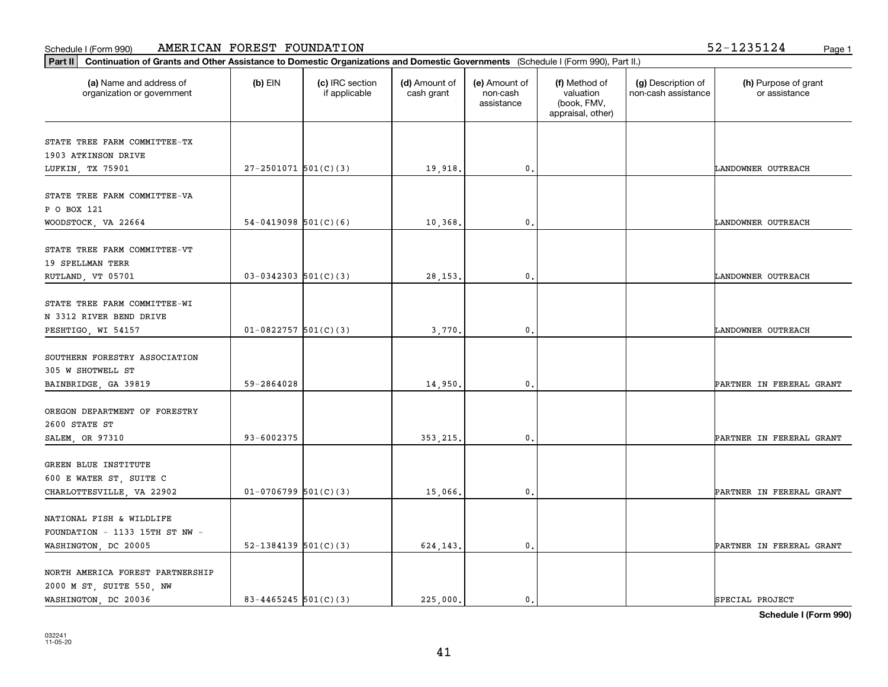Schedule I (Form 990) AMERICAN FOREST FOUNDATION 52-1235124

**Part II** **Continuation of Grants and Other Assistance to Domestic Organizations and Domestic Governments** (Schedule I (Form 990), Part II.)

| (a) Name and address of organization or government | (b) EIN | (c) IRC section if applicable | (d) Amount of cash grant | (e) Amount of non-cash assistance | (f) Method of valuation (book, FMV, appraisal, other) | (g) Description of non-cash assistance | (h) Purpose of grant or assistance |
|---|---|---|---|---|---|---|---|
| STATE TREE FARM COMMITTEE-TX<br>1903 ATKINSON DRIVE<br>LUFKIN, TX 75901 | 27-2501071 | 501(C)(3) | 19,918. | 0. | | | LANDOWNER OUTREACH |
| STATE TREE FARM COMMITTEE-VA<br>P O BOX 121<br>WOODSTOCK, VA 22664 | 54-0419098 | 501(C)(6) | 10,368. | 0. | | | LANDOWNER OUTREACH |
| STATE TREE FARM COMMITTEE-VT<br>19 SPELLMAN TERR<br>RUTLAND, VT 05701 | 03-0342303 | 501(C)(3) | 28,153. | 0. | | | LANDOWNER OUTREACH |
| STATE TREE FARM COMMITTEE-WI<br>N 3312 RIVER BEND DRIVE<br>PESHTIGO, WI 54157 | 01-0822757 | 501(C)(3) | 3,770. | 0. | | | LANDOWNER OUTREACH |
| SOUTHERN FORESTRY ASSOCIATION<br>305 W SHOTWELL ST<br>BAINBRIDGE, GA 39819 | 59-2864028 | | 14,950. | 0. | | | PARTNER IN FERERAL GRANT |
| OREGON DEPARTMENT OF FORESTRY<br>2600 STATE ST<br>SALEM, OR 97310 | 93-6002375 | | 353,215. | 0. | | | PARTNER IN FERERAL GRANT |
| GREEN BLUE INSTITUTE<br>600 E WATER ST, SUITE C<br>CHARLOTTESVILLE, VA 22902 | 01-0706799 | 501(C)(3) | 15,066. | 0. | | | PARTNER IN FERERAL GRANT |
| NATIONAL FISH & WILDLIFE<br>FOUNDATION - 1133 15TH ST NW -<br>WASHINGTON, DC 20005 | 52-1384139 | 501(C)(3) | 624,143. | 0. | | | PARTNER IN FERERAL GRANT |
| NORTH AMERICA FOREST PARTNERSHIP<br>2000 M ST, SUITE 550, NW<br>WASHINGTON, DC 20036 | 83-4465245 | 501(C)(3) | 225,000. | 0. | | | SPECIAL PROJECT |

**Schedule I (Form 990)**

032241
11-05-20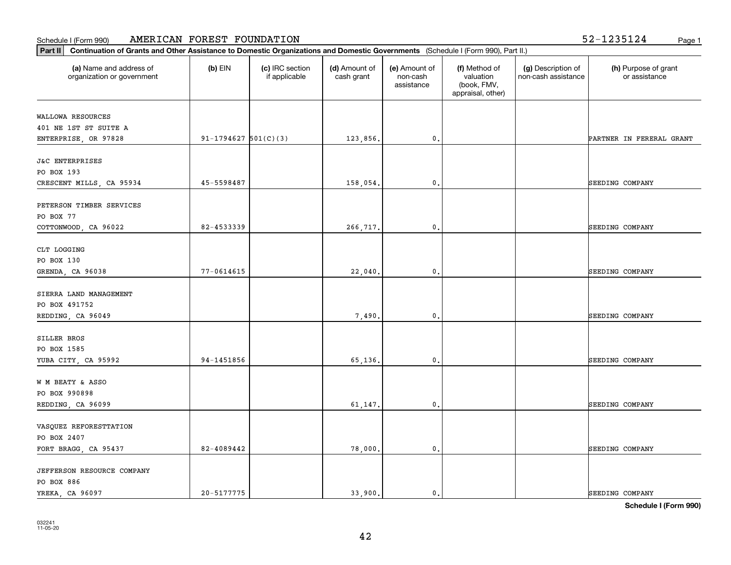Schedule I (Form 990) AMERICAN FOREST FOUNDATION 52-1235124

**Part II** **Continuation of Grants and Other Assistance to Domestic Organizations and Domestic Governments** (Schedule I (Form 990), Part II.)

| (a) Name and address of organization or government | (b) EIN | (c) IRC section if applicable | (d) Amount of cash grant | (e) Amount of non-cash assistance | (f) Method of valuation (book, FMV, appraisal, other) | (g) Description of non-cash assistance | (h) Purpose of grant or assistance |
|---|---|---|---|---|---|---|---|
| WALLOWA RESOURCES<br>401 NE 1ST ST SUITE A<br>ENTERPRISE, OR 97828 | 91-1794627 | 501(C)(3) | 123,856. | 0. | | | PARTNER IN FERERAL GRANT |
| J&C ENTERPRISES<br>PO BOX 193<br>CRESCENT MILLS, CA 95934 | 45-5598487 | | 158,054. | 0. | | | SEEDING COMPANY |
| PETERSON TIMBER SERVICES<br>PO BOX 77<br>COTTONWOOD, CA 96022 | 82-4533339 | | 266,717. | 0. | | | SEEDING COMPANY |
| CLT LOGGING<br>PO BOX 130<br>GRENDA, CA 96038 | 77-0614615 | | 22,040. | 0. | | | SEEDING COMPANY |
| SIERRA LAND MANAGEMENT<br>PO BOX 491752<br>REDDING, CA 96049 | | | 7,490. | 0. | | | SEEDING COMPANY |
| SILLER BROS<br>PO BOX 1585<br>YUBA CITY, CA 95992 | 94-1451856 | | 65,136. | 0. | | | SEEDING COMPANY |
| W M BEATY & ASSO<br>PO BOX 990898<br>REDDING, CA 96099 | | | 61,147. | 0. | | | SEEDING COMPANY |
| VASQUEZ REFORESTTATION<br>PO BOX 2407<br>FORT BRAGG, CA 95437 | 82-4089442 | | 78,000. | 0. | | | SEEDING COMPANY |
| JEFFERSON RESOURCE COMPANY<br>PO BOX 886<br>YREKA, CA 96097 | 20-5177775 | | 33,900. | 0. | | | SEEDING COMPANY |

**Schedule I (Form 990)**

032241
11-05-20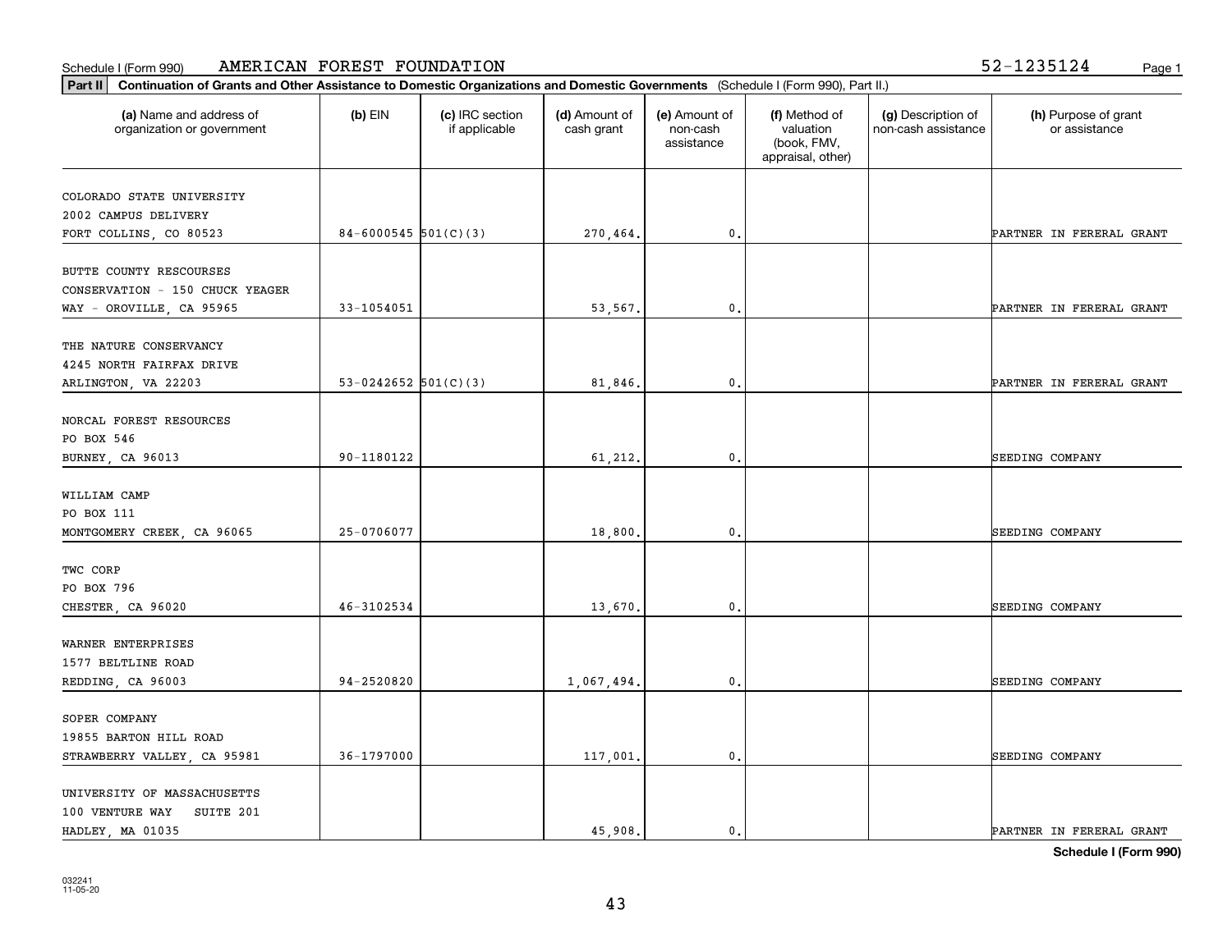Schedule I (Form 990) AMERICAN FOREST FOUNDATION 52-1235124

**Part II** **Continuation of Grants and Other Assistance to Domestic Organizations and Domestic Governments** (Schedule I (Form 990), Part II.)

| (a) Name and address of organization or government | (b) EIN | (c) IRC section if applicable | (d) Amount of cash grant | (e) Amount of non-cash assistance | (f) Method of valuation (book, FMV, appraisal, other) | (g) Description of non-cash assistance | (h) Purpose of grant or assistance |
|---|---|---|---|---|---|---|---|
| COLORADO STATE UNIVERSITY 2002 CAMPUS DELIVERY FORT COLLINS, CO 80523 | 84-6000545 | 501(C)(3) | 270,464. | 0. | | | PARTNER IN FERERAL GRANT |
| BUTTE COUNTY RESCOURSES CONSERVATION - 150 CHUCK YEAGER WAY - OROVILLE, CA 95965 | 33-1054051 | | 53,567. | 0. | | | PARTNER IN FERERAL GRANT |
| THE NATURE CONSERVANCY 4245 NORTH FAIRFAX DRIVE ARLINGTON, VA 22203 | 53-0242652 | 501(C)(3) | 81,846. | 0. | | | PARTNER IN FERERAL GRANT |
| NORCAL FOREST RESOURCES PO BOX 546 BURNEY, CA 96013 | 90-1180122 | | 61,212. | 0. | | | SEEDING COMPANY |
| WILLIAM CAMP PO BOX 111 MONTGOMERY CREEK, CA 96065 | 25-0706077 | | 18,800. | 0. | | | SEEDING COMPANY |
| TWC CORP PO BOX 796 CHESTER, CA 96020 | 46-3102534 | | 13,670. | 0. | | | SEEDING COMPANY |
| WARNER ENTERPRISES 1577 BELTLINE ROAD REDDING, CA 96003 | 94-2520820 | | 1,067,494. | 0. | | | SEEDING COMPANY |
| SOPER COMPANY 19855 BARTON HILL ROAD STRAWBERRY VALLEY, CA 95981 | 36-1797000 | | 117,001. | 0. | | | SEEDING COMPANY |
| UNIVERSITY OF MASSACHUSETTS 100 VENTURE WAY SUITE 201 HADLEY, MA 01035 | | | 45,908. | 0. | | | PARTNER IN FERERAL GRANT |

**Schedule I (Form 990)**

032241 11-05-20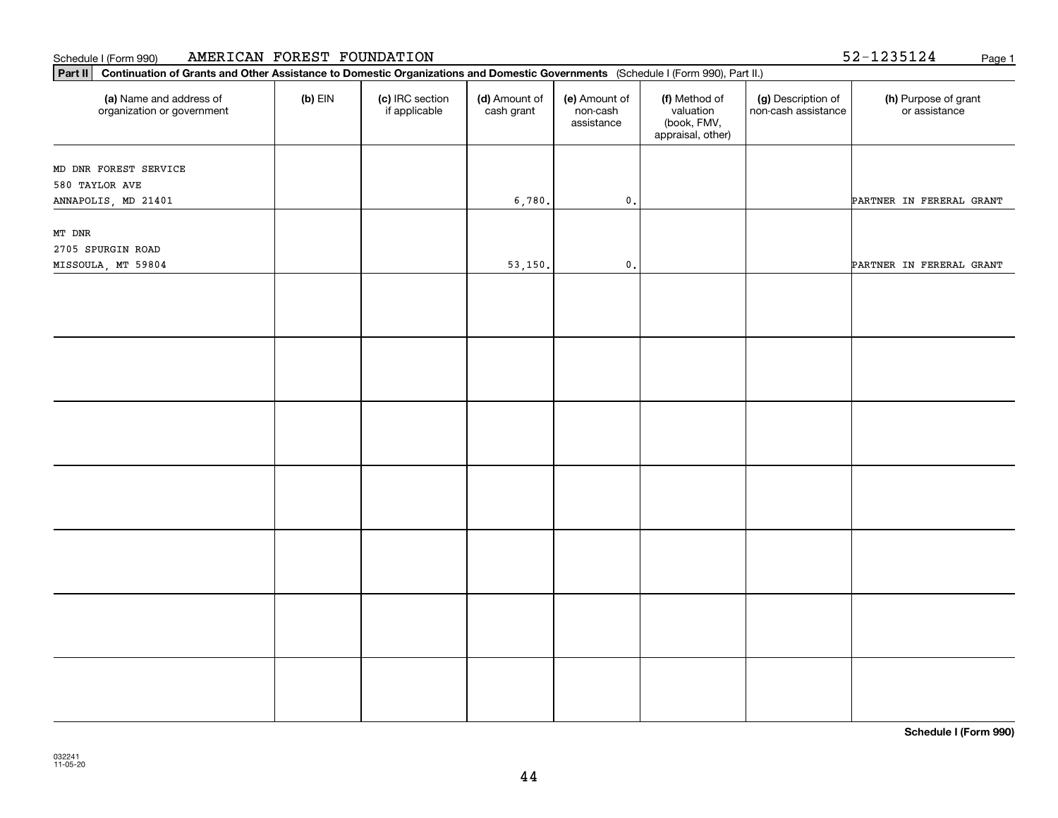Schedule I (Form 990) AMERICAN FOREST FOUNDATION 52-1235124

**Part II** **Continuation of Grants and Other Assistance to Domestic Organizations and Domestic Governments** (Schedule I (Form 990), Part II.)

| (a) Name and address of organization or government | (b) EIN | (c) IRC section if applicable | (d) Amount of cash grant | (e) Amount of non-cash assistance | (f) Method of valuation (book, FMV, appraisal, other) | (g) Description of non-cash assistance | (h) Purpose of grant or assistance |
|---|---|---|---|---|---|---|---|
| MD DNR FOREST SERVICE<br>580 TAYLOR AVE<br>ANNAPOLIS, MD 21401 | | | 6,780. | 0. | | | PARTNER IN FERERAL GRANT |
| MT DNR<br>2705 SPURGIN ROAD<br>MISSOULA, MT 59804 | | | 53,150. | 0. | | | PARTNER IN FERERAL GRANT |
| | | | | | | | |
| | | | | | | | |
| | | | | | | | |
| | | | | | | | |
| | | | | | | | |
| | | | | | | | |
| | | | | | | | |

**Schedule I (Form 990)**

032241
11-05-20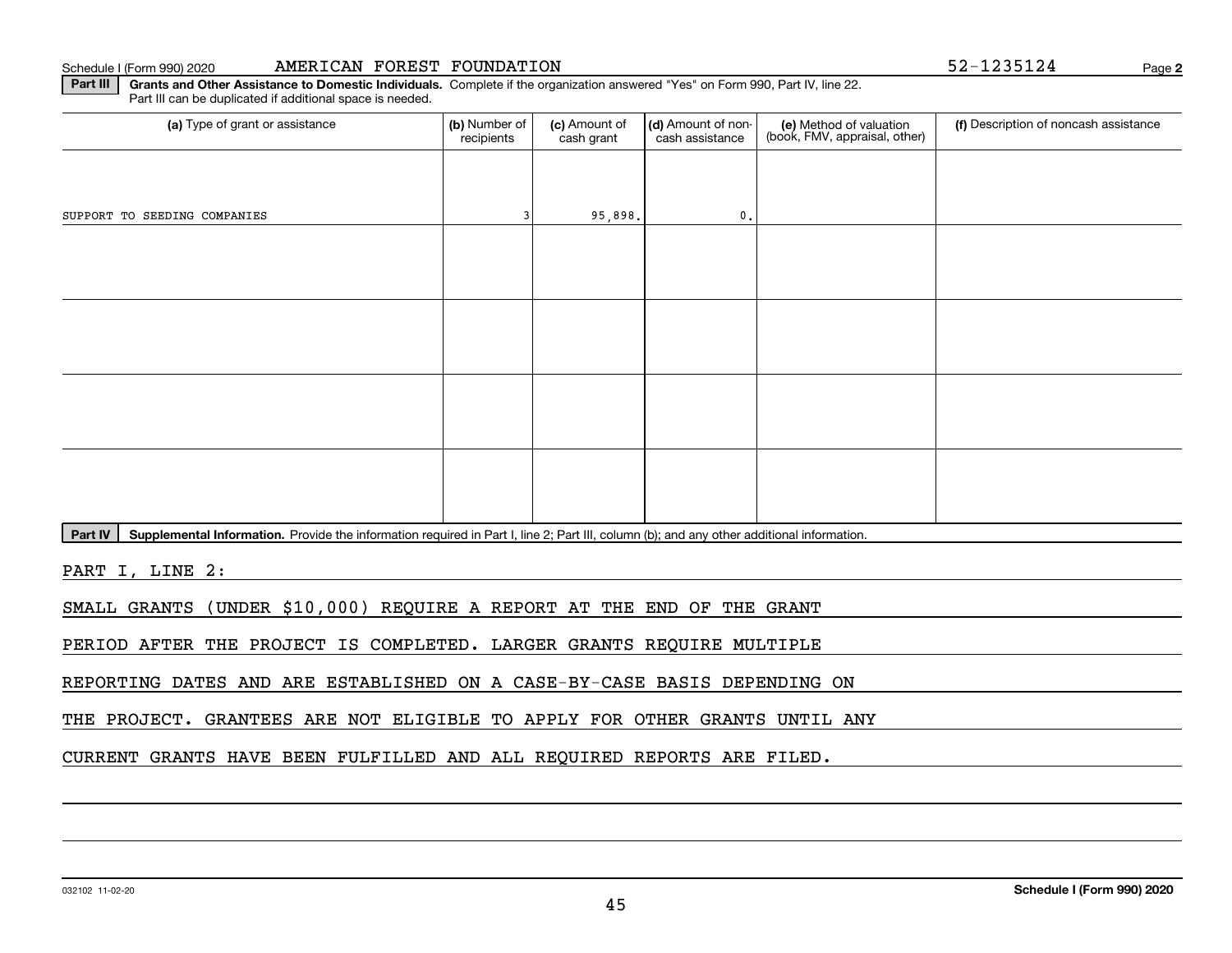Schedule I (Form 990) 2020 AMERICAN FOREST FOUNDATION 52-1235124 Page 2

**Part III** **Grants and Other Assistance to Domestic Individuals.** Complete if the organization answered "Yes" on Form 990, Part IV, line 22. Part III can be duplicated if additional space is needed.

| (a) Type of grant or assistance | (b) Number of recipients | (c) Amount of cash grant | (d) Amount of non-cash assistance | (e) Method of valuation (book, FMV, appraisal, other) | (f) Description of noncash assistance |
|---|---|---|---|---|---|
| SUPPORT TO SEEDING COMPANIES | 3 | 95,898. | 0. | | |
| | | | | | |
| | | | | | |
| | | | | | |
| | | | | | |

**Part IV** **Supplemental Information.** Provide the information required in Part I, line 2; Part III, column (b); and any other additional information.

PART I, LINE 2:

SMALL GRANTS (UNDER $10,000) REQUIRE A REPORT AT THE END OF THE GRANT PERIOD AFTER THE PROJECT IS COMPLETED. LARGER GRANTS REQUIRE MULTIPLE REPORTING DATES AND ARE ESTABLISHED ON A CASE-BY-CASE BASIS DEPENDING ON THE PROJECT. GRANTEES ARE NOT ELIGIBLE TO APPLY FOR OTHER GRANTS UNTIL ANY CURRENT GRANTS HAVE BEEN FULFILLED AND ALL REQUIRED REPORTS ARE FILED.

032102 11-02-20 **Schedule I (Form 990) 2020**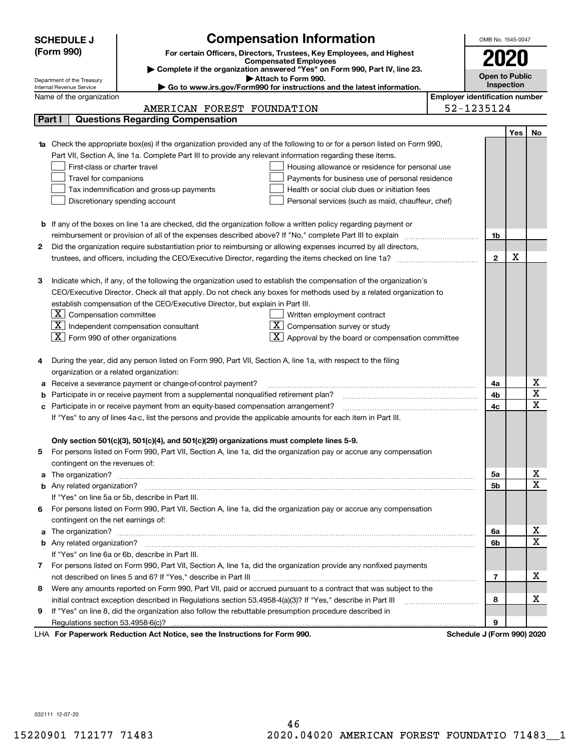**SCHEDULE J (Form 990)**

Department of the Treasury
Internal Revenue Service

# Compensation Information

**For certain Officers, Directors, Trustees, Key Employees, and Highest Compensated Employees**

▶ Complete if the organization answered "Yes" on Form 990, Part IV, line 23.
▶ Attach to Form 990.
▶ Go to www.irs.gov/Form990 for instructions and the latest information.

OMB No. 1545-0047

**2020**

**Open to Public Inspection**

Name of the organization: AMERICAN FOREST FOUNDATION

Employer identification number: 52-1235124

## Part I Questions Regarding Compensation

| | | Line | Yes | No |
|---|---|---|---|---|
| **1a** | Check the appropriate box(es) if the organization provided any of the following to or for a person listed on Form 990, Part VII, Section A, line 1a. Complete Part III to provide any relevant information regarding these items.<br>☐ First-class or charter travel ☐ Housing allowance or residence for personal use<br>☐ Travel for companions ☐ Payments for business use of personal residence<br>☐ Tax indemnification and gross-up payments ☐ Health or social club dues or initiation fees<br>☐ Discretionary spending account ☐ Personal services (such as maid, chauffeur, chef) | | | |
| **b** | If any of the boxes on line 1a are checked, did the organization follow a written policy regarding payment or reimbursement or provision of all of the expenses described above? If "No," complete Part III to explain | 1b | | |
| **2** | Did the organization require substantiation prior to reimbursing or allowing expenses incurred by all directors, trustees, and officers, including the CEO/Executive Director, regarding the items checked on line 1a? | 2 | X | |
| **3** | Indicate which, if any, of the following the organization used to establish the compensation of the organization's CEO/Executive Director. Check all that apply. Do not check any boxes for methods used by a related organization to establish compensation of the CEO/Executive Director, but explain in Part III.<br>☒ Compensation committee ☐ Written employment contract<br>☒ Independent compensation consultant ☒ Compensation survey or study<br>☒ Form 990 of other organizations ☒ Approval by the board or compensation committee | | | |
| **4** | During the year, did any person listed on Form 990, Part VII, Section A, line 1a, with respect to the filing organization or a related organization: | | | |
| **a** | Receive a severance payment or change-of-control payment? | 4a | | X |
| **b** | Participate in or receive payment from a supplemental nonqualified retirement plan? | 4b | | X |
| **c** | Participate in or receive payment from an equity-based compensation arrangement? | 4c | | X |
| | If "Yes" to any of lines 4a-c, list the persons and provide the applicable amounts for each item in Part III. | | | |
| | **Only section 501(c)(3), 501(c)(4), and 501(c)(29) organizations must complete lines 5-9.** | | | |
| **5** | For persons listed on Form 990, Part VII, Section A, line 1a, did the organization pay or accrue any compensation contingent on the revenues of: | | | |
| **a** | The organization? | 5a | | X |
| **b** | Any related organization? | 5b | | X |
| | If "Yes" on line 5a or 5b, describe in Part III. | | | |
| **6** | For persons listed on Form 990, Part VII, Section A, line 1a, did the organization pay or accrue any compensation contingent on the net earnings of: | | | |
| **a** | The organization? | 6a | | X |
| **b** | Any related organization? | 6b | | X |
| | If "Yes" on line 6a or 6b, describe in Part III. | | | |
| **7** | For persons listed on Form 990, Part VII, Section A, line 1a, did the organization provide any nonfixed payments not described on lines 5 and 6? If "Yes," describe in Part III | 7 | | X |
| **8** | Were any amounts reported on Form 990, Part VII, paid or accrued pursuant to a contract that was subject to the initial contract exception described in Regulations section 53.4958-4(a)(3)? If "Yes," describe in Part III | 8 | | X |
| **9** | If "Yes" on line 8, did the organization also follow the rebuttable presumption procedure described in Regulations section 53.4958-6(c)? | 9 | | |

LHA **For Paperwork Reduction Act Notice, see the Instructions for Form 990.** **Schedule J (Form 990) 2020**

032111 12-07-20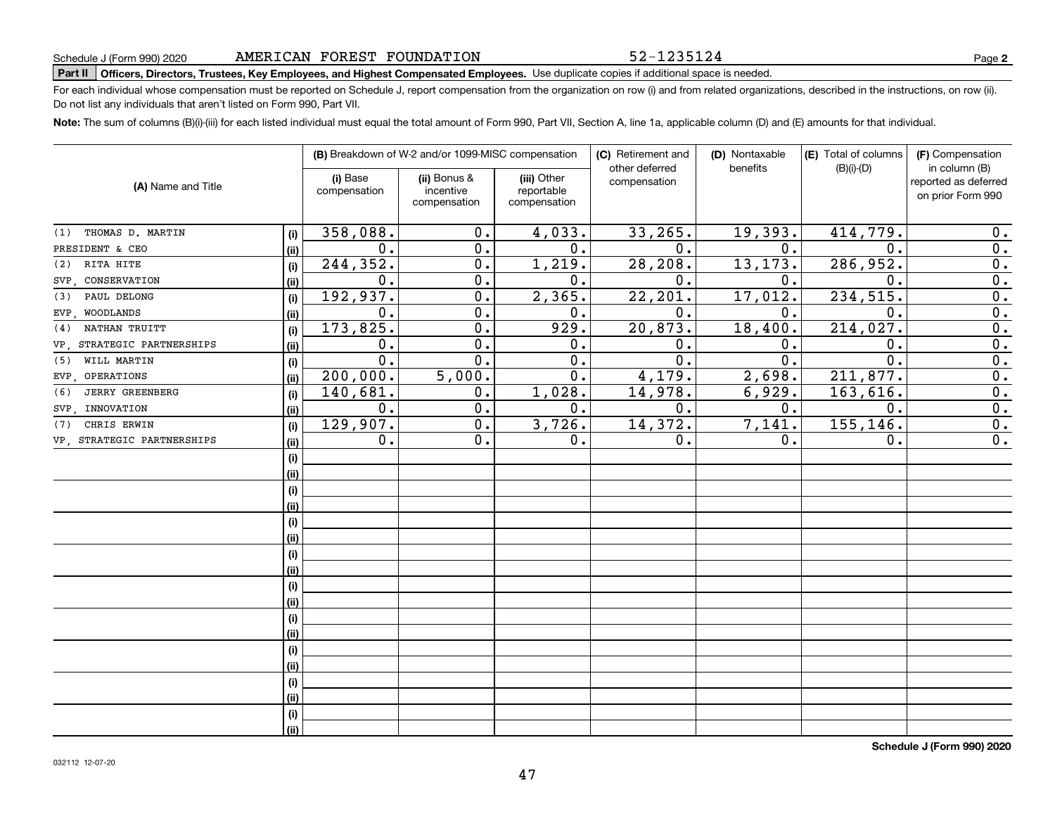Schedule J (Form 990) 2020 AMERICAN FOREST FOUNDATION 52-1235124 Page **2**

**Part II Officers, Directors, Trustees, Key Employees, and Highest Compensated Employees.** Use duplicate copies if additional space is needed.

For each individual whose compensation must be reported on Schedule J, report compensation from the organization on row (i) and from related organizations, described in the instructions, on row (ii). Do not list any individuals that aren't listed on Form 990, Part VII.

**Note:** The sum of columns (B)(i)-(iii) for each listed individual must equal the total amount of Form 990, Part VII, Section A, line 1a, applicable column (D) and (E) amounts for that individual.

| (A) Name and Title | | (B) Breakdown of W-2 and/or 1099-MISC compensation | | | (C) Retirement and other deferred compensation | (D) Nontaxable benefits | (E) Total of columns (B)(i)-(D) | (F) Compensation in column (B) reported as deferred on prior Form 990 |
|---|---|---|---|---|---|---|---|---|
| | | (i) Base compensation | (ii) Bonus & incentive compensation | (iii) Other reportable compensation | | | | |
| (1) THOMAS D. MARTIN | (i) | 358,088. | 0. | 4,033. | 33,265. | 19,393. | 414,779. | 0. |
| PRESIDENT & CEO | (ii) | 0. | 0. | 0. | 0. | 0. | 0. | 0. |
| (2) RITA HITE | (i) | 244,352. | 0. | 1,219. | 28,208. | 13,173. | 286,952. | 0. |
| SVP, CONSERVATION | (ii) | 0. | 0. | 0. | 0. | 0. | 0. | 0. |
| (3) PAUL DELONG | (i) | 192,937. | 0. | 2,365. | 22,201. | 17,012. | 234,515. | 0. |
| EVP, WOODLANDS | (ii) | 0. | 0. | 0. | 0. | 0. | 0. | 0. |
| (4) NATHAN TRUITT | (i) | 173,825. | 0. | 929. | 20,873. | 18,400. | 214,027. | 0. |
| VP, STRATEGIC PARTNERSHIPS | (ii) | 0. | 0. | 0. | 0. | 0. | 0. | 0. |
| (5) WILL MARTIN | (i) | 0. | 0. | 0. | 0. | 0. | 0. | 0. |
| EVP, OPERATIONS | (ii) | 200,000. | 5,000. | 0. | 4,179. | 2,698. | 211,877. | 0. |
| (6) JERRY GREENBERG | (i) | 140,681. | 0. | 1,028. | 14,978. | 6,929. | 163,616. | 0. |
| SVP, INNOVATION | (ii) | 0. | 0. | 0. | 0. | 0. | 0. | 0. |
| (7) CHRIS ERWIN | (i) | 129,907. | 0. | 3,726. | 14,372. | 7,141. | 155,146. | 0. |
| VP, STRATEGIC PARTNERSHIPS | (ii) | 0. | 0. | 0. | 0. | 0. | 0. | 0. |
| | (i) | | | | | | | |
| | (ii) | | | | | | | |
| | (i) | | | | | | | |
| | (ii) | | | | | | | |
| | (i) | | | | | | | |
| | (ii) | | | | | | | |
| | (i) | | | | | | | |
| | (ii) | | | | | | | |
| | (i) | | | | | | | |
| | (ii) | | | | | | | |
| | (i) | | | | | | | |
| | (ii) | | | | | | | |
| | (i) | | | | | | | |
| | (ii) | | | | | | | |
| | (i) | | | | | | | |
| | (ii) | | | | | | | |
| | (i) | | | | | | | |
| | (ii) | | | | | | | |

**Schedule J (Form 990) 2020**

032112 12-07-20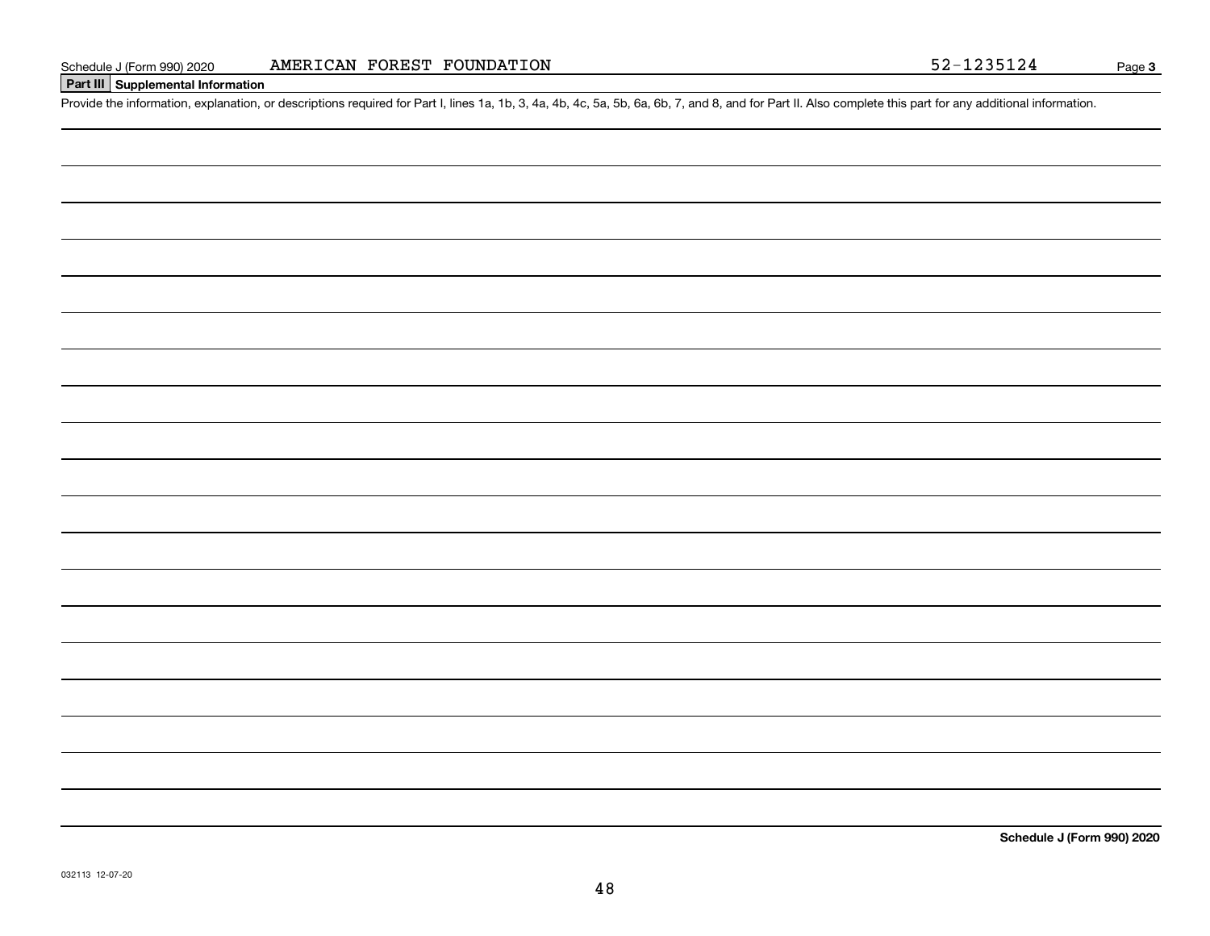Schedule J (Form 990) 2020 AMERICAN FOREST FOUNDATION 52-1235124 Page 3

## Part III Supplemental Information

Provide the information, explanation, or descriptions required for Part I, lines 1a, 1b, 3, 4a, 4b, 4c, 5a, 5b, 6a, 6b, 7, and 8, and for Part II. Also complete this part for any additional information.

**Schedule J (Form 990) 2020**

032113 12-07-20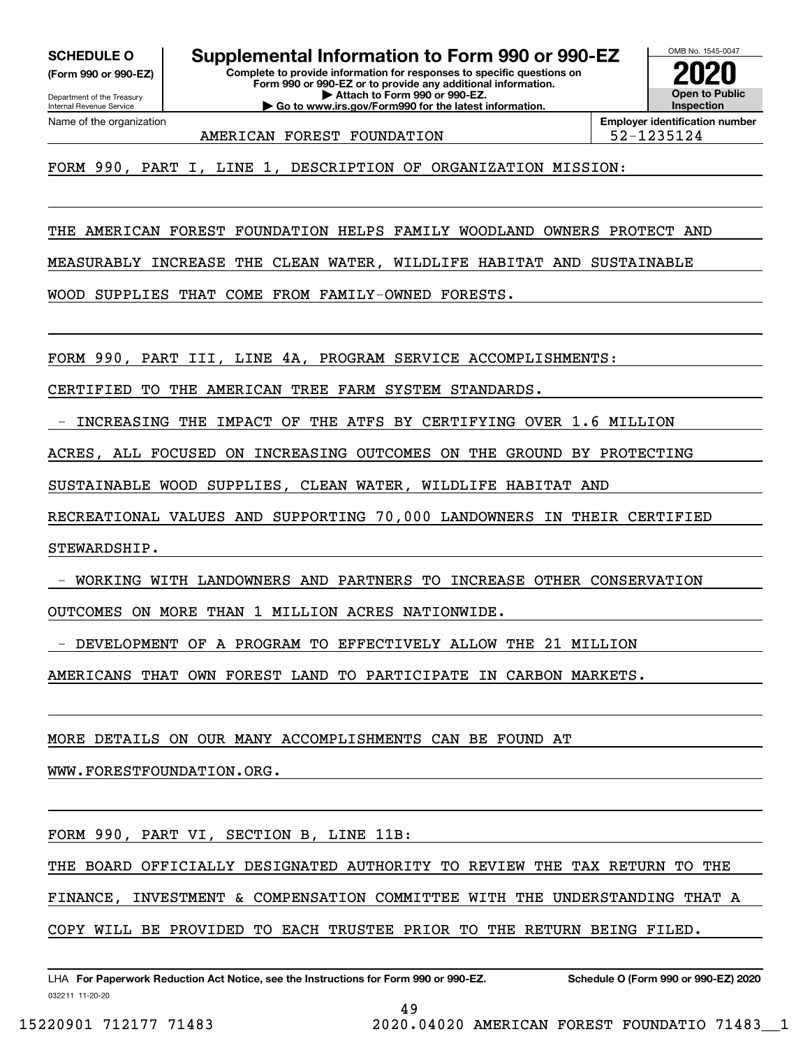**SCHEDULE O**
**(Form 990 or 990-EZ)**

Department of the Treasury
Internal Revenue Service

# Supplemental Information to Form 990 or 990-EZ

**Complete to provide information for responses to specific questions on Form 990 or 990-EZ or to provide any additional information.**
**▶ Attach to Form 990 or 990-EZ.**
**▶ Go to www.irs.gov/Form990 for the latest information.**

OMB No. 1545-0047
**2020**
**Open to Public Inspection**

Name of the organization: AMERICAN FOREST FOUNDATION

**Employer identification number:** 52-1235124

FORM 990, PART I, LINE 1, DESCRIPTION OF ORGANIZATION MISSION:

THE AMERICAN FOREST FOUNDATION HELPS FAMILY WOODLAND OWNERS PROTECT AND MEASURABLY INCREASE THE CLEAN WATER, WILDLIFE HABITAT AND SUSTAINABLE WOOD SUPPLIES THAT COME FROM FAMILY-OWNED FORESTS.

FORM 990, PART III, LINE 4A, PROGRAM SERVICE ACCOMPLISHMENTS:

CERTIFIED TO THE AMERICAN TREE FARM SYSTEM STANDARDS.

- INCREASING THE IMPACT OF THE ATFS BY CERTIFYING OVER 1.6 MILLION ACRES, ALL FOCUSED ON INCREASING OUTCOMES ON THE GROUND BY PROTECTING SUSTAINABLE WOOD SUPPLIES, CLEAN WATER, WILDLIFE HABITAT AND RECREATIONAL VALUES AND SUPPORTING 70,000 LANDOWNERS IN THEIR CERTIFIED STEWARDSHIP.
- WORKING WITH LANDOWNERS AND PARTNERS TO INCREASE OTHER CONSERVATION OUTCOMES ON MORE THAN 1 MILLION ACRES NATIONWIDE.
- DEVELOPMENT OF A PROGRAM TO EFFECTIVELY ALLOW THE 21 MILLION AMERICANS THAT OWN FOREST LAND TO PARTICIPATE IN CARBON MARKETS.

MORE DETAILS ON OUR MANY ACCOMPLISHMENTS CAN BE FOUND AT WWW.FORESTFOUNDATION.ORG.

FORM 990, PART VI, SECTION B, LINE 11B:

THE BOARD OFFICIALLY DESIGNATED AUTHORITY TO REVIEW THE TAX RETURN TO THE FINANCE, INVESTMENT & COMPENSATION COMMITTEE WITH THE UNDERSTANDING THAT A COPY WILL BE PROVIDED TO EACH TRUSTEE PRIOR TO THE RETURN BEING FILED.

LHA **For Paperwork Reduction Act Notice, see the Instructions for Form 990 or 990-EZ.** **Schedule O (Form 990 or 990-EZ) 2020**

032211 11-20-20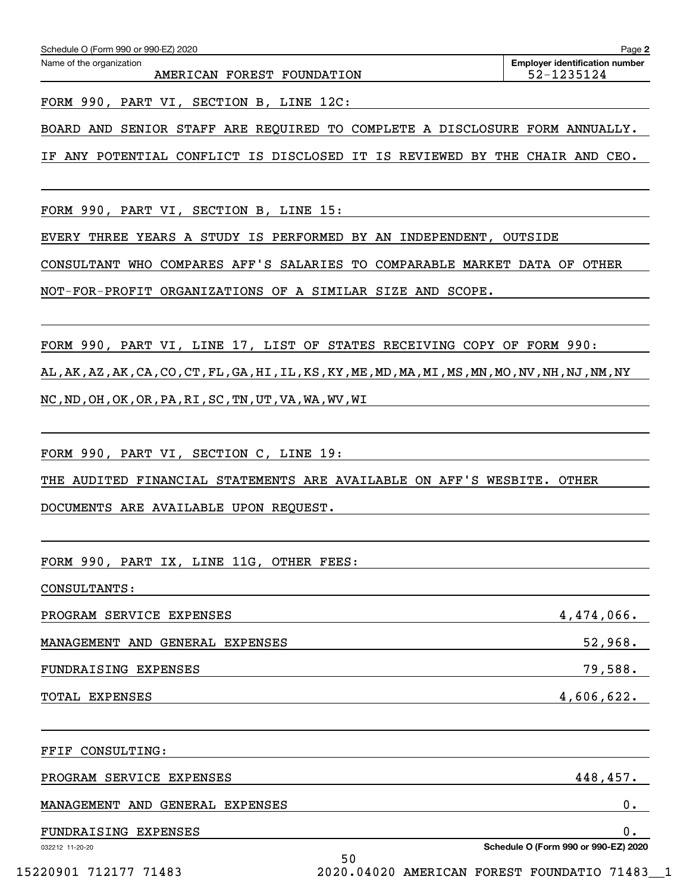Schedule O (Form 990 or 990-EZ) 2020

Name of the organization: AMERICAN FOREST FOUNDATION

Employer identification number: 52-1235124

FORM 990, PART VI, SECTION B, LINE 12C:

BOARD AND SENIOR STAFF ARE REQUIRED TO COMPLETE A DISCLOSURE FORM ANNUALLY. IF ANY POTENTIAL CONFLICT IS DISCLOSED IT IS REVIEWED BY THE CHAIR AND CEO.

FORM 990, PART VI, SECTION B, LINE 15:

EVERY THREE YEARS A STUDY IS PERFORMED BY AN INDEPENDENT, OUTSIDE CONSULTANT WHO COMPARES AFF'S SALARIES TO COMPARABLE MARKET DATA OF OTHER NOT-FOR-PROFIT ORGANIZATIONS OF A SIMILAR SIZE AND SCOPE.

FORM 990, PART VI, LINE 17, LIST OF STATES RECEIVING COPY OF FORM 990:

AL,AK,AZ,AK,CA,CO,CT,FL,GA,HI,IL,KS,KY,ME,MD,MA,MI,MS,MN,MO,NV,NH,NJ,NM,NY NC,ND,OH,OK,OR,PA,RI,SC,TN,UT,VA,WA,WV,WI

FORM 990, PART VI, SECTION C, LINE 19:

THE AUDITED FINANCIAL STATEMENTS ARE AVAILABLE ON AFF'S WESBITE. OTHER DOCUMENTS ARE AVAILABLE UPON REQUEST.

FORM 990, PART IX, LINE 11G, OTHER FEES:

CONSULTANTS:

| | |
|---|---|
| PROGRAM SERVICE EXPENSES | 4,474,066. |
| MANAGEMENT AND GENERAL EXPENSES | 52,968. |
| FUNDRAISING EXPENSES | 79,588. |
| TOTAL EXPENSES | 4,606,622. |

FFIF CONSULTING:

| | |
|---|---|
| PROGRAM SERVICE EXPENSES | 448,457. |
| MANAGEMENT AND GENERAL EXPENSES | 0. |
| FUNDRAISING EXPENSES | 0. |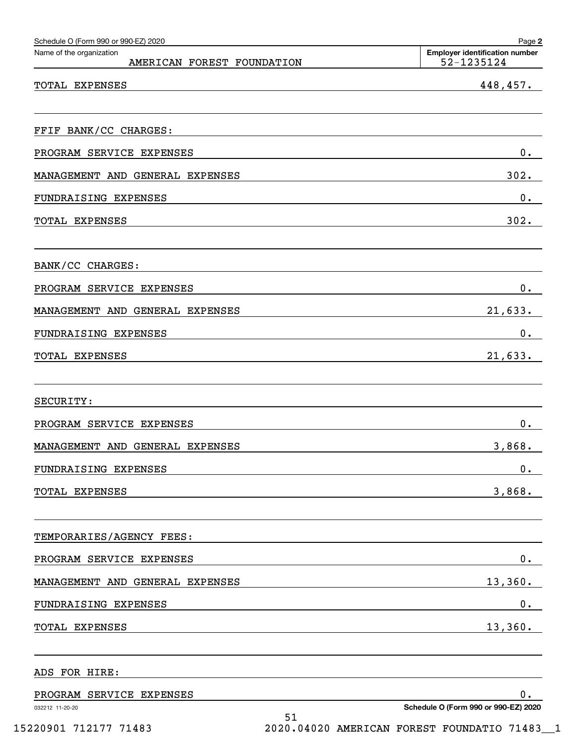Schedule O (Form 990 or 990-EZ) 2020

Name of the organization: AMERICAN FOREST FOUNDATION

Employer identification number: 52-1235124

| | |
|---|---|
| TOTAL EXPENSES | 448,457. |
| | |
| FFIF BANK/CC CHARGES: | |
| PROGRAM SERVICE EXPENSES | 0. |
| MANAGEMENT AND GENERAL EXPENSES | 302. |
| FUNDRAISING EXPENSES | 0. |
| TOTAL EXPENSES | 302. |
| | |
| BANK/CC CHARGES: | |
| PROGRAM SERVICE EXPENSES | 0. |
| MANAGEMENT AND GENERAL EXPENSES | 21,633. |
| FUNDRAISING EXPENSES | 0. |
| TOTAL EXPENSES | 21,633. |
| | |
| SECURITY: | |
| PROGRAM SERVICE EXPENSES | 0. |
| MANAGEMENT AND GENERAL EXPENSES | 3,868. |
| FUNDRAISING EXPENSES | 0. |
| TOTAL EXPENSES | 3,868. |
| | |
| TEMPORARIES/AGENCY FEES: | |
| PROGRAM SERVICE EXPENSES | 0. |
| MANAGEMENT AND GENERAL EXPENSES | 13,360. |
| FUNDRAISING EXPENSES | 0. |
| TOTAL EXPENSES | 13,360. |
| | |
| ADS FOR HIRE: | |
| PROGRAM SERVICE EXPENSES | 0. |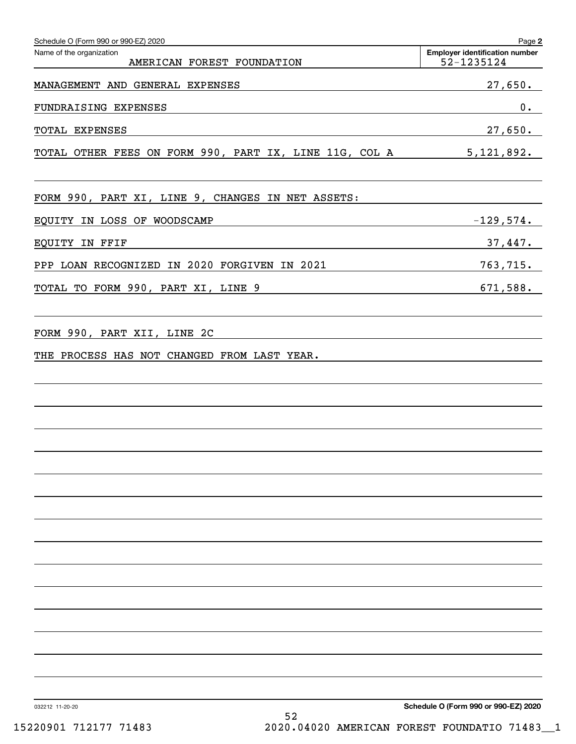Schedule O (Form 990 or 990-EZ) 2020 Page **2**

Name of the organization: AMERICAN FOREST FOUNDATION

**Employer identification number:** 52-1235124

| | |
|---|---|
| MANAGEMENT AND GENERAL EXPENSES | 27,650. |
| FUNDRAISING EXPENSES | 0. |
| TOTAL EXPENSES | 27,650. |
| TOTAL OTHER FEES ON FORM 990, PART IX, LINE 11G, COL A | 5,121,892. |

FORM 990, PART XI, LINE 9, CHANGES IN NET ASSETS:

| | |
|---|---|
| EQUITY IN LOSS OF WOODSCAMP | -129,574. |
| EQUITY IN FFIF | 37,447. |
| PPP LOAN RECOGNIZED IN 2020 FORGIVEN IN 2021 | 763,715. |
| TOTAL TO FORM 990, PART XI, LINE 9 | 671,588. |

FORM 990, PART XII, LINE 2C

THE PROCESS HAS NOT CHANGED FROM LAST YEAR.

032212 11-20-20 **Schedule O (Form 990 or 990-EZ) 2020**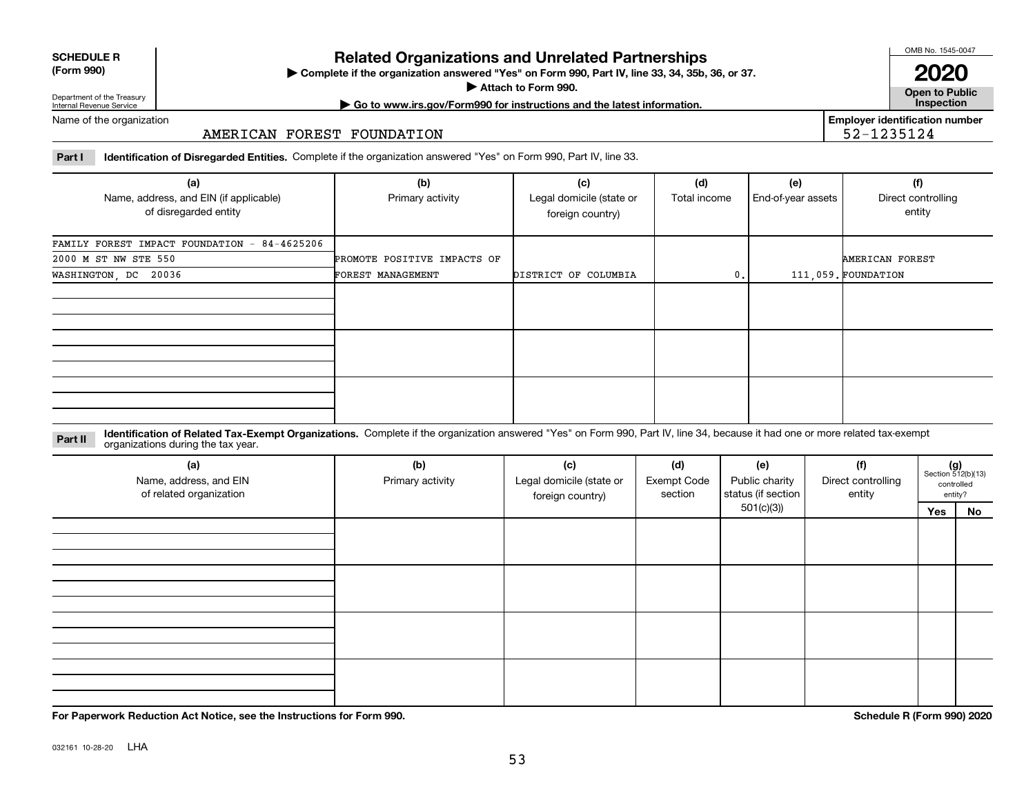**SCHEDULE R (Form 990)**

Department of the Treasury
Internal Revenue Service

# Related Organizations and Unrelated Partnerships

▶ Complete if the organization answered "Yes" on Form 990, Part IV, line 33, 34, 35b, 36, or 37.
▶ Attach to Form 990.
▶ Go to www.irs.gov/Form990 for instructions and the latest information.

OMB No. 1545-0047

**2020**

**Open to Public Inspection**

Name of the organization: AMERICAN FOREST FOUNDATION

Employer identification number: 52-1235124

**Part I** **Identification of Disregarded Entities.** Complete if the organization answered "Yes" on Form 990, Part IV, line 33.

| (a) Name, address, and EIN (if applicable) of disregarded entity | (b) Primary activity | (c) Legal domicile (state or foreign country) | (d) Total income | (e) End-of-year assets | (f) Direct controlling entity |
|---|---|---|---|---|---|
| FAMILY FOREST IMPACT FOUNDATION - 84-4625206<br>2000 M ST NW STE 550<br>WASHINGTON, DC 20036 | PROMOTE POSITIVE IMPACTS OF FOREST MANAGEMENT | DISTRICT OF COLUMBIA | 0. | 111,059. | AMERICAN FOREST FOUNDATION |
| | | | | | |
| | | | | | |
| | | | | | |

**Part II** **Identification of Related Tax-Exempt Organizations.** Complete if the organization answered "Yes" on Form 990, Part IV, line 34, because it had one or more related tax-exempt organizations during the tax year.

| (a) Name, address, and EIN of related organization | (b) Primary activity | (c) Legal domicile (state or foreign country) | (d) Exempt Code section | (e) Public charity status (if section 501(c)(3)) | (f) Direct controlling entity | (g) Section 512(b)(13) controlled entity? Yes | No |
|---|---|---|---|---|---|---|---|
| | | | | | | | |
| | | | | | | | |
| | | | | | | | |
| | | | | | | | |

**For Paperwork Reduction Act Notice, see the Instructions for Form 990.**

**Schedule R (Form 990) 2020**

032161 10-28-20 LHA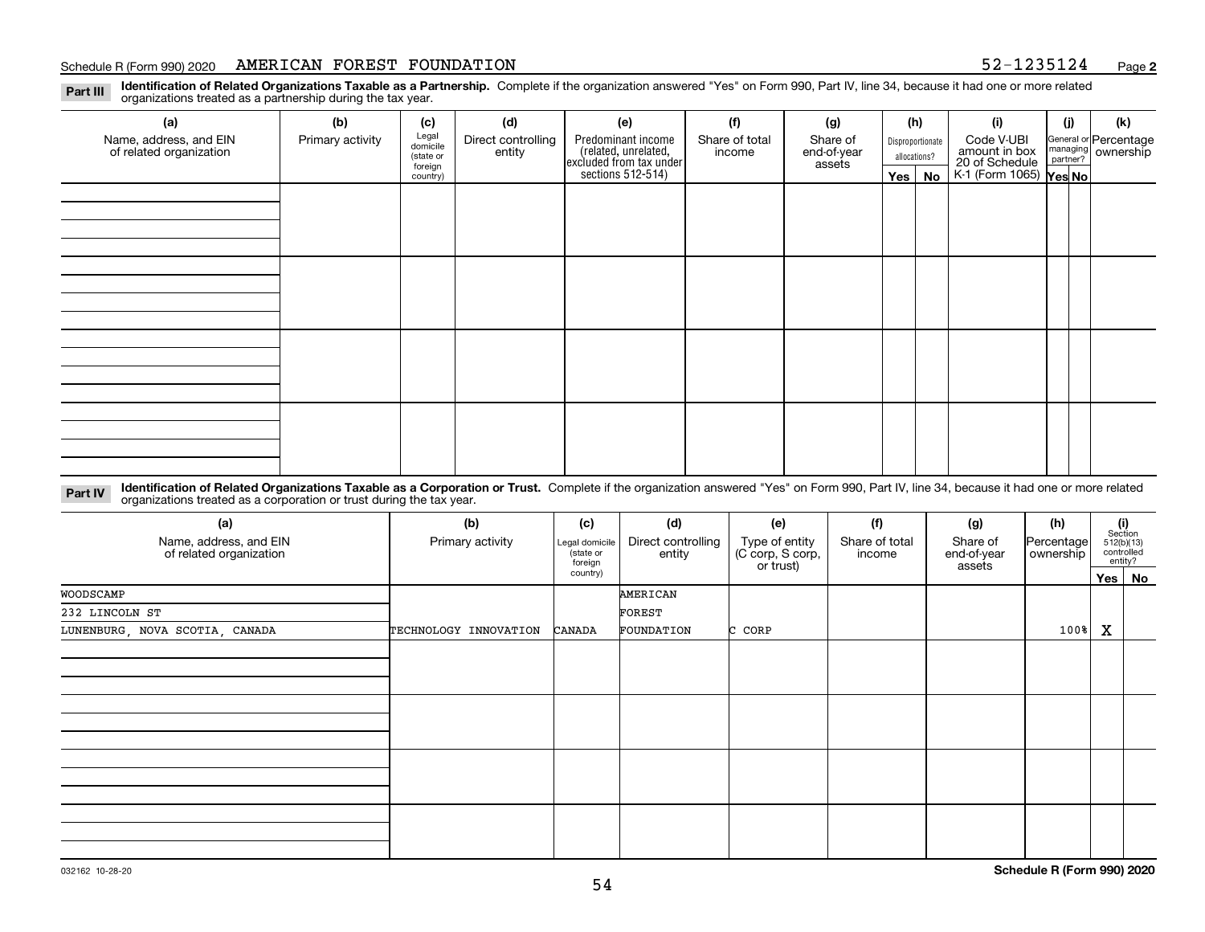Schedule R (Form 990) 2020 AMERICAN FOREST FOUNDATION 52-1235124

**Part III** **Identification of Related Organizations Taxable as a Partnership.** Complete if the organization answered "Yes" on Form 990, Part IV, line 34, because it had one or more related organizations treated as a partnership during the tax year.

| (a) Name, address, and EIN of related organization | (b) Primary activity | (c) Legal domicile (state or foreign country) | (d) Direct controlling entity | (e) Predominant income (related, unrelated, excluded from tax under sections 512-514) | (f) Share of total income | (g) Share of end-of-year assets | (h) Disproportionate allocations? Yes | No | (i) Code V-UBI amount in box 20 of Schedule K-1 (Form 1065) | (j) General or managing partner? Yes | No | (k) Percentage ownership |
|---|---|---|---|---|---|---|---|---|---|---|---|---|
| | | | | | | | | | | | | |
| | | | | | | | | | | | | |
| | | | | | | | | | | | | |
| | | | | | | | | | | | | |

**Part IV** **Identification of Related Organizations Taxable as a Corporation or Trust.** Complete if the organization answered "Yes" on Form 990, Part IV, line 34, because it had one or more related organizations treated as a corporation or trust during the tax year.

| (a) Name, address, and EIN of related organization | (b) Primary activity | (c) Legal domicile (state or foreign country) | (d) Direct controlling entity | (e) Type of entity (C corp, S corp, or trust) | (f) Share of total income | (g) Share of end-of-year assets | (h) Percentage ownership | (i) Section 512(b)(13) controlled entity? Yes | No |
|---|---|---|---|---|---|---|---|---|---|
| WOODSCAMP<br>232 LINCOLN ST<br>LUNENBURG, NOVA SCOTIA, CANADA | TECHNOLOGY INNOVATION | CANADA | AMERICAN FOREST FOUNDATION | C CORP | | | 100% | X | |
| | | | | | | | | | |
| | | | | | | | | | |
| | | | | | | | | | |
| | | | | | | | | | |

032162 10-28-20 **Schedule R (Form 990) 2020**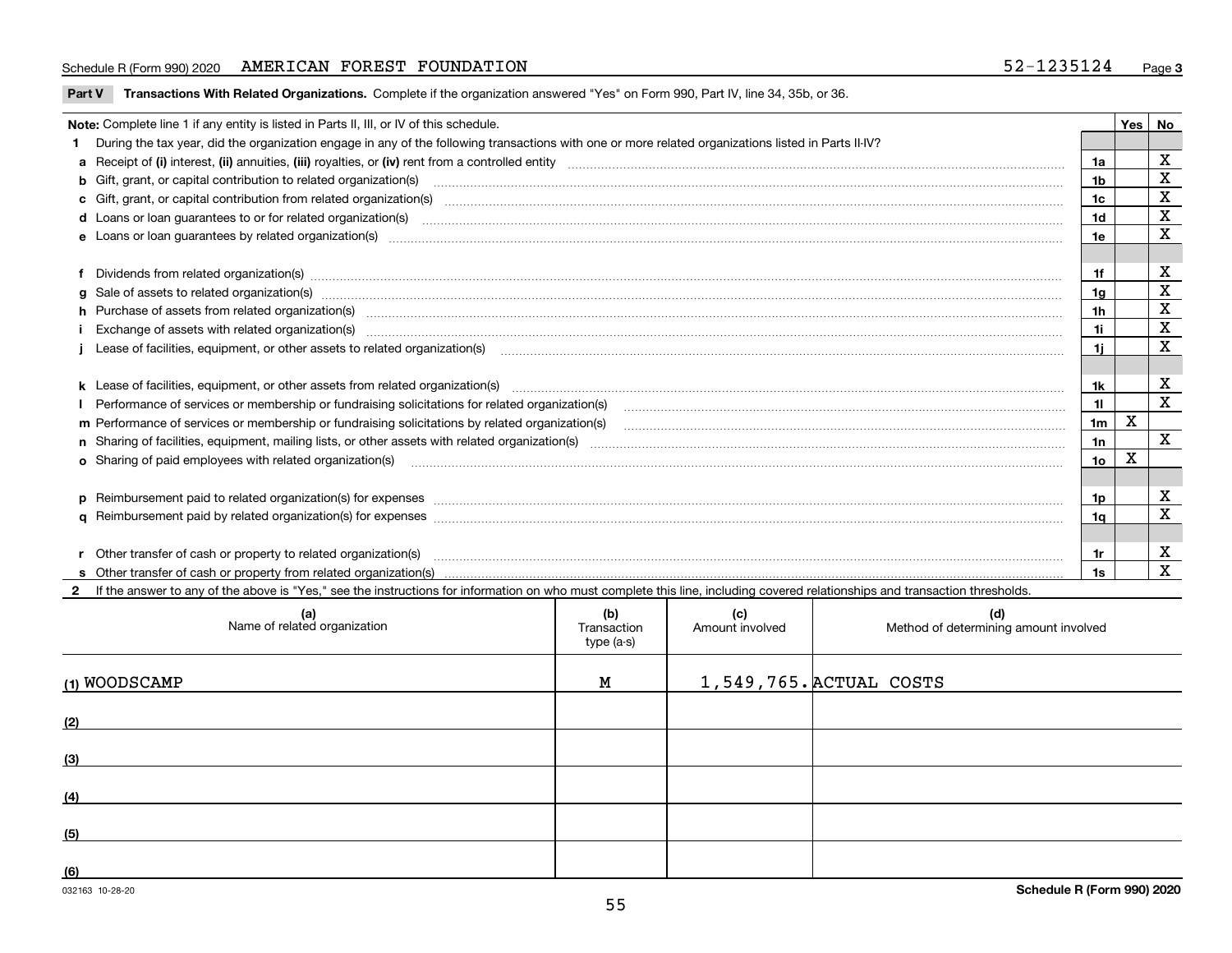Schedule R (Form 990) 2020 AMERICAN FOREST FOUNDATION 52-1235124 Page 3

**Part V Transactions With Related Organizations.** Complete if the organization answered "Yes" on Form 990, Part IV, line 34, 35b, or 36.

| **Note:** Complete line 1 if any entity is listed in Parts II, III, or IV of this schedule. | | Yes | No |
|---|---|---|---|
| **1** During the tax year, did the organization engage in any of the following transactions with one or more related organizations listed in Parts II-IV? | | | |
| **a** Receipt of **(i)** interest, **(ii)** annuities, **(iii)** royalties, or **(iv)** rent from a controlled entity | 1a | | X |
| **b** Gift, grant, or capital contribution to related organization(s) | 1b | | X |
| **c** Gift, grant, or capital contribution from related organization(s) | 1c | | X |
| **d** Loans or loan guarantees to or for related organization(s) | 1d | | X |
| **e** Loans or loan guarantees by related organization(s) | 1e | | X |
| **f** Dividends from related organization(s) | 1f | | X |
| **g** Sale of assets to related organization(s) | 1g | | X |
| **h** Purchase of assets from related organization(s) | 1h | | X |
| **i** Exchange of assets with related organization(s) | 1i | | X |
| **j** Lease of facilities, equipment, or other assets to related organization(s) | 1j | | X |
| **k** Lease of facilities, equipment, or other assets from related organization(s) | 1k | | X |
| **l** Performance of services or membership or fundraising solicitations for related organization(s) | 1l | | X |
| **m** Performance of services or membership or fundraising solicitations by related organization(s) | 1m | X | |
| **n** Sharing of facilities, equipment, mailing lists, or other assets with related organization(s) | 1n | | X |
| **o** Sharing of paid employees with related organization(s) | 1o | X | |
| **p** Reimbursement paid to related organization(s) for expenses | 1p | | X |
| **q** Reimbursement paid by related organization(s) for expenses | 1q | | X |
| **r** Other transfer of cash or property to related organization(s) | 1r | | X |
| **s** Other transfer of cash or property from related organization(s) | 1s | | X |

**2** If the answer to any of the above is "Yes," see the instructions for information on who must complete this line, including covered relationships and transaction thresholds.

| (a) Name of related organization | (b) Transaction type (a-s) | (c) Amount involved | (d) Method of determining amount involved |
|---|---|---|---|
| (1) WOODSCAMP | M | 1,549,765. | ACTUAL COSTS |
| (2) | | | |
| (3) | | | |
| (4) | | | |
| (5) | | | |
| (6) | | | |

032163 10-28-20 **Schedule R (Form 990) 2020**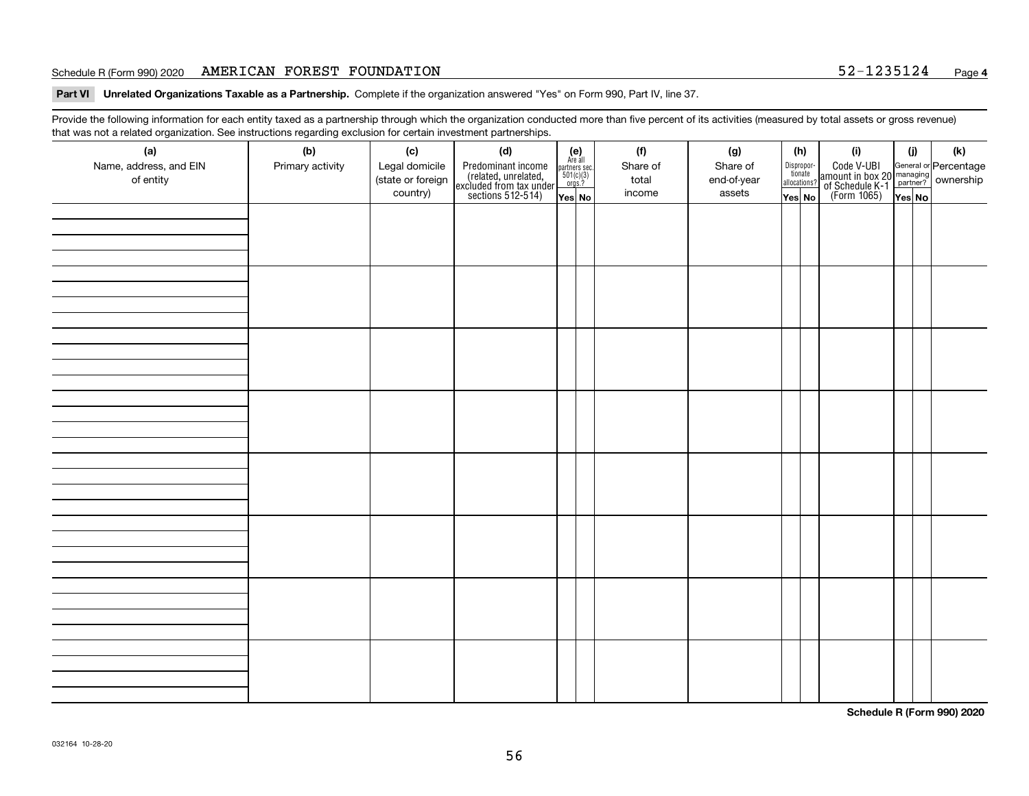Schedule R (Form 990) 2020 AMERICAN FOREST FOUNDATION 52-1235124 Page 4

**Part VI Unrelated Organizations Taxable as a Partnership.** Complete if the organization answered "Yes" on Form 990, Part IV, line 37.

Provide the following information for each entity taxed as a partnership through which the organization conducted more than five percent of its activities (measured by total assets or gross revenue) that was not a related organization. See instructions regarding exclusion for certain investment partnerships.

| (a) Name, address, and EIN of entity | (b) Primary activity | (c) Legal domicile (state or foreign country) | (d) Predominant income (related, unrelated, excluded from tax under sections 512-514) | (e) Are all partners sec. 501(c)(3) orgs.? | | (f) Share of total income | (g) Share of end-of-year assets | (h) Disproportionate allocations? | | (i) Code V-UBI amount in box 20 of Schedule K-1 (Form 1065) | (j) General or managing partner? | | (k) Percentage ownership |
|---|---|---|---|---|---|---|---|---|---|---|---|---|---|
| | | | | Yes | No | | | Yes | No | | Yes | No | |
| | | | | | | | | | | | | | |
| | | | | | | | | | | | | | |
| | | | | | | | | | | | | | |
| | | | | | | | | | | | | | |
| | | | | | | | | | | | | | |
| | | | | | | | | | | | | | |
| | | | | | | | | | | | | | |
| | | | | | | | | | | | | | |

**Schedule R (Form 990) 2020**

032164 10-28-20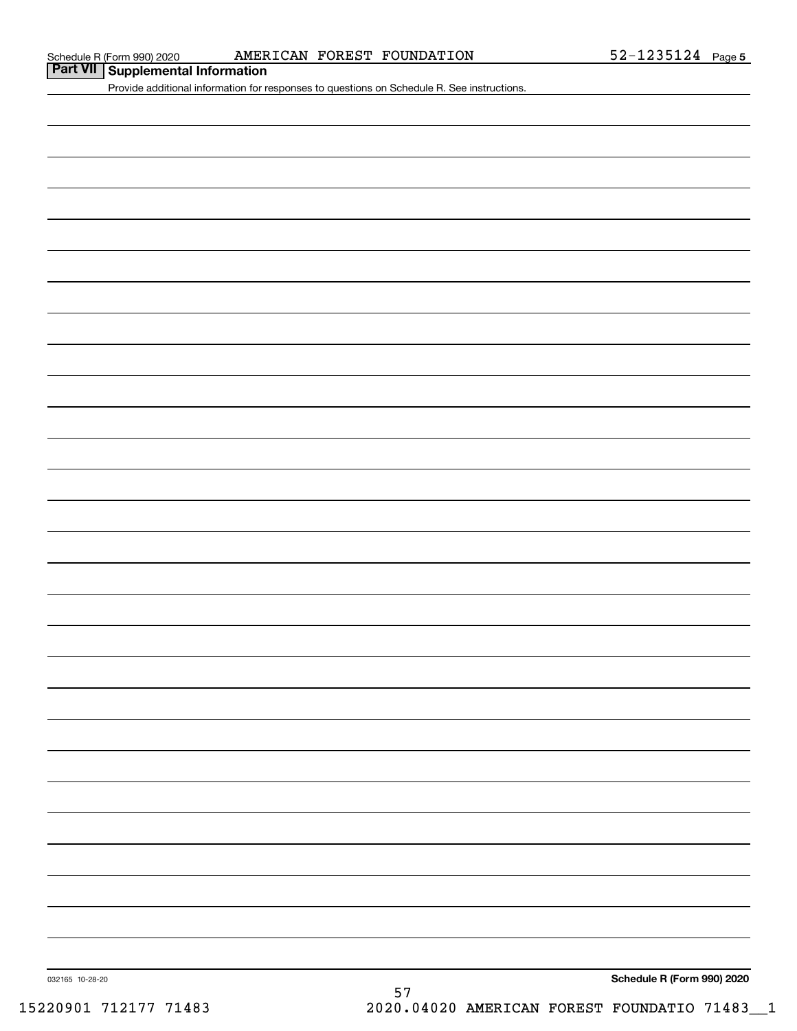## Part VII Supplemental Information

Provide additional information for responses to questions on Schedule R. See instructions.